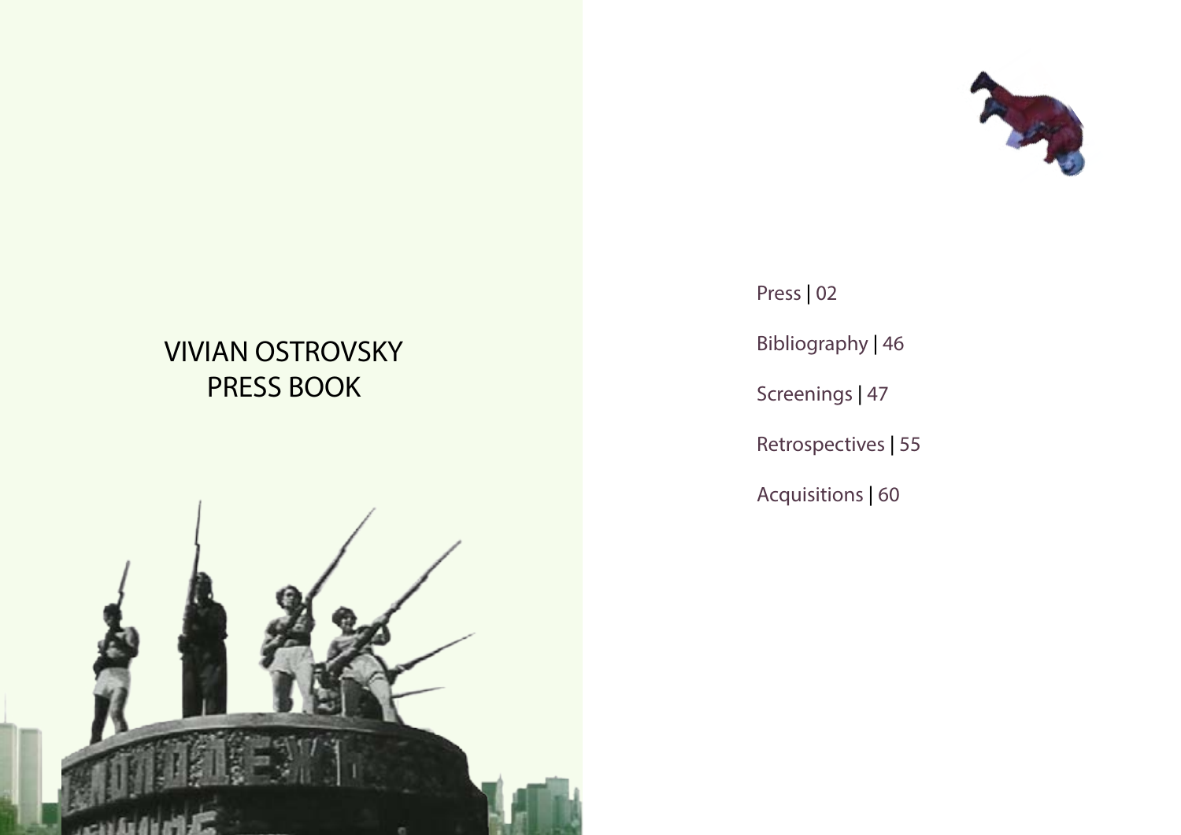# VIVIAN OSTROVSKY
# PRESS BOOK

Press | 02

Bibliography | 46

Screenings | 47

Retrospectives | 55

Acquisitions | 60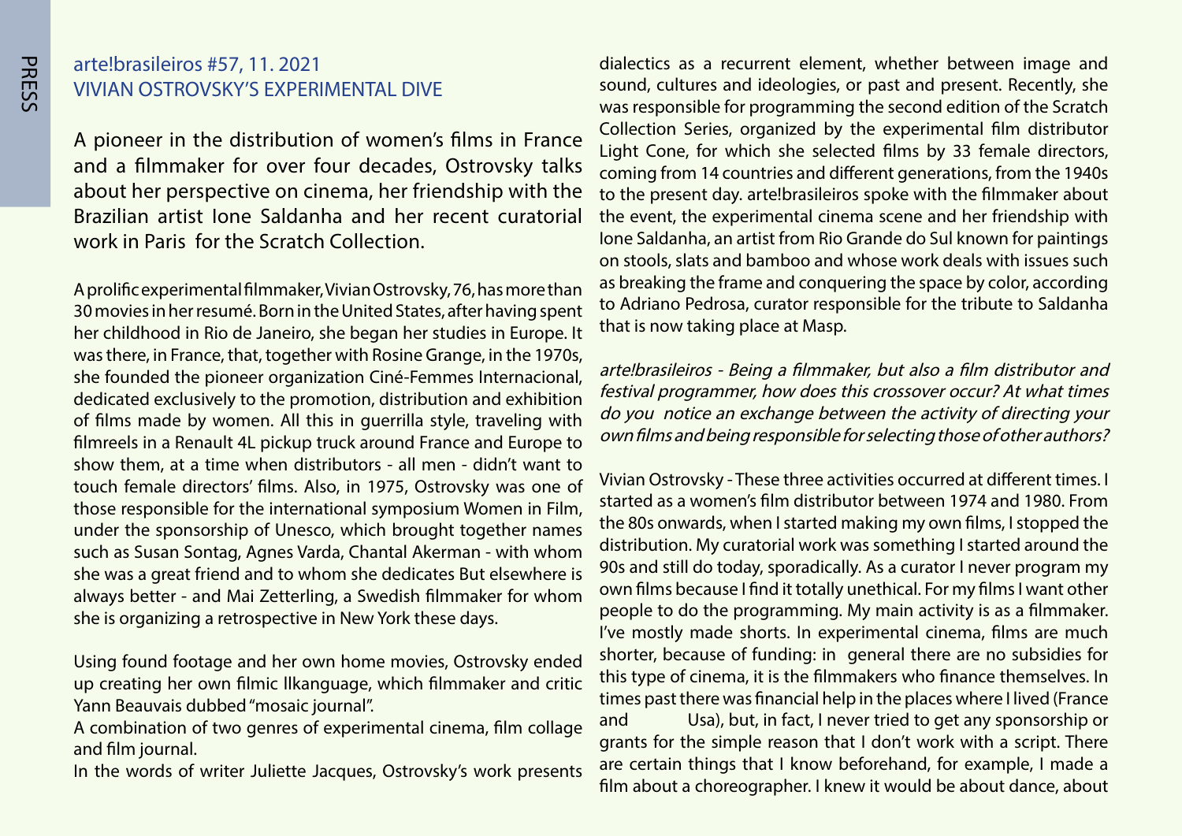arte!brasileiros #57, 11. 2021

## VIVIAN OSTROVSKY'S EXPERIMENTAL DIVE

A pioneer in the distribution of women's films in France and a filmmaker for over four decades, Ostrovsky talks about her perspective on cinema, her friendship with the Brazilian artist Ione Saldanha and her recent curatorial work in Paris for the Scratch Collection.

A prolific experimental filmmaker, Vivian Ostrovsky, 76, has more than 30 movies in her resumé. Born in the United States, after having spent her childhood in Rio de Janeiro, she began her studies in Europe. It was there, in France, that, together with Rosine Grange, in the 1970s, she founded the pioneer organization Ciné-Femmes Internacional, dedicated exclusively to the promotion, distribution and exhibition of films made by women. All this in guerrilla style, traveling with filmreels in a Renault 4L pickup truck around France and Europe to show them, at a time when distributors - all men - didn't want to touch female directors' films. Also, in 1975, Ostrovsky was one of those responsible for the international symposium Women in Film, under the sponsorship of Unesco, which brought together names such as Susan Sontag, Agnes Varda, Chantal Akerman - with whom she was a great friend and to whom she dedicates But elsewhere is always better - and Mai Zetterling, a Swedish filmmaker for whom she is organizing a retrospective in New York these days.

Using found footage and her own home movies, Ostrovsky ended up creating her own filmic llkanguage, which filmmaker and critic Yann Beauvais dubbed "mosaic journal".
A combination of two genres of experimental cinema, film collage and film journal.
In the words of writer Juliette Jacques, Ostrovsky's work presents dialectics as a recurrent element, whether between image and sound, cultures and ideologies, or past and present. Recently, she was responsible for programming the second edition of the Scratch Collection Series, organized by the experimental film distributor Light Cone, for which she selected films by 33 female directors, coming from 14 countries and different generations, from the 1940s to the present day. arte!brasileiros spoke with the filmmaker about the event, the experimental cinema scene and her friendship with Ione Saldanha, an artist from Rio Grande do Sul known for paintings on stools, slats and bamboo and whose work deals with issues such as breaking the frame and conquering the space by color, according to Adriano Pedrosa, curator responsible for the tribute to Saldanha that is now taking place at Masp.

*arte!brasileiros - Being a filmmaker, but also a film distributor and festival programmer, how does this crossover occur? At what times do you notice an exchange between the activity of directing your own films and being responsible for selecting those of other authors?*

Vivian Ostrovsky - These three activities occurred at different times. I started as a women's film distributor between 1974 and 1980. From the 80s onwards, when I started making my own films, I stopped the distribution. My curatorial work was something I started around the 90s and still do today, sporadically. As a curator I never program my own films because I find it totally unethical. For my films I want other people to do the programming. My main activity is as a filmmaker. I've mostly made shorts. In experimental cinema, films are much shorter, because of funding: in general there are no subsidies for this type of cinema, it is the filmmakers who finance themselves. In times past there was financial help in the places where I lived (France and Usa), but, in fact, I never tried to get any sponsorship or grants for the simple reason that I don't work with a script. There are certain things that I know beforehand, for example, I made a film about a choreographer. I knew it would be about dance, about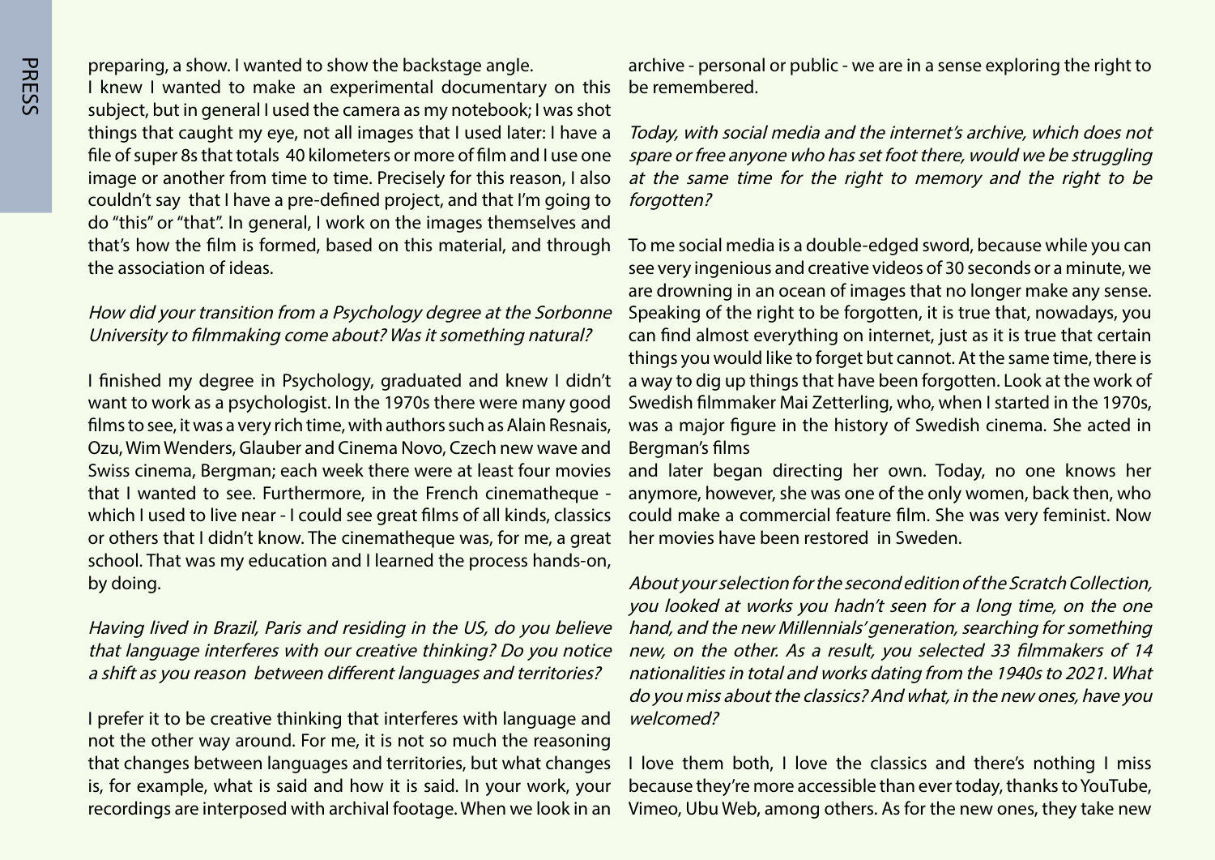preparing, a show. I wanted to show the backstage angle.

I knew I wanted to make an experimental documentary on this subject, but in general I used the camera as my notebook; I was shot things that caught my eye, not all images that I used later: I have a file of super 8s that totals 40 kilometers or more of film and I use one image or another from time to time. Precisely for this reason, I also couldn't say that I have a pre-defined project, and that I'm going to do "this" or "that". In general, I work on the images themselves and that's how the film is formed, based on this material, and through the association of ideas.

*How did your transition from a Psychology degree at the Sorbonne University to filmmaking come about? Was it something natural?*

I finished my degree in Psychology, graduated and knew I didn't want to work as a psychologist. In the 1970s there were many good films to see, it was a very rich time, with authors such as Alain Resnais, Ozu, Wim Wenders, Glauber and Cinema Novo, Czech new wave and Swiss cinema, Bergman; each week there were at least four movies that I wanted to see. Furthermore, in the French cinematheque - which I used to live near - I could see great films of all kinds, classics or others that I didn't know. The cinematheque was, for me, a great school. That was my education and I learned the process hands-on, by doing.

*Having lived in Brazil, Paris and residing in the US, do you believe that language interferes with our creative thinking? Do you notice a shift as you reason between different languages and territories?*

I prefer it to be creative thinking that interferes with language and not the other way around. For me, it is not so much the reasoning that changes between languages and territories, but what changes is, for example, what is said and how it is said. In your work, your recordings are interposed with archival footage. When we look in an archive - personal or public - we are in a sense exploring the right to be remembered.

*Today, with social media and the internet's archive, which does not spare or free anyone who has set foot there, would we be struggling at the same time for the right to memory and the right to be forgotten?*

To me social media is a double-edged sword, because while you can see very ingenious and creative videos of 30 seconds or a minute, we are drowning in an ocean of images that no longer make any sense. Speaking of the right to be forgotten, it is true that, nowadays, you can find almost everything on internet, just as it is true that certain things you would like to forget but cannot. At the same time, there is a way to dig up things that have been forgotten. Look at the work of Swedish filmmaker Mai Zetterling, who, when I started in the 1970s, was a major figure in the history of Swedish cinema. She acted in Bergman's films and later began directing her own. Today, no one knows her anymore, however, she was one of the only women, back then, who could make a commercial feature film. She was very feminist. Now her movies have been restored in Sweden.

*About your selection for the second edition of the Scratch Collection, you looked at works you hadn't seen for a long time, on the one hand, and the new Millennials' generation, searching for something new, on the other. As a result, you selected 33 filmmakers of 14 nationalities in total and works dating from the 1940s to 2021. What do you miss about the classics? And what, in the new ones, have you welcomed?*

I love them both, I love the classics and there's nothing I miss because they're more accessible than ever today, thanks to YouTube, Vimeo, Ubu Web, among others. As for the new ones, they take new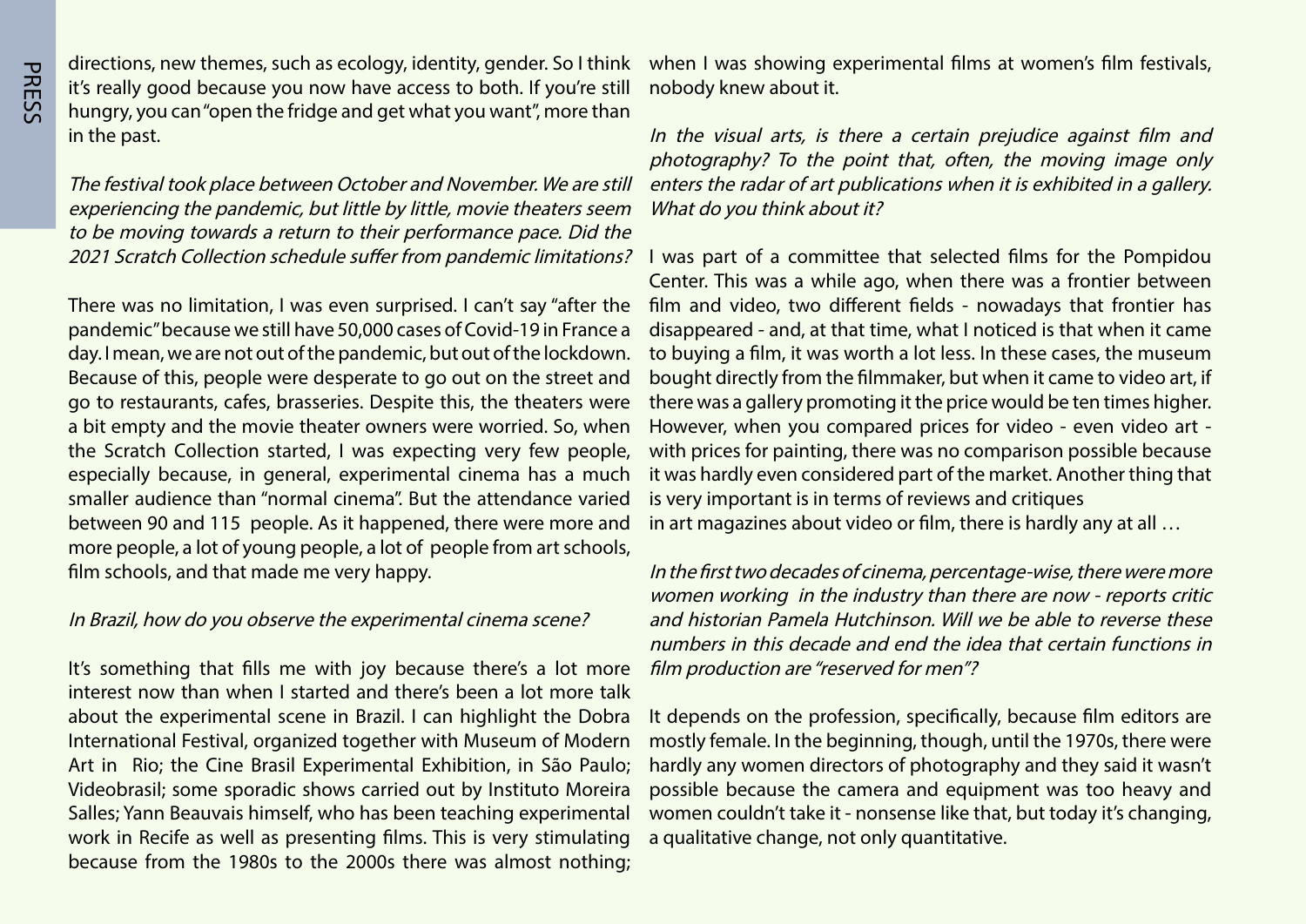directions, new themes, such as ecology, identity, gender. So I think it's really good because you now have access to both. If you're still hungry, you can "open the fridge and get what you want", more than in the past.

*The festival took place between October and November. We are still experiencing the pandemic, but little by little, movie theaters seem to be moving towards a return to their performance pace. Did the 2021 Scratch Collection schedule suffer from pandemic limitations?*

There was no limitation, I was even surprised. I can't say "after the pandemic" because we still have 50,000 cases of Covid-19 in France a day. I mean, we are not out of the pandemic, but out of the lockdown. Because of this, people were desperate to go out on the street and go to restaurants, cafes, brasseries. Despite this, the theaters were a bit empty and the movie theater owners were worried. So, when the Scratch Collection started, I was expecting very few people, especially because, in general, experimental cinema has a much smaller audience than "normal cinema". But the attendance varied between 90 and 115 people. As it happened, there were more and more people, a lot of young people, a lot of people from art schools, film schools, and that made me very happy.

*In Brazil, how do you observe the experimental cinema scene?*

It's something that fills me with joy because there's a lot more interest now than when I started and there's been a lot more talk about the experimental scene in Brazil. I can highlight the Dobra International Festival, organized together with Museum of Modern Art in Rio; the Cine Brasil Experimental Exhibition, in São Paulo; Videobrasil; some sporadic shows carried out by Instituto Moreira Salles; Yann Beauvais himself, who has been teaching experimental work in Recife as well as presenting films. This is very stimulating because from the 1980s to the 2000s there was almost nothing; when I was showing experimental films at women's film festivals, nobody knew about it.

*In the visual arts, is there a certain prejudice against film and photography? To the point that, often, the moving image only enters the radar of art publications when it is exhibited in a gallery. What do you think about it?*

I was part of a committee that selected films for the Pompidou Center. This was a while ago, when there was a frontier between film and video, two different fields - nowadays that frontier has disappeared - and, at that time, what I noticed is that when it came to buying a film, it was worth a lot less. In these cases, the museum bought directly from the filmmaker, but when it came to video art, if there was a gallery promoting it the price would be ten times higher. However, when you compared prices for video - even video art - with prices for painting, there was no comparison possible because it was hardly even considered part of the market. Another thing that is very important is in terms of reviews and critiques in art magazines about video or film, there is hardly any at all …

*In the first two decades of cinema, percentage-wise, there were more women working in the industry than there are now - reports critic and historian Pamela Hutchinson. Will we be able to reverse these numbers in this decade and end the idea that certain functions in film production are "reserved for men"?*

It depends on the profession, specifically, because film editors are mostly female. In the beginning, though, until the 1970s, there were hardly any women directors of photography and they said it wasn't possible because the camera and equipment was too heavy and women couldn't take it - nonsense like that, but today it's changing, a qualitative change, not only quantitative.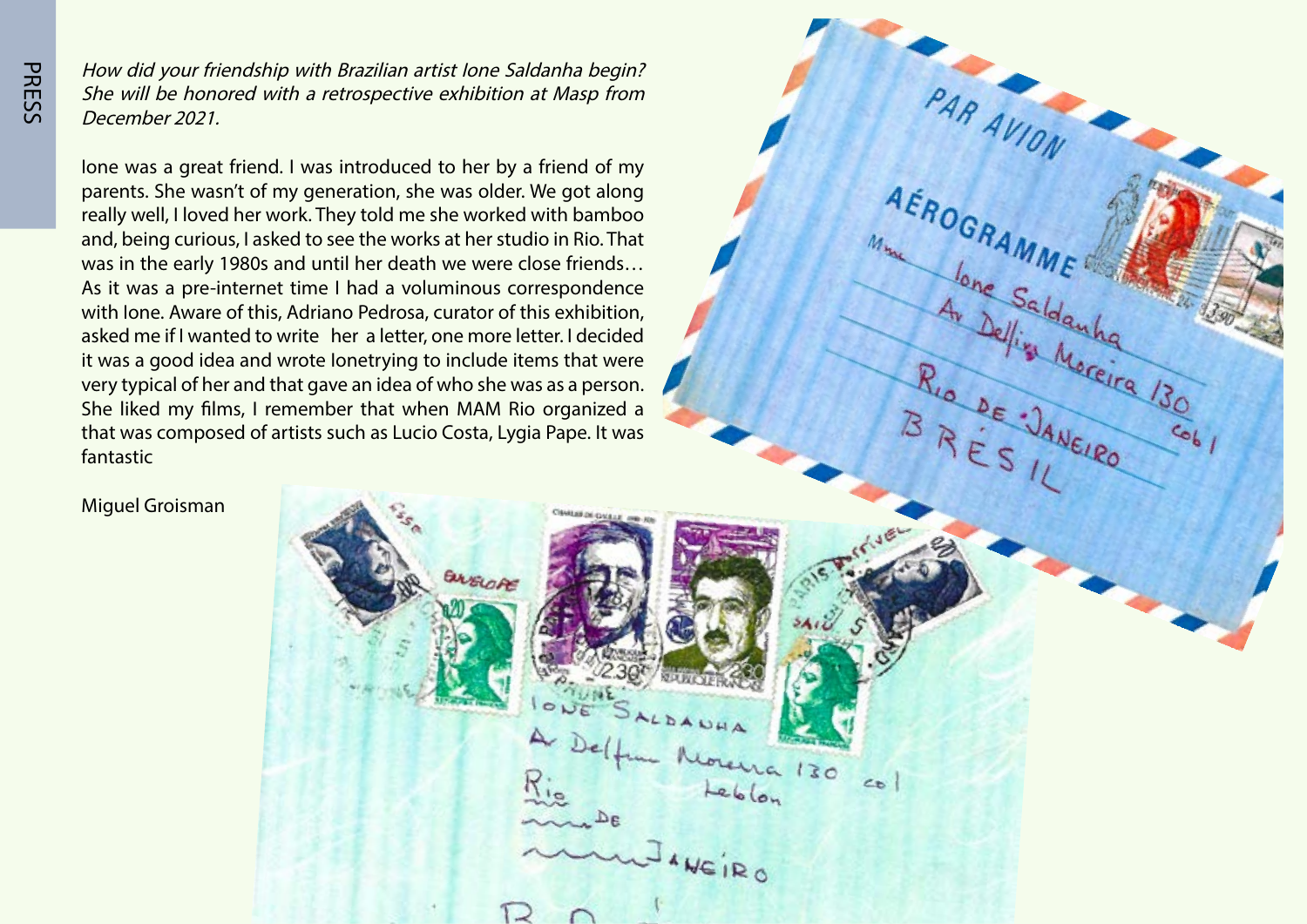*How did your friendship with Brazilian artist Ione Saldanha begin? She will be honored with a retrospective exhibition at Masp from December 2021.*

Ione was a great friend. I was introduced to her by a friend of my parents. She wasn't of my generation, she was older. We got along really well, I loved her work. They told me she worked with bamboo and, being curious, I asked to see the works at her studio in Rio. That was in the early 1980s and until her death we were close friends… As it was a pre-internet time I had a voluminous correspondence with Ione. Aware of this, Adriano Pedrosa, curator of this exhibition, asked me if I wanted to write her a letter, one more letter. I decided it was a good idea and wrote Ionetrying to include items that were very typical of her and that gave an idea of who she was as a person. She liked my films, I remember that when MAM Rio organized a that was composed of artists such as Lucio Costa, Lygia Pape. It was fantastic

Miguel Groisman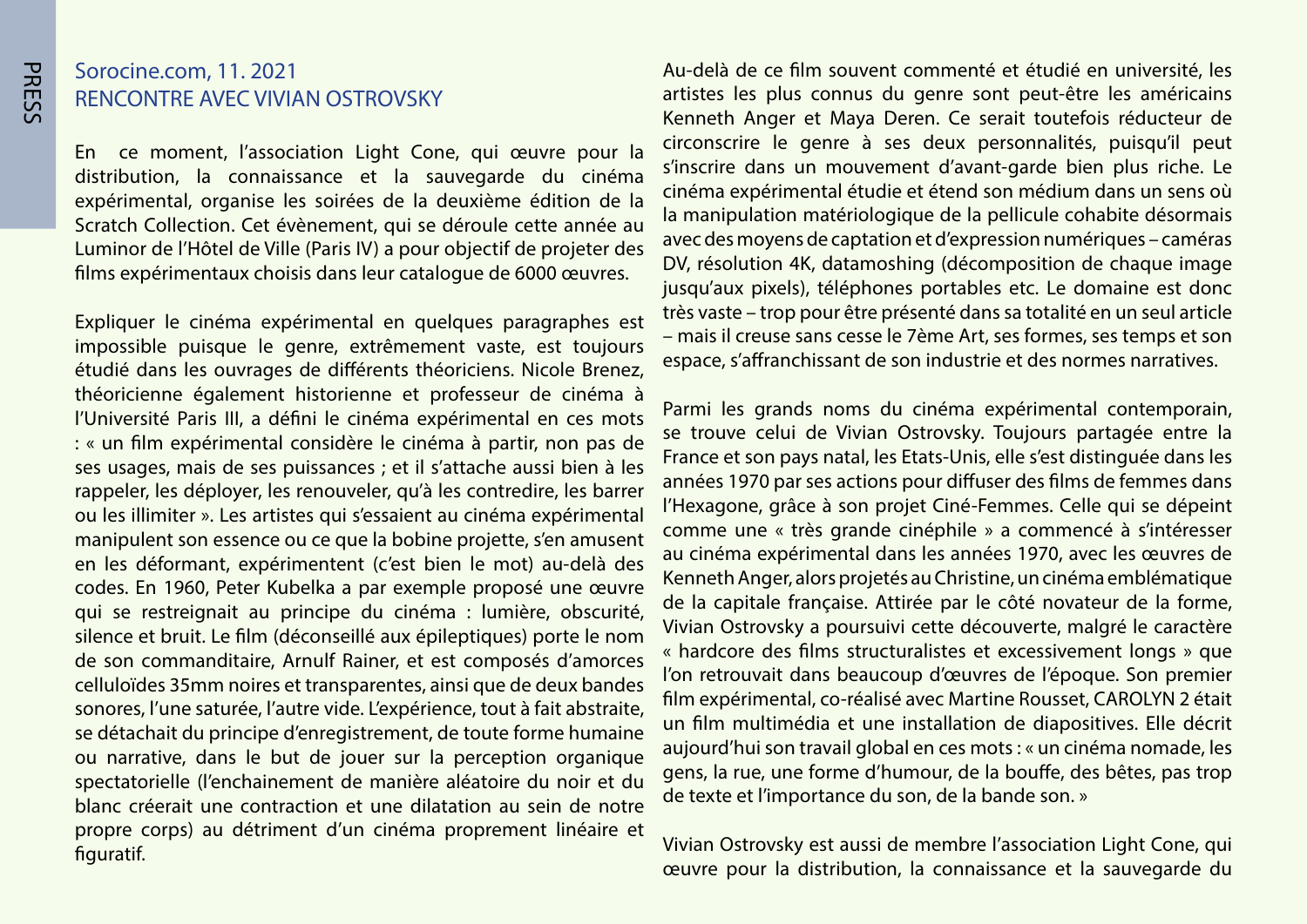## Sorocine.com, 11. 2021
## RENCONTRE AVEC VIVIAN OSTROVSKY

En ce moment, l'association Light Cone, qui œuvre pour la distribution, la connaissance et la sauvegarde du cinéma expérimental, organise les soirées de la deuxième édition de la Scratch Collection. Cet évènement, qui se déroule cette année au Luminor de l'Hôtel de Ville (Paris IV) a pour objectif de projeter des films expérimentaux choisis dans leur catalogue de 6000 œuvres.

Expliquer le cinéma expérimental en quelques paragraphes est impossible puisque le genre, extrêmement vaste, est toujours étudié dans les ouvrages de différents théoriciens. Nicole Brenez, théoricienne également historienne et professeur de cinéma à l'Université Paris III, a défini le cinéma expérimental en ces mots : « un film expérimental considère le cinéma à partir, non pas de ses usages, mais de ses puissances ; et il s'attache aussi bien à les rappeler, les déployer, les renouveler, qu'à les contredire, les barrer ou les illimiter ». Les artistes qui s'essaient au cinéma expérimental manipulent son essence ou ce que la bobine projette, s'en amusent en les déformant, expérimentent (c'est bien le mot) au-delà des codes. En 1960, Peter Kubelka a par exemple proposé une œuvre qui se restreignait au principe du cinéma : lumière, obscurité, silence et bruit. Le film (déconseillé aux épileptiques) porte le nom de son commanditaire, Arnulf Rainer, et est composés d'amorces celluloïdes 35mm noires et transparentes, ainsi que de deux bandes sonores, l'une saturée, l'autre vide. L'expérience, tout à fait abstraite, se détachait du principe d'enregistrement, de toute forme humaine ou narrative, dans le but de jouer sur la perception organique spectatorielle (l'enchainement de manière aléatoire du noir et du blanc créerait une contraction et une dilatation au sein de notre propre corps) au détriment d'un cinéma proprement linéaire et figuratif.

Au-delà de ce film souvent commenté et étudié en université, les artistes les plus connus du genre sont peut-être les américains Kenneth Anger et Maya Deren. Ce serait toutefois réducteur de circonscrire le genre à ses deux personnalités, puisqu'il peut s'inscrire dans un mouvement d'avant-garde bien plus riche. Le cinéma expérimental étudie et étend son médium dans un sens où la manipulation matériologique de la pellicule cohabite désormais avec des moyens de captation et d'expression numériques – caméras DV, résolution 4K, datamoshing (décomposition de chaque image jusqu'aux pixels), téléphones portables etc. Le domaine est donc très vaste – trop pour être présenté dans sa totalité en un seul article – mais il creuse sans cesse le 7ème Art, ses formes, ses temps et son espace, s'affranchissant de son industrie et des normes narratives.

Parmi les grands noms du cinéma expérimental contemporain, se trouve celui de Vivian Ostrovsky. Toujours partagée entre la France et son pays natal, les Etats-Unis, elle s'est distinguée dans les années 1970 par ses actions pour diffuser des films de femmes dans l'Hexagone, grâce à son projet Ciné-Femmes. Celle qui se dépeint comme une « très grande cinéphile » a commencé à s'intéresser au cinéma expérimental dans les années 1970, avec les œuvres de Kenneth Anger, alors projetés au Christine, un cinéma emblématique de la capitale française. Attirée par le côté novateur de la forme, Vivian Ostrovsky a poursuivi cette découverte, malgré le caractère « hardcore des films structuralistes et excessivement longs » que l'on retrouvait dans beaucoup d'œuvres de l'époque. Son premier film expérimental, co-réalisé avec Martine Rousset, CAROLYN 2 était un film multimédia et une installation de diapositives. Elle décrit aujourd'hui son travail global en ces mots : « un cinéma nomade, les gens, la rue, une forme d'humour, de la bouffe, des bêtes, pas trop de texte et l'importance du son, de la bande son. »

Vivian Ostrovsky est aussi de membre l'association Light Cone, qui œuvre pour la distribution, la connaissance et la sauvegarde du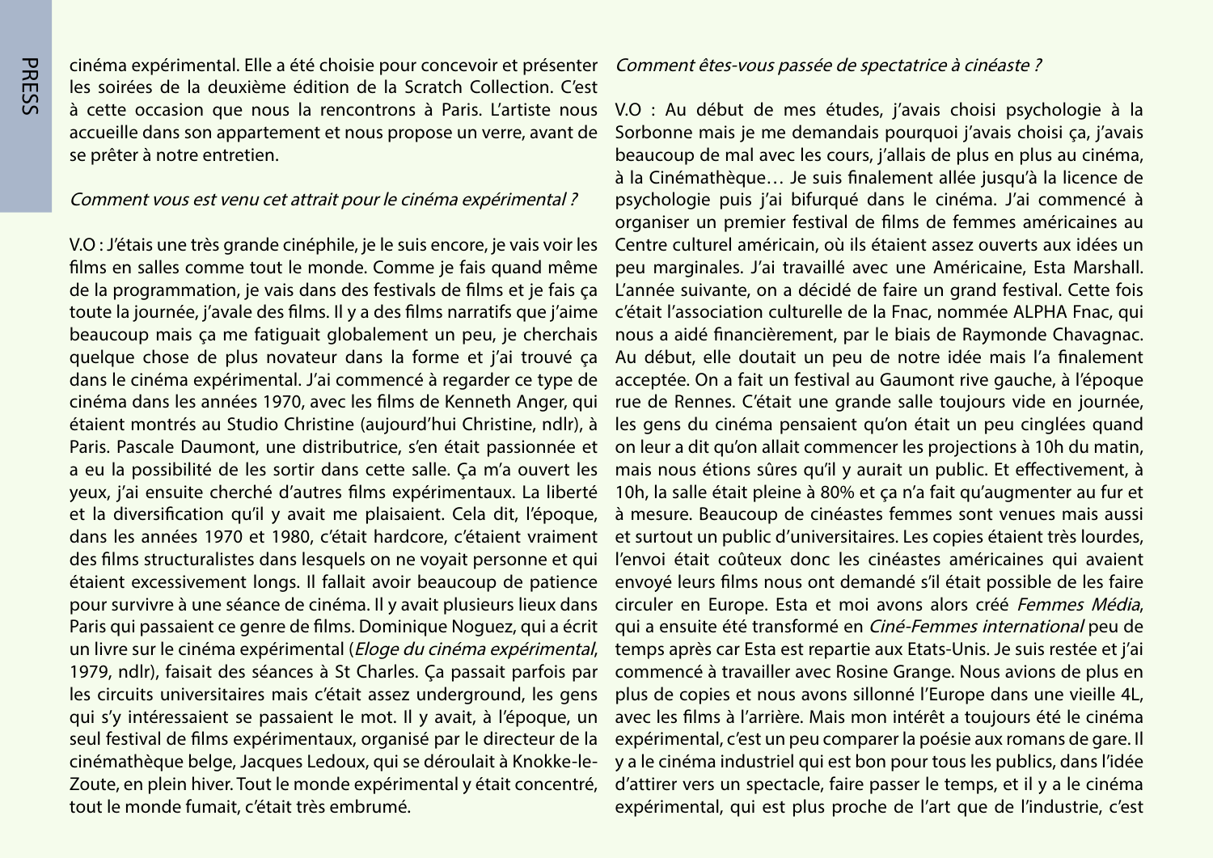cinéma expérimental. Elle a été choisie pour concevoir et présenter les soirées de la deuxième édition de la Scratch Collection. C'est à cette occasion que nous la rencontrons à Paris. L'artiste nous accueille dans son appartement et nous propose un verre, avant de se prêter à notre entretien.

*Comment vous est venu cet attrait pour le cinéma expérimental ?*

V.O : J'étais une très grande cinéphile, je le suis encore, je vais voir les films en salles comme tout le monde. Comme je fais quand même de la programmation, je vais dans des festivals de films et je fais ça toute la journée, j'avale des films. Il y a des films narratifs que j'aime beaucoup mais ça me fatiguait globalement un peu, je cherchais quelque chose de plus novateur dans la forme et j'ai trouvé ça dans le cinéma expérimental. J'ai commencé à regarder ce type de cinéma dans les années 1970, avec les films de Kenneth Anger, qui étaient montrés au Studio Christine (aujourd'hui Christine, ndlr), à Paris. Pascale Daumont, une distributrice, s'en était passionnée et a eu la possibilité de les sortir dans cette salle. Ça m'a ouvert les yeux, j'ai ensuite cherché d'autres films expérimentaux. La liberté et la diversification qu'il y avait me plaisaient. Cela dit, l'époque, dans les années 1970 et 1980, c'était hardcore, c'étaient vraiment des films structuralistes dans lesquels on ne voyait personne et qui étaient excessivement longs. Il fallait avoir beaucoup de patience pour survivre à une séance de cinéma. Il y avait plusieurs lieux dans Paris qui passaient ce genre de films. Dominique Noguez, qui a écrit un livre sur le cinéma expérimental (*Eloge du cinéma expérimental*, 1979, ndlr), faisait des séances à St Charles. Ça passait parfois par les circuits universitaires mais c'était assez underground, les gens qui s'y intéressaient se passaient le mot. Il y avait, à l'époque, un seul festival de films expérimentaux, organisé par le directeur de la cinémathèque belge, Jacques Ledoux, qui se déroulait à Knokke-le-Zoute, en plein hiver. Tout le monde expérimental y était concentré, tout le monde fumait, c'était très embrumé.

*Comment êtes-vous passée de spectatrice à cinéaste ?*

V.O : Au début de mes études, j'avais choisi psychologie à la Sorbonne mais je me demandais pourquoi j'avais choisi ça, j'avais beaucoup de mal avec les cours, j'allais de plus en plus au cinéma, à la Cinémathèque… Je suis finalement allée jusqu'à la licence de psychologie puis j'ai bifurqué dans le cinéma. J'ai commencé à organiser un premier festival de films de femmes américaines au Centre culturel américain, où ils étaient assez ouverts aux idées un peu marginales. J'ai travaillé avec une Américaine, Esta Marshall. L'année suivante, on a décidé de faire un grand festival. Cette fois c'était l'association culturelle de la Fnac, nommée ALPHA Fnac, qui nous a aidé financièrement, par le biais de Raymonde Chavagnac. Au début, elle doutait un peu de notre idée mais l'a finalement acceptée. On a fait un festival au Gaumont rive gauche, à l'époque rue de Rennes. C'était une grande salle toujours vide en journée, les gens du cinéma pensaient qu'on était un peu cinglées quand on leur a dit qu'on allait commencer les projections à 10h du matin, mais nous étions sûres qu'il y aurait un public. Et effectivement, à 10h, la salle était pleine à 80% et ça n'a fait qu'augmenter au fur et à mesure. Beaucoup de cinéastes femmes sont venues mais aussi et surtout un public d'universitaires. Les copies étaient très lourdes, l'envoi était coûteux donc les cinéastes américaines qui avaient envoyé leurs films nous ont demandé s'il était possible de les faire circuler en Europe. Esta et moi avons alors créé *Femmes Média*, qui a ensuite été transformé en *Ciné-Femmes international* peu de temps après car Esta est repartie aux Etats-Unis. Je suis restée et j'ai commencé à travailler avec Rosine Grange. Nous avions de plus en plus de copies et nous avons sillonné l'Europe dans une vieille 4L, avec les films à l'arrière. Mais mon intérêt a toujours été le cinéma expérimental, c'est un peu comparer la poésie aux romans de gare. Il y a le cinéma industriel qui est bon pour tous les publics, dans l'idée d'attirer vers un spectacle, faire passer le temps, et il y a le cinéma expérimental, qui est plus proche de l'art que de l'industrie, c'est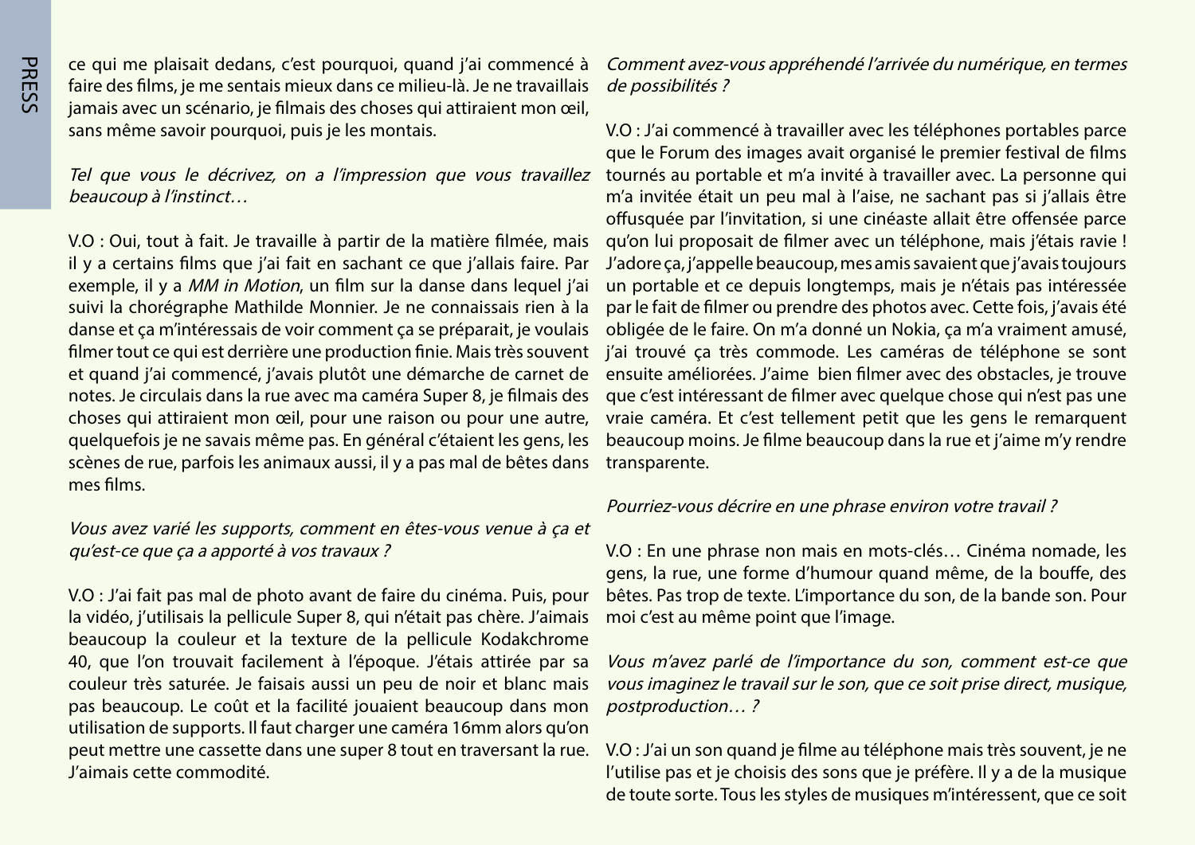ce qui me plaisait dedans, c'est pourquoi, quand j'ai commencé à faire des films, je me sentais mieux dans ce milieu-là. Je ne travaillais jamais avec un scénario, je filmais des choses qui attiraient mon œil, sans même savoir pourquoi, puis je les montais.

*Tel que vous le décrivez, on a l'impression que vous travaillez beaucoup à l'instinct…*

V.O : Oui, tout à fait. Je travaille à partir de la matière filmée, mais il y a certains films que j'ai fait en sachant ce que j'allais faire. Par exemple, il y a *MM in Motion*, un film sur la danse dans lequel j'ai suivi la chorégraphe Mathilde Monnier. Je ne connaissais rien à la danse et ça m'intéressais de voir comment ça se préparait, je voulais filmer tout ce qui est derrière une production finie. Mais très souvent et quand j'ai commencé, j'avais plutôt une démarche de carnet de notes. Je circulais dans la rue avec ma caméra Super 8, je filmais des choses qui attiraient mon œil, pour une raison ou pour une autre, quelquefois je ne savais même pas. En général c'étaient les gens, les scènes de rue, parfois les animaux aussi, il y a pas mal de bêtes dans mes films.

*Vous avez varié les supports, comment en êtes-vous venue à ça et qu'est-ce que ça a apporté à vos travaux ?*

V.O : J'ai fait pas mal de photo avant de faire du cinéma. Puis, pour la vidéo, j'utilisais la pellicule Super 8, qui n'était pas chère. J'aimais beaucoup la couleur et la texture de la pellicule Kodakchrome 40, que l'on trouvait facilement à l'époque. J'étais attirée par sa couleur très saturée. Je faisais aussi un peu de noir et blanc mais pas beaucoup. Le coût et la facilité jouaient beaucoup dans mon utilisation de supports. Il faut charger une caméra 16mm alors qu'on peut mettre une cassette dans une super 8 tout en traversant la rue. J'aimais cette commodité.

*Comment avez-vous appréhendé l'arrivée du numérique, en termes de possibilités ?*

V.O : J'ai commencé à travailler avec les téléphones portables parce que le Forum des images avait organisé le premier festival de films tournés au portable et m'a invité à travailler avec. La personne qui m'a invitée était un peu mal à l'aise, ne sachant pas si j'allais être offusquée par l'invitation, si une cinéaste allait être offensée parce qu'on lui proposait de filmer avec un téléphone, mais j'étais ravie ! J'adore ça, j'appelle beaucoup, mes amis savaient que j'avais toujours un portable et ce depuis longtemps, mais je n'étais pas intéressée par le fait de filmer ou prendre des photos avec. Cette fois, j'avais été obligée de le faire. On m'a donné un Nokia, ça m'a vraiment amusé, j'ai trouvé ça très commode. Les caméras de téléphone se sont ensuite améliorées. J'aime bien filmer avec des obstacles, je trouve que c'est intéressant de filmer avec quelque chose qui n'est pas une vraie caméra. Et c'est tellement petit que les gens le remarquent beaucoup moins. Je filme beaucoup dans la rue et j'aime m'y rendre transparente.

*Pourriez-vous décrire en une phrase environ votre travail ?*

V.O : En une phrase non mais en mots-clés… Cinéma nomade, les gens, la rue, une forme d'humour quand même, de la bouffe, des bêtes. Pas trop de texte. L'importance du son, de la bande son. Pour moi c'est au même point que l'image.

*Vous m'avez parlé de l'importance du son, comment est-ce que vous imaginez le travail sur le son, que ce soit prise direct, musique, postproduction… ?*

V.O : J'ai un son quand je filme au téléphone mais très souvent, je ne l'utilise pas et je choisis des sons que je préfère. Il y a de la musique de toute sorte. Tous les styles de musiques m'intéressent, que ce soit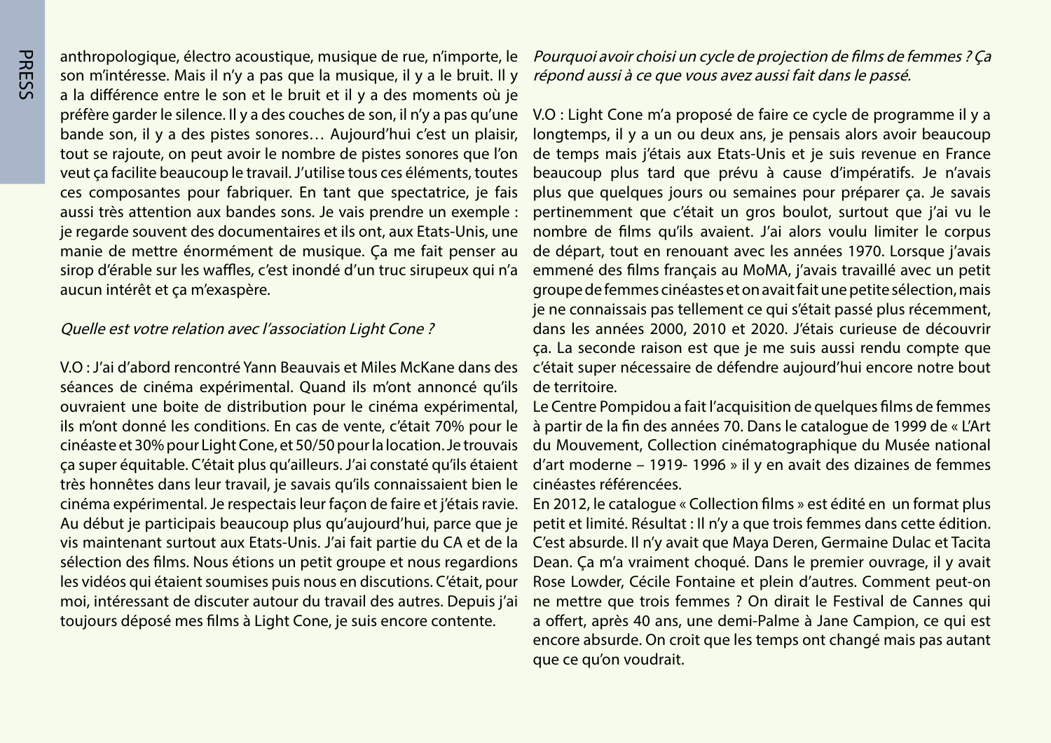anthropologique, électro acoustique, musique de rue, n'importe, le son m'intéresse. Mais il n'y a pas que la musique, il y a le bruit. Il y a la différence entre le son et le bruit et il y a des moments où je préfère garder le silence. Il y a des couches de son, il n'y a pas qu'une bande son, il y a des pistes sonores… Aujourd'hui c'est un plaisir, tout se rajoute, on peut avoir le nombre de pistes sonores que l'on veut ça facilite beaucoup le travail. J'utilise tous ces éléments, toutes ces composantes pour fabriquer. En tant que spectatrice, je fais aussi très attention aux bandes sons. Je vais prendre un exemple : je regarde souvent des documentaires et ils ont, aux Etats-Unis, une manie de mettre énormément de musique. Ça me fait penser au sirop d'érable sur les waffles, c'est inondé d'un truc sirupeux qui n'a aucun intérêt et ça m'exaspère.

*Quelle est votre relation avec l'association Light Cone ?*

V.O : J'ai d'abord rencontré Yann Beauvais et Miles McKane dans des séances de cinéma expérimental. Quand ils m'ont annoncé qu'ils ouvraient une boite de distribution pour le cinéma expérimental, ils m'ont donné les conditions. En cas de vente, c'était 70% pour le cinéaste et 30% pour Light Cone, et 50/50 pour la location. Je trouvais ça super équitable. C'était plus qu'ailleurs. J'ai constaté qu'ils étaient très honnêtes dans leur travail, je savais qu'ils connaissaient bien le cinéma expérimental. Je respectais leur façon de faire et j'étais ravie. Au début je participais beaucoup plus qu'aujourd'hui, parce que je vis maintenant surtout aux Etats-Unis. J'ai fait partie du CA et de la sélection des films. Nous étions un petit groupe et nous regardions les vidéos qui étaient soumises puis nous en discutions. C'était, pour moi, intéressant de discuter autour du travail des autres. Depuis j'ai toujours déposé mes films à Light Cone, je suis encore contente.

*Pourquoi avoir choisi un cycle de projection de films de femmes ? Ça répond aussi à ce que vous avez aussi fait dans le passé.*

V.O : Light Cone m'a proposé de faire ce cycle de programme il y a longtemps, il y a un ou deux ans, je pensais alors avoir beaucoup de temps mais j'étais aux Etats-Unis et je suis revenue en France beaucoup plus tard que prévu à cause d'impératifs. Je n'avais plus que quelques jours ou semaines pour préparer ça. Je savais pertinemment que c'était un gros boulot, surtout que j'ai vu le nombre de films qu'ils avaient. J'ai alors voulu limiter le corpus de départ, tout en renouant avec les années 1970. Lorsque j'avais emmené des films français au MoMA, j'avais travaillé avec un petit groupe de femmes cinéastes et on avait fait une petite sélection, mais je ne connaissais pas tellement ce qui s'était passé plus récemment, dans les années 2000, 2010 et 2020. J'étais curieuse de découvrir ça. La seconde raison est que je me suis aussi rendu compte que c'était super nécessaire de défendre aujourd'hui encore notre bout de territoire.

Le Centre Pompidou a fait l'acquisition de quelques films de femmes à partir de la fin des années 70. Dans le catalogue de 1999 de « L'Art du Mouvement, Collection cinématographique du Musée national d'art moderne – 1919- 1996 » il y en avait des dizaines de femmes cinéastes référencées.

En 2012, le catalogue « Collection films » est édité en un format plus petit et limité. Résultat : Il n'y a que trois femmes dans cette édition. C'est absurde. Il n'y avait que Maya Deren, Germaine Dulac et Tacita Dean. Ça m'a vraiment choqué. Dans le premier ouvrage, il y avait Rose Lowder, Cécile Fontaine et plein d'autres. Comment peut-on ne mettre que trois femmes ? On dirait le Festival de Cannes qui a offert, après 40 ans, une demi-Palme à Jane Campion, ce qui est encore absurde. On croit que les temps ont changé mais pas autant que ce qu'on voudrait.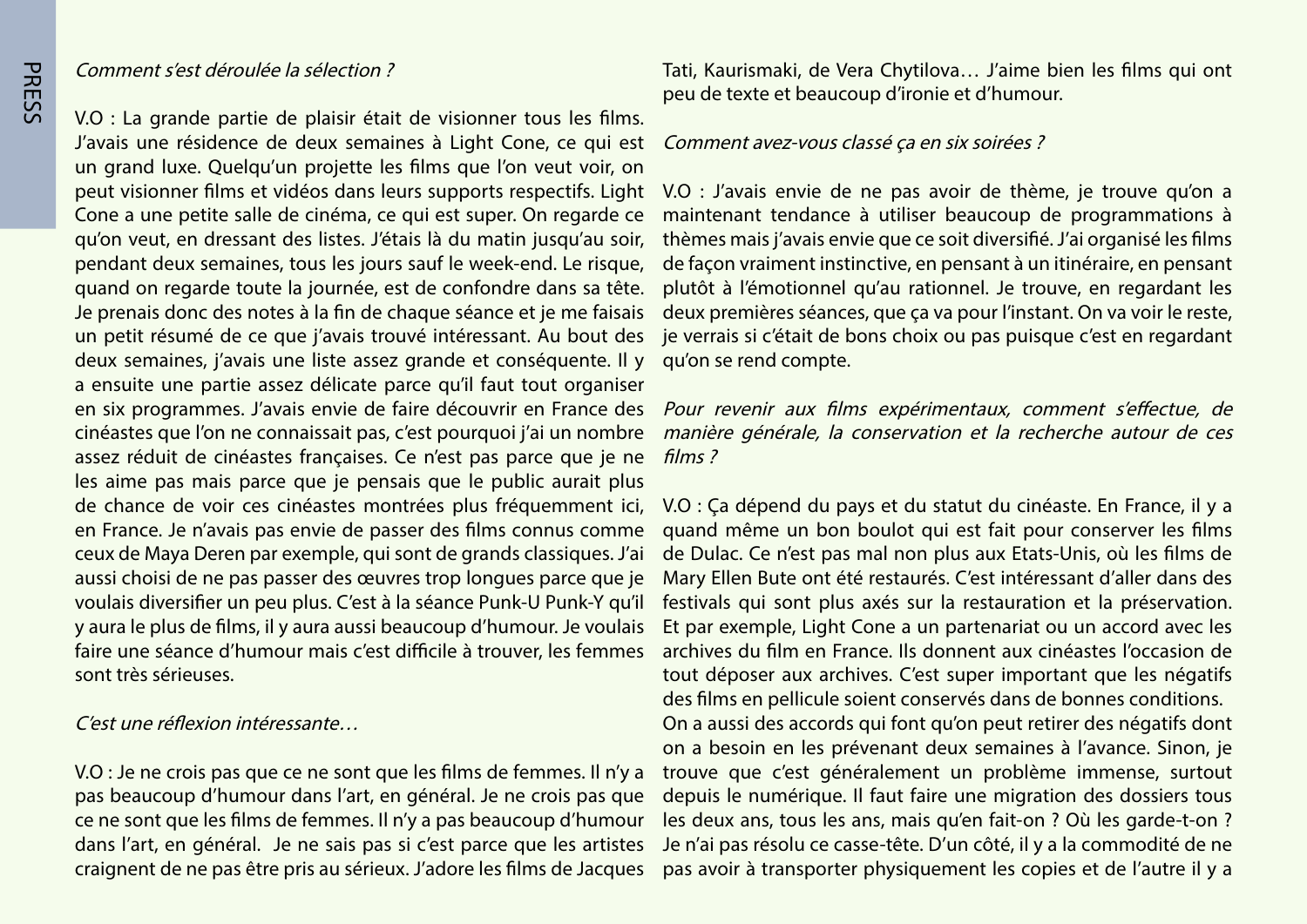*Comment s'est déroulée la sélection ?*

V.O : La grande partie de plaisir était de visionner tous les films. J'avais une résidence de deux semaines à Light Cone, ce qui est un grand luxe. Quelqu'un projette les films que l'on veut voir, on peut visionner films et vidéos dans leurs supports respectifs. Light Cone a une petite salle de cinéma, ce qui est super. On regarde ce qu'on veut, en dressant des listes. J'étais là du matin jusqu'au soir, pendant deux semaines, tous les jours sauf le week-end. Le risque, quand on regarde toute la journée, est de confondre dans sa tête. Je prenais donc des notes à la fin de chaque séance et je me faisais un petit résumé de ce que j'avais trouvé intéressant. Au bout des deux semaines, j'avais une liste assez grande et conséquente. Il y a ensuite une partie assez délicate parce qu'il faut tout organiser en six programmes. J'avais envie de faire découvrir en France des cinéastes que l'on ne connaissait pas, c'est pourquoi j'ai un nombre assez réduit de cinéastes françaises. Ce n'est pas parce que je ne les aime pas mais parce que je pensais que le public aurait plus de chance de voir ces cinéastes montrées plus fréquemment ici, en France. Je n'avais pas envie de passer des films connus comme ceux de Maya Deren par exemple, qui sont de grands classiques. J'ai aussi choisi de ne pas passer des œuvres trop longues parce que je voulais diversifier un peu plus. C'est à la séance Punk-U Punk-Y qu'il y aura le plus de films, il y aura aussi beaucoup d'humour. Je voulais faire une séance d'humour mais c'est difficile à trouver, les femmes sont très sérieuses.

*C'est une réflexion intéressante…*

V.O : Je ne crois pas que ce ne sont que les films de femmes. Il n'y a pas beaucoup d'humour dans l'art, en général. Je ne crois pas que ce ne sont que les films de femmes. Il n'y a pas beaucoup d'humour dans l'art, en général. Je ne sais pas si c'est parce que les artistes craignent de ne pas être pris au sérieux. J'adore les films de Jacques Tati, Kaurismaki, de Vera Chytilova… J'aime bien les films qui ont peu de texte et beaucoup d'ironie et d'humour.

*Comment avez-vous classé ça en six soirées ?*

V.O : J'avais envie de ne pas avoir de thème, je trouve qu'on a maintenant tendance à utiliser beaucoup de programmations à thèmes mais j'avais envie que ce soit diversifié. J'ai organisé les films de façon vraiment instinctive, en pensant à un itinéraire, en pensant plutôt à l'émotionnel qu'au rationnel. Je trouve, en regardant les deux premières séances, que ça va pour l'instant. On va voir le reste, je verrais si c'était de bons choix ou pas puisque c'est en regardant qu'on se rend compte.

*Pour revenir aux films expérimentaux, comment s'effectue, de manière générale, la conservation et la recherche autour de ces films ?*

V.O : Ça dépend du pays et du statut du cinéaste. En France, il y a quand même un bon boulot qui est fait pour conserver les films de Dulac. Ce n'est pas mal non plus aux Etats-Unis, où les films de Mary Ellen Bute ont été restaurés. C'est intéressant d'aller dans des festivals qui sont plus axés sur la restauration et la préservation. Et par exemple, Light Cone a un partenariat ou un accord avec les archives du film en France. Ils donnent aux cinéastes l'occasion de tout déposer aux archives. C'est super important que les négatifs des films en pellicule soient conservés dans de bonnes conditions.
On a aussi des accords qui font qu'on peut retirer des négatifs dont on a besoin en les prévenant deux semaines à l'avance. Sinon, je trouve que c'est généralement un problème immense, surtout depuis le numérique. Il faut faire une migration des dossiers tous les deux ans, tous les ans, mais qu'en fait-on ? Où les garde-t-on ? Je n'ai pas résolu ce casse-tête. D'un côté, il y a la commodité de ne pas avoir à transporter physiquement les copies et de l'autre il y a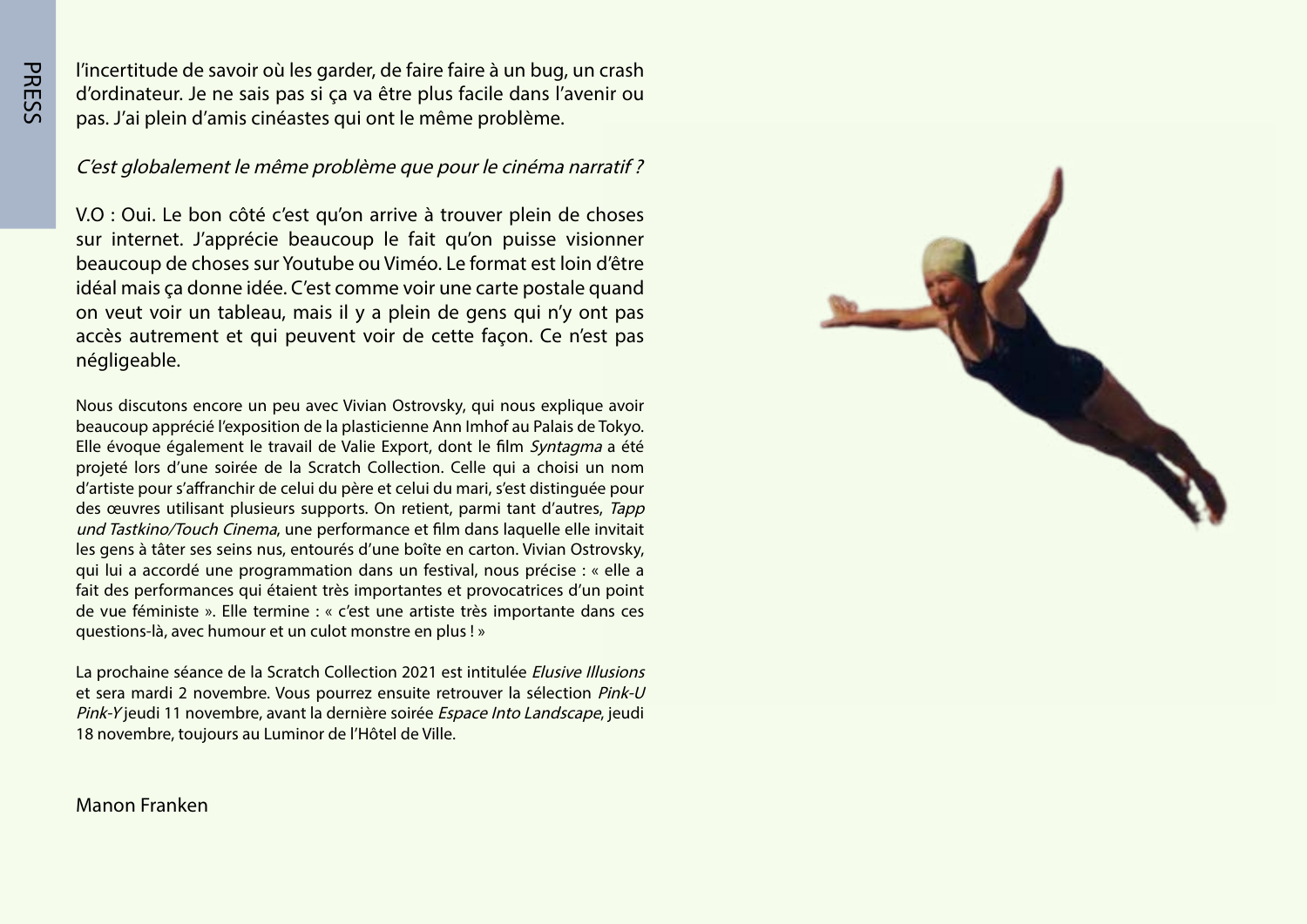l'incertitude de savoir où les garder, de faire faire à un bug, un crash d'ordinateur. Je ne sais pas si ça va être plus facile dans l'avenir ou pas. J'ai plein d'amis cinéastes qui ont le même problème.

*C'est globalement le même problème que pour le cinéma narratif ?*

V.O : Oui. Le bon côté c'est qu'on arrive à trouver plein de choses sur internet. J'apprécie beaucoup le fait qu'on puisse visionner beaucoup de choses sur Youtube ou Viméo. Le format est loin d'être idéal mais ça donne idée. C'est comme voir une carte postale quand on veut voir un tableau, mais il y a plein de gens qui n'y ont pas accès autrement et qui peuvent voir de cette façon. Ce n'est pas négligeable.

Nous discutons encore un peu avec Vivian Ostrovsky, qui nous explique avoir beaucoup apprécié l'exposition de la plasticienne Ann Imhof au Palais de Tokyo. Elle évoque également le travail de Valie Export, dont le film *Syntagma* a été projeté lors d'une soirée de la Scratch Collection. Celle qui a choisi un nom d'artiste pour s'affranchir de celui du père et celui du mari, s'est distinguée pour des œuvres utilisant plusieurs supports. On retient, parmi tant d'autres, *Tapp und Tastkino/Touch Cinema*, une performance et film dans laquelle elle invitait les gens à tâter ses seins nus, entourés d'une boîte en carton. Vivian Ostrovsky, qui lui a accordé une programmation dans un festival, nous précise : « elle a fait des performances qui étaient très importantes et provocatrices d'un point de vue féministe ». Elle termine : « c'est une artiste très importante dans ces questions-là, avec humour et un culot monstre en plus ! »

La prochaine séance de la Scratch Collection 2021 est intitulée *Elusive Illusions* et sera mardi 2 novembre. Vous pourrez ensuite retrouver la sélection *Pink-U Pink-Y* jeudi 11 novembre, avant la dernière soirée *Espace Into Landscape*, jeudi 18 novembre, toujours au Luminor de l'Hôtel de Ville.

Manon Franken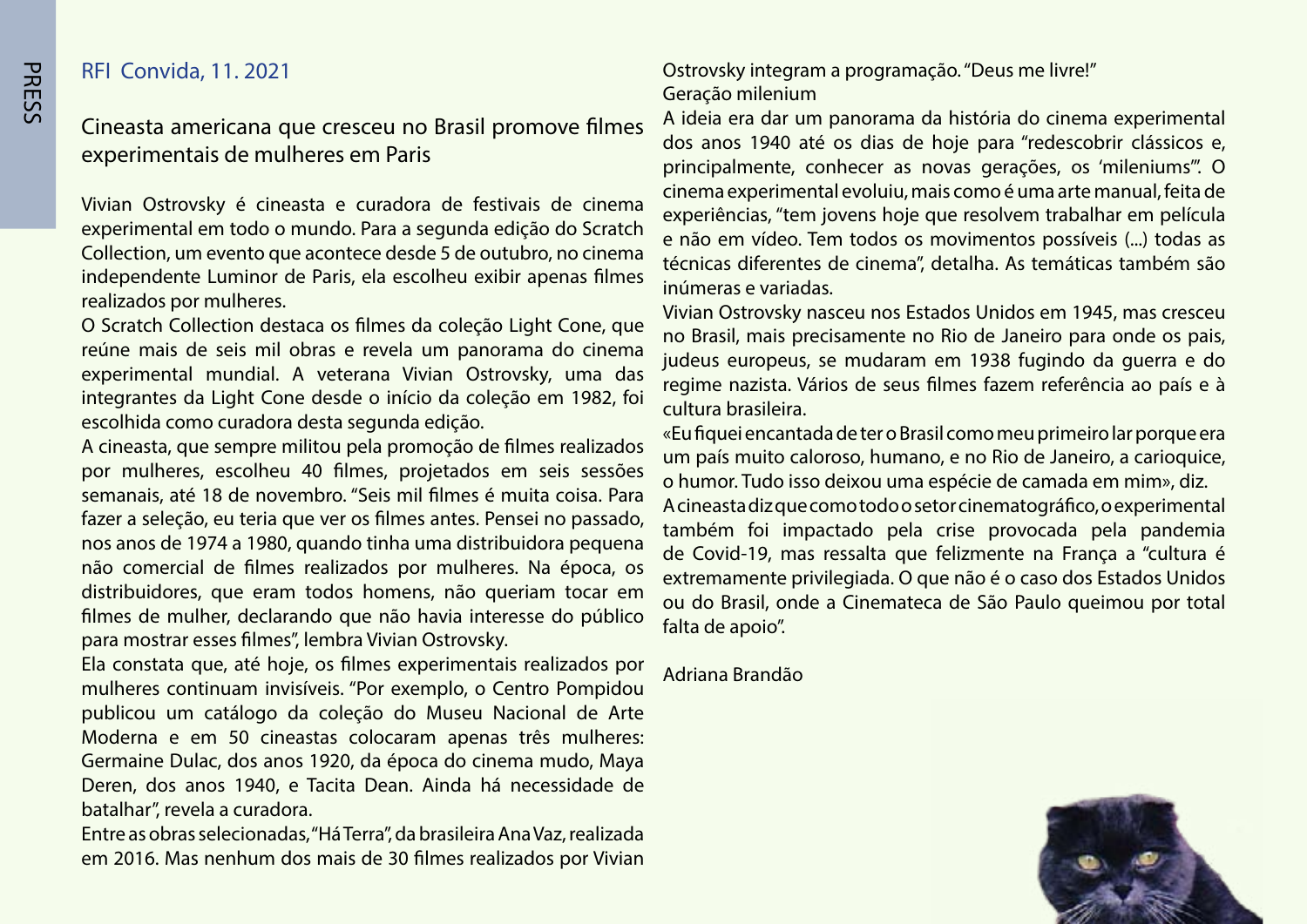RFI Convida, 11. 2021

## Cineasta americana que cresceu no Brasil promove filmes experimentais de mulheres em Paris

Vivian Ostrovsky é cineasta e curadora de festivais de cinema experimental em todo o mundo. Para a segunda edição do Scratch Collection, um evento que acontece desde 5 de outubro, no cinema independente Luminor de Paris, ela escolheu exibir apenas filmes realizados por mulheres.

O Scratch Collection destaca os filmes da coleção Light Cone, que reúne mais de seis mil obras e revela um panorama do cinema experimental mundial. A veterana Vivian Ostrovsky, uma das integrantes da Light Cone desde o início da coleção em 1982, foi escolhida como curadora desta segunda edição.

A cineasta, que sempre militou pela promoção de filmes realizados por mulheres, escolheu 40 filmes, projetados em seis sessões semanais, até 18 de novembro. "Seis mil filmes é muita coisa. Para fazer a seleção, eu teria que ver os filmes antes. Pensei no passado, nos anos de 1974 a 1980, quando tinha uma distribuidora pequena não comercial de filmes realizados por mulheres. Na época, os distribuidores, que eram todos homens, não queriam tocar em filmes de mulher, declarando que não havia interesse do público para mostrar esses filmes", lembra Vivian Ostrovsky.

Ela constata que, até hoje, os filmes experimentais realizados por mulheres continuam invisíveis. "Por exemplo, o Centro Pompidou publicou um catálogo da coleção do Museu Nacional de Arte Moderna e em 50 cineastas colocaram apenas três mulheres: Germaine Dulac, dos anos 1920, da época do cinema mudo, Maya Deren, dos anos 1940, e Tacita Dean. Ainda há necessidade de batalhar", revela a curadora.

Entre as obras selecionadas, "Há Terra", da brasileira Ana Vaz, realizada em 2016. Mas nenhum dos mais de 30 filmes realizados por Vivian Ostrovsky integram a programação. "Deus me livre!"

Geração milenium

A ideia era dar um panorama da história do cinema experimental dos anos 1940 até os dias de hoje para "redescobrir clássicos e, principalmente, conhecer as novas gerações, os 'mileniums'". O cinema experimental evoluiu, mais como é uma arte manual, feita de experiências, "tem jovens hoje que resolvem trabalhar em película e não em vídeo. Tem todos os movimentos possíveis (...) todas as técnicas diferentes de cinema", detalha. As temáticas também são inúmeras e variadas.

Vivian Ostrovsky nasceu nos Estados Unidos em 1945, mas cresceu no Brasil, mais precisamente no Rio de Janeiro para onde os pais, judeus europeus, se mudaram em 1938 fugindo da guerra e do regime nazista. Vários de seus filmes fazem referência ao país e à cultura brasileira.

«Eu fiquei encantada de ter o Brasil como meu primeiro lar porque era um país muito caloroso, humano, e no Rio de Janeiro, a carioquice, o humor. Tudo isso deixou uma espécie de camada em mim», diz.

A cineasta diz que como todo o setor cinematográfico, o experimental também foi impactado pela crise provocada pela pandemia de Covid-19, mas ressalta que felizmente na França a "cultura é extremamente privilegiada. O que não é o caso dos Estados Unidos ou do Brasil, onde a Cinemateca de São Paulo queimou por total falta de apoio".

Adriana Brandão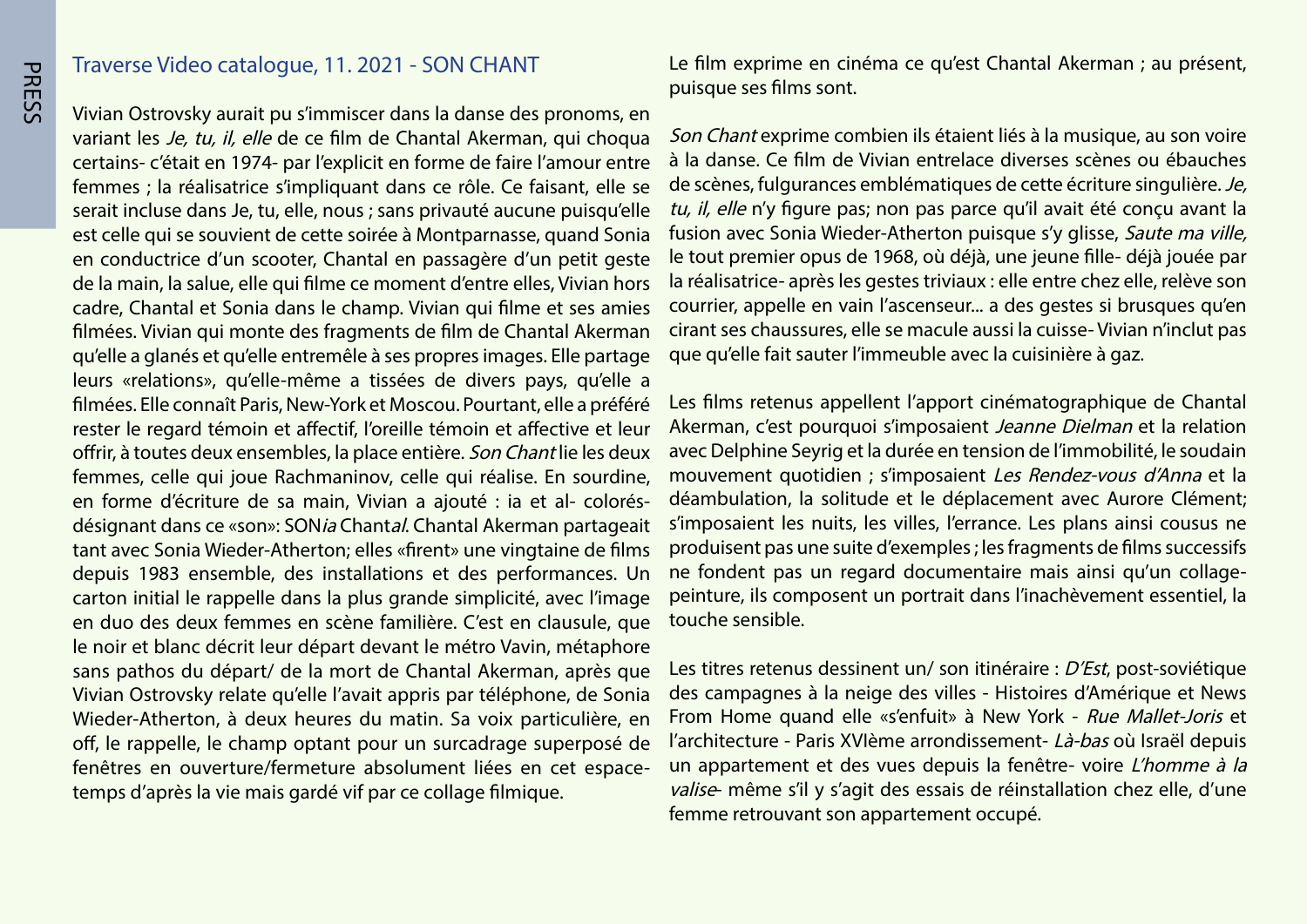## Traverse Video catalogue, 11. 2021 - SON CHANT

Vivian Ostrovsky aurait pu s'immiscer dans la danse des pronoms, en variant les *Je, tu, il, elle* de ce film de Chantal Akerman, qui choqua certains- c'était en 1974- par l'explicit en forme de faire l'amour entre femmes ; la réalisatrice s'impliquant dans ce rôle. Ce faisant, elle se serait incluse dans Je, tu, elle, nous ; sans privauté aucune puisqu'elle est celle qui se souvient de cette soirée à Montparnasse, quand Sonia en conductrice d'un scooter, Chantal en passagère d'un petit geste de la main, la salue, elle qui filme ce moment d'entre elles, Vivian hors cadre, Chantal et Sonia dans le champ. Vivian qui filme et ses amies filmées. Vivian qui monte des fragments de film de Chantal Akerman qu'elle a glanés et qu'elle entremêle à ses propres images. Elle partage leurs «relations», qu'elle-même a tissées de divers pays, qu'elle a filmées. Elle connaît Paris, New-York et Moscou. Pourtant, elle a préféré rester le regard témoin et affectif, l'oreille témoin et affective et leur offrir, à toutes deux ensembles, la place entière. *Son Chant* lie les deux femmes, celle qui joue Rachmaninov, celle qui réalise. En sourdine, en forme d'écriture de sa main, Vivian a ajouté : ia et al- colorés- désignant dans ce «son»: SON*ia* Chant*al*. Chantal Akerman partageait tant avec Sonia Wieder-Atherton; elles «firent» une vingtaine de films depuis 1983 ensemble, des installations et des performances. Un carton initial le rappelle dans la plus grande simplicité, avec l'image en duo des deux femmes en scène familière. C'est en clausule, que le noir et blanc décrit leur départ devant le métro Vavin, métaphore sans pathos du départ/ de la mort de Chantal Akerman, après que Vivian Ostrovsky relate qu'elle l'avait appris par téléphone, de Sonia Wieder-Atherton, à deux heures du matin. Sa voix particulière, en off, le rappelle, le champ optant pour un surcadrage superposé de fenêtres en ouverture/fermeture absolument liées en cet espace-temps d'après la vie mais gardé vif par ce collage filmique.

Le film exprime en cinéma ce qu'est Chantal Akerman ; au présent, puisque ses films sont.

*Son Chant* exprime combien ils étaient liés à la musique, au son voire à la danse. Ce film de Vivian entrelace diverses scènes ou ébauches de scènes, fulgurances emblématiques de cette écriture singulière. *Je, tu, il, elle* n'y figure pas; non pas parce qu'il avait été conçu avant la fusion avec Sonia Wieder-Atherton puisque s'y glisse, *Saute ma ville,* le tout premier opus de 1968, où déjà, une jeune fille- déjà jouée par la réalisatrice- après les gestes triviaux : elle entre chez elle, relève son courrier, appelle en vain l'ascenseur... a des gestes si brusques qu'en cirant ses chaussures, elle se macule aussi la cuisse- Vivian n'inclut pas que qu'elle fait sauter l'immeuble avec la cuisinière à gaz.

Les films retenus appellent l'apport cinématographique de Chantal Akerman, c'est pourquoi s'imposaient *Jeanne Dielman* et la relation avec Delphine Seyrig et la durée en tension de l'immobilité, le soudain mouvement quotidien ; s'imposaient *Les Rendez-vous d'Anna* et la déambulation, la solitude et le déplacement avec Aurore Clément; s'imposaient les nuits, les villes, l'errance. Les plans ainsi cousus ne produisent pas une suite d'exemples ; les fragments de films successifs ne fondent pas un regard documentaire mais ainsi qu'un collage-peinture, ils composent un portrait dans l'inachèvement essentiel, la touche sensible.

Les titres retenus dessinent un/ son itinéraire : *D'Est*, post-soviétique des campagnes à la neige des villes - Histoires d'Amérique et News From Home quand elle «s'enfuit» à New York - *Rue Mallet-Joris* et l'architecture - Paris XVIème arrondissement- *Là-bas* où Israël depuis un appartement et des vues depuis la fenêtre- voire *L'homme à la valise*- même s'il y s'agit des essais de réinstallation chez elle, d'une femme retrouvant son appartement occupé.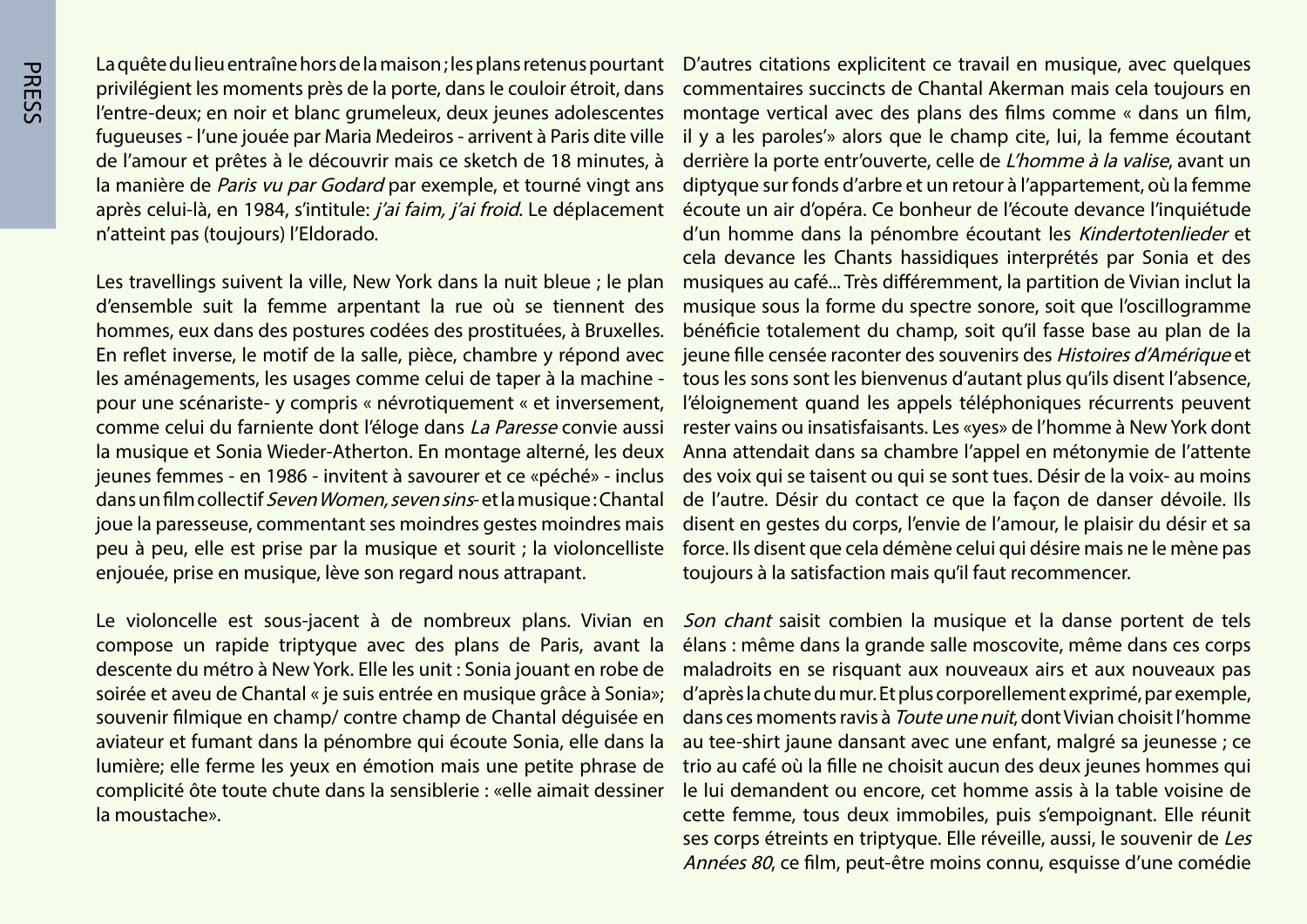La quête du lieu entraîne hors de la maison ; les plans retenus pourtant privilégient les moments près de la porte, dans le couloir étroit, dans l'entre-deux; en noir et blanc grumeleux, deux jeunes adolescentes fugueuses - l'une jouée par Maria Medeiros - arrivent à Paris dite ville de l'amour et prêtes à le découvrir mais ce sketch de 18 minutes, à la manière de *Paris vu par Godard* par exemple, et tourné vingt ans après celui-là, en 1984, s'intitule: *j'ai faim, j'ai froid*. Le déplacement n'atteint pas (toujours) l'Eldorado.

Les travellings suivent la ville, New York dans la nuit bleue ; le plan d'ensemble suit la femme arpentant la rue où se tiennent des hommes, eux dans des postures codées des prostituées, à Bruxelles. En reflet inverse, le motif de la salle, pièce, chambre y répond avec les aménagements, les usages comme celui de taper à la machine - pour une scénariste- y compris « névrotiquement « et inversement, comme celui du farniente dont l'éloge dans *La Paresse* convie aussi la musique et Sonia Wieder-Atherton. En montage alterné, les deux jeunes femmes - en 1986 - invitent à savourer et ce «péché» - inclus dans un film collectif *Seven Women, seven sins*- et la musique : Chantal joue la paresseuse, commentant ses moindres gestes moindres mais peu à peu, elle est prise par la musique et sourit ; la violoncelliste enjouée, prise en musique, lève son regard nous attrapant.

Le violoncelle est sous-jacent à de nombreux plans. Vivian en compose un rapide triptyque avec des plans de Paris, avant la descente du métro à New York. Elle les unit : Sonia jouant en robe de soirée et aveu de Chantal « je suis entrée en musique grâce à Sonia»; souvenir filmique en champ/ contre champ de Chantal déguisée en aviateur et fumant dans la pénombre qui écoute Sonia, elle dans la lumière; elle ferme les yeux en émotion mais une petite phrase de complicité ôte toute chute dans la sensiblerie : «elle aimait dessiner la moustache».

D'autres citations explicitent ce travail en musique, avec quelques commentaires succincts de Chantal Akerman mais cela toujours en montage vertical avec des plans des films comme « dans un film, il y a les paroles'» alors que le champ cite, lui, la femme écoutant derrière la porte entr'ouverte, celle de *L'homme à la valise*, avant un diptyque sur fonds d'arbre et un retour à l'appartement, où la femme écoute un air d'opéra. Ce bonheur de l'écoute devance l'inquiétude d'un homme dans la pénombre écoutant les *Kindertotenlieder* et cela devance les Chants hassidiques interprétés par Sonia et des musiques au café... Très différemment, la partition de Vivian inclut la musique sous la forme du spectre sonore, soit que l'oscillogramme bénéficie totalement du champ, soit qu'il fasse base au plan de la jeune fille censée raconter des souvenirs des *Histoires d'Amérique* et tous les sons sont les bienvenus d'autant plus qu'ils disent l'absence, l'éloignement quand les appels téléphoniques récurrents peuvent rester vains ou insatisfaisants. Les «yes» de l'homme à New York dont Anna attendait dans sa chambre l'appel en métonymie de l'attente des voix qui se taisent ou qui se sont tues. Désir de la voix- au moins de l'autre. Désir du contact ce que la façon de danser dévoile. Ils disent en gestes du corps, l'envie de l'amour, le plaisir du désir et sa force. Ils disent que cela démène celui qui désire mais ne le mène pas toujours à la satisfaction mais qu'il faut recommencer.

*Son chant* saisit combien la musique et la danse portent de tels élans : même dans la grande salle moscovite, même dans ces corps maladroits en se risquant aux nouveaux airs et aux nouveaux pas d'après la chute du mur. Et plus corporellement exprimé, par exemple, dans ces moments ravis à *Toute une nuit*, dont Vivian choisit l'homme au tee-shirt jaune dansant avec une enfant, malgré sa jeunesse ; ce trio au café où la fille ne choisit aucun des deux jeunes hommes qui le lui demandent ou encore, cet homme assis à la table voisine de cette femme, tous deux immobiles, puis s'empoignant. Elle réunit ses corps étreints en triptyque. Elle réveille, aussi, le souvenir de *Les Années 80*, ce film, peut-être moins connu, esquisse d'une comédie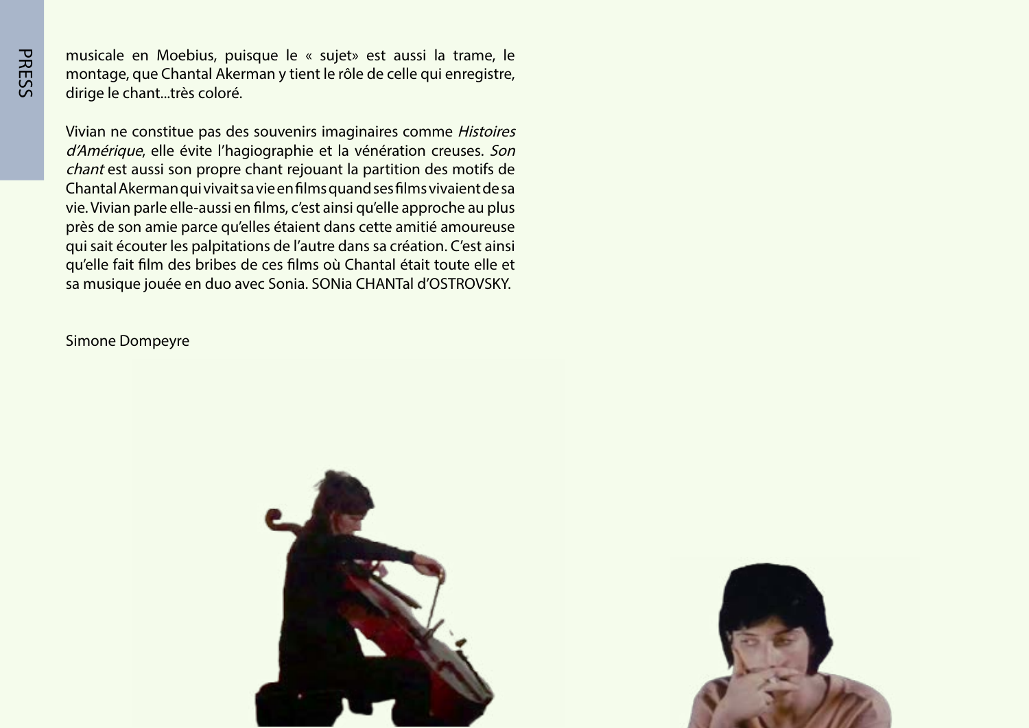musicale en Moebius, puisque le « sujet» est aussi la trame, le montage, que Chantal Akerman y tient le rôle de celle qui enregistre, dirige le chant...très coloré.

Vivian ne constitue pas des souvenirs imaginaires comme *Histoires d'Amérique*, elle évite l'hagiographie et la vénération creuses. *Son chant* est aussi son propre chant rejouant la partition des motifs de Chantal Akerman qui vivait sa vie en films quand ses films vivaient de sa vie. Vivian parle elle-aussi en films, c'est ainsi qu'elle approche au plus près de son amie parce qu'elles étaient dans cette amitié amoureuse qui sait écouter les palpitations de l'autre dans sa création. C'est ainsi qu'elle fait film des bribes de ces films où Chantal était toute elle et sa musique jouée en duo avec Sonia. SONia CHANTal d'OSTROVSKY.

Simone Dompeyre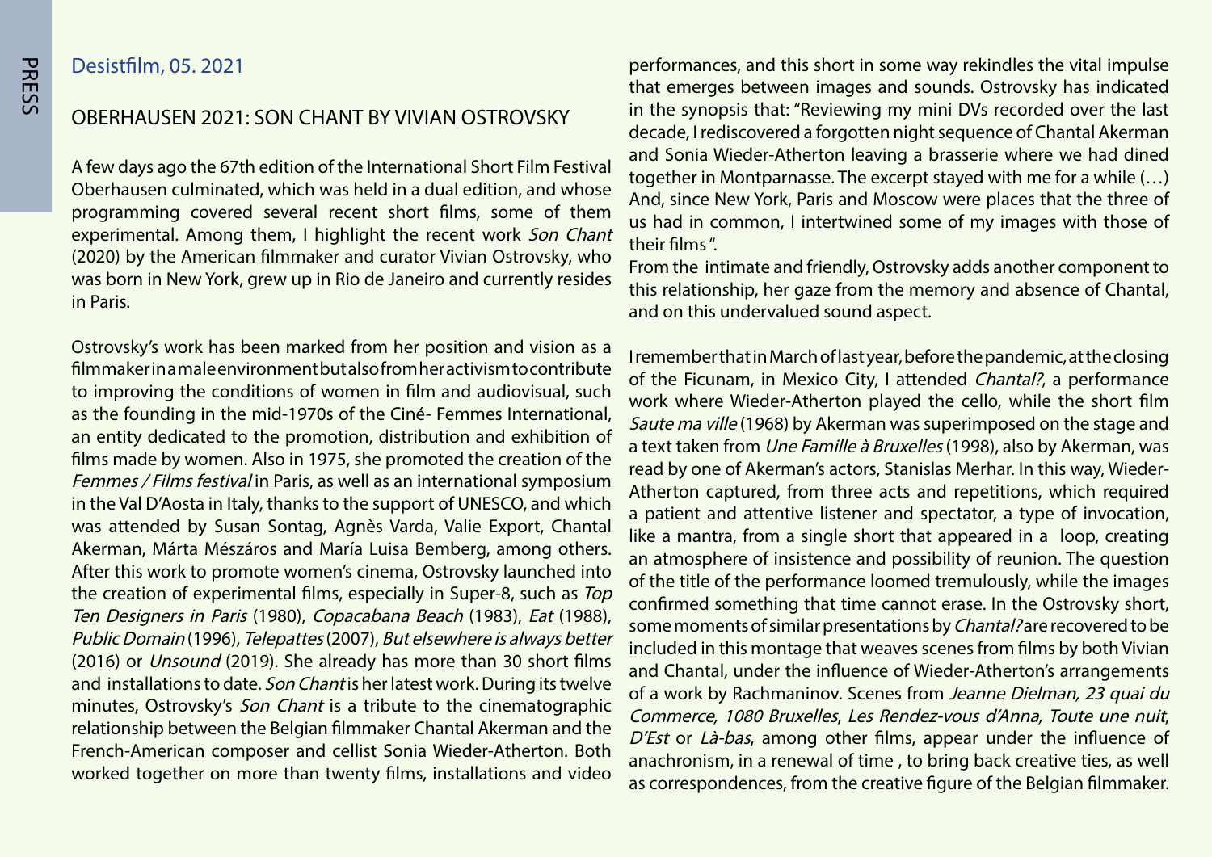Desistfilm, 05. 2021

## OBERHAUSEN 2021: SON CHANT BY VIVIAN OSTROVSKY

A few days ago the 67th edition of the International Short Film Festival Oberhausen culminated, which was held in a dual edition, and whose programming covered several recent short films, some of them experimental. Among them, I highlight the recent work *Son Chant* (2020) by the American filmmaker and curator Vivian Ostrovsky, who was born in New York, grew up in Rio de Janeiro and currently resides in Paris.

Ostrovsky's work has been marked from her position and vision as a filmmaker in a male environment but also from her activism to contribute to improving the conditions of women in film and audiovisual, such as the founding in the mid-1970s of the Ciné- Femmes International, an entity dedicated to the promotion, distribution and exhibition of films made by women. Also in 1975, she promoted the creation of the *Femmes / Films festival* in Paris, as well as an international symposium in the Val D'Aosta in Italy, thanks to the support of UNESCO, and which was attended by Susan Sontag, Agnès Varda, Valie Export, Chantal Akerman, Márta Mészáros and María Luisa Bemberg, among others. After this work to promote women's cinema, Ostrovsky launched into the creation of experimental films, especially in Super-8, such as *Top Ten Designers in Paris* (1980), *Copacabana Beach* (1983), *Eat* (1988), *Public Domain* (1996), *Telepattes* (2007), *But elsewhere is always better* (2016) or *Unsound* (2019). She already has more than 30 short films and installations to date. *Son Chant* is her latest work. During its twelve minutes, Ostrovsky's *Son Chant* is a tribute to the cinematographic relationship between the Belgian filmmaker Chantal Akerman and the French-American composer and cellist Sonia Wieder-Atherton. Both worked together on more than twenty films, installations and video performances, and this short in some way rekindles the vital impulse that emerges between images and sounds. Ostrovsky has indicated in the synopsis that: "Reviewing my mini DVs recorded over the last decade, I rediscovered a forgotten night sequence of Chantal Akerman and Sonia Wieder-Atherton leaving a brasserie where we had dined together in Montparnasse. The excerpt stayed with me for a while (…) And, since New York, Paris and Moscow were places that the three of us had in common, I intertwined some of my images with those of their films".

From the intimate and friendly, Ostrovsky adds another component to this relationship, her gaze from the memory and absence of Chantal, and on this undervalued sound aspect.

I remember that in March of last year, before the pandemic, at the closing of the Ficunam, in Mexico City, I attended *Chantal?*, a performance work where Wieder-Atherton played the cello, while the short film *Saute ma ville* (1968) by Akerman was superimposed on the stage and a text taken from *Une Famille à Bruxelles* (1998), also by Akerman, was read by one of Akerman's actors, Stanislas Merhar. In this way, Wieder-Atherton captured, from three acts and repetitions, which required a patient and attentive listener and spectator, a type of invocation, like a mantra, from a single short that appeared in a loop, creating an atmosphere of insistence and possibility of reunion. The question of the title of the performance loomed tremulously, while the images confirmed something that time cannot erase. In the Ostrovsky short, some moments of similar presentations by *Chantal?* are recovered to be included in this montage that weaves scenes from films by both Vivian and Chantal, under the influence of Wieder-Atherton's arrangements of a work by Rachmaninov. Scenes from *Jeanne Dielman, 23 quai du Commerce, 1080 Bruxelles*, *Les Rendez-vous d'Anna*, *Toute une nuit*, *D'Est* or *Là-bas*, among other films, appear under the influence of anachronism, in a renewal of time , to bring back creative ties, as well as correspondences, from the creative figure of the Belgian filmmaker.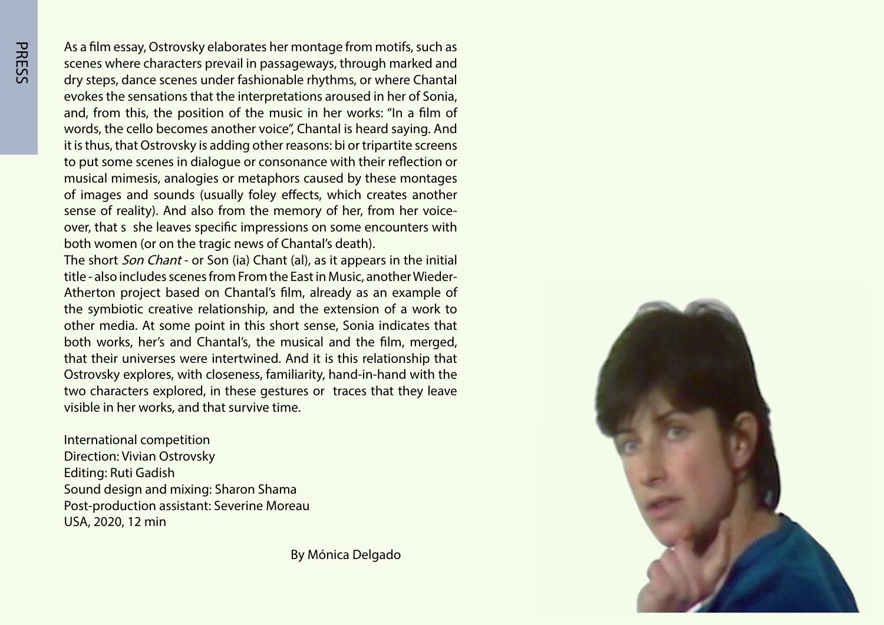As a film essay, Ostrovsky elaborates her montage from motifs, such as scenes where characters prevail in passageways, through marked and dry steps, dance scenes under fashionable rhythms, or where Chantal evokes the sensations that the interpretations aroused in her of Sonia, and, from this, the position of the music in her works: "In a film of words, the cello becomes another voice", Chantal is heard saying. And it is thus, that Ostrovsky is adding other reasons: bi or tripartite screens to put some scenes in dialogue or consonance with their reflection or musical mimesis, analogies or metaphors caused by these montages of images and sounds (usually foley effects, which creates another sense of reality). And also from the memory of her, from her voice-over, that s she leaves specific impressions on some encounters with both women (or on the tragic news of Chantal's death).

The short *Son Chant* - or Son (ia) Chant (al), as it appears in the initial title - also includes scenes from From the East in Music, another Wieder-Atherton project based on Chantal's film, already as an example of the symbiotic creative relationship, and the extension of a work to other media. At some point in this short sense, Sonia indicates that both works, her's and Chantal's, the musical and the film, merged, that their universes were intertwined. And it is this relationship that Ostrovsky explores, with closeness, familiarity, hand-in-hand with the two characters explored, in these gestures or traces that they leave visible in her works, and that survive time.

International competition
Direction: Vivian Ostrovsky
Editing: Ruti Gadish
Sound design and mixing: Sharon Shama
Post-production assistant: Severine Moreau
USA, 2020, 12 min

By Mónica Delgado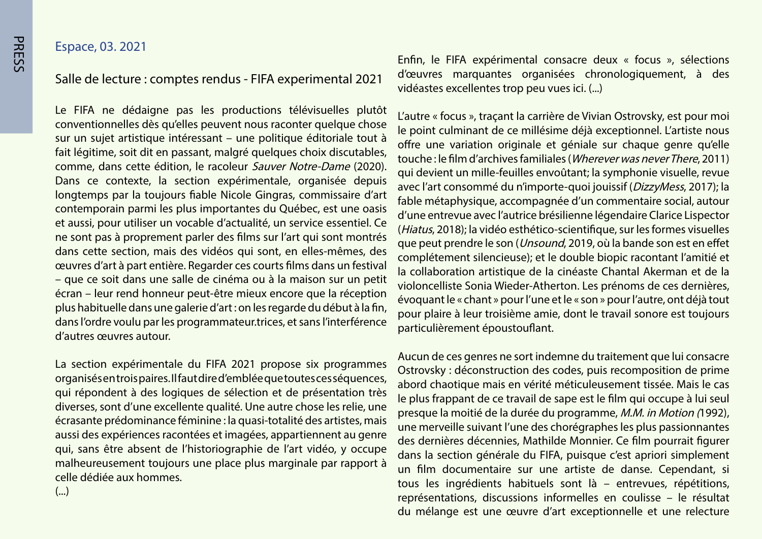Espace, 03. 2021

## Salle de lecture : comptes rendus - FIFA experimental 2021

Le FIFA ne dédaigne pas les productions télévisuelles plutôt conventionnelles dès qu'elles peuvent nous raconter quelque chose sur un sujet artistique intéressant – une politique éditoriale tout à fait légitime, soit dit en passant, malgré quelques choix discutables, comme, dans cette édition, le racoleur *Sauver Notre-Dame* (2020). Dans ce contexte, la section expérimentale, organisée depuis longtemps par la toujours fiable Nicole Gingras, commissaire d'art contemporain parmi les plus importantes du Québec, est une oasis et aussi, pour utiliser un vocable d'actualité, un service essentiel. Ce ne sont pas à proprement parler des films sur l'art qui sont montrés dans cette section, mais des vidéos qui sont, en elles-mêmes, des œuvres d'art à part entière. Regarder ces courts films dans un festival – que ce soit dans une salle de cinéma ou à la maison sur un petit écran – leur rend honneur peut-être mieux encore que la réception plus habituelle dans une galerie d'art : on les regarde du début à la fin, dans l'ordre voulu par les programmateur.trices, et sans l'interférence d'autres œuvres autour.

La section expérimentale du FIFA 2021 propose six programmes organisés en trois paires. Il faut dire d'emblée que toutes ces séquences, qui répondent à des logiques de sélection et de présentation très diverses, sont d'une excellente qualité. Une autre chose les relie, une écrasante prédominance féminine : la quasi-totalité des artistes, mais aussi des expériences racontées et imagées, appartiennent au genre qui, sans être absent de l'historiographie de l'art vidéo, y occupe malheureusement toujours une place plus marginale par rapport à celle dédiée aux hommes.

(...)

Enfin, le FIFA expérimental consacre deux « focus », sélections d'œuvres marquantes organisées chronologiquement, à des vidéastes excellentes trop peu vues ici. (...)

L'autre « focus », traçant la carrière de Vivian Ostrovsky, est pour moi le point culminant de ce millésime déjà exceptionnel. L'artiste nous offre une variation originale et géniale sur chaque genre qu'elle touche : le film d'archives familiales (*Wherever was never There*, 2011) qui devient un mille-feuilles envoûtant; la symphonie visuelle, revue avec l'art consommé du n'importe-quoi jouissif (*DizzyMess*, 2017); la fable métaphysique, accompagnée d'un commentaire social, autour d'une entrevue avec l'autrice brésilienne légendaire Clarice Lispector (*Hiatus*, 2018); la vidéo esthético-scientifique, sur les formes visuelles que peut prendre le son (*Unsound*, 2019, où la bande son est en effet complétement silencieuse); et le double biopic racontant l'amitié et la collaboration artistique de la cinéaste Chantal Akerman et de la violoncelliste Sonia Wieder-Atherton. Les prénoms de ces dernières, évoquant le « chant » pour l'une et le « son » pour l'autre, ont déjà tout pour plaire à leur troisième amie, dont le travail sonore est toujours particulièrement époustouflant.

Aucun de ces genres ne sort indemne du traitement que lui consacre Ostrovsky : déconstruction des codes, puis recomposition de prime abord chaotique mais en vérité méticuleusement tissée. Mais le cas le plus frappant de ce travail de sape est le film qui occupe à lui seul presque la moitié de la durée du programme, *M.M. in Motion (*1992), une merveille suivant l'une des chorégraphes les plus passionnantes des dernières décennies, Mathilde Monnier. Ce film pourrait figurer dans la section générale du FIFA, puisque c'est apriori simplement un film documentaire sur une artiste de danse. Cependant, si tous les ingrédients habituels sont là – entrevues, répétitions, représentations, discussions informelles en coulisse – le résultat du mélange est une œuvre d'art exceptionnelle et une relecture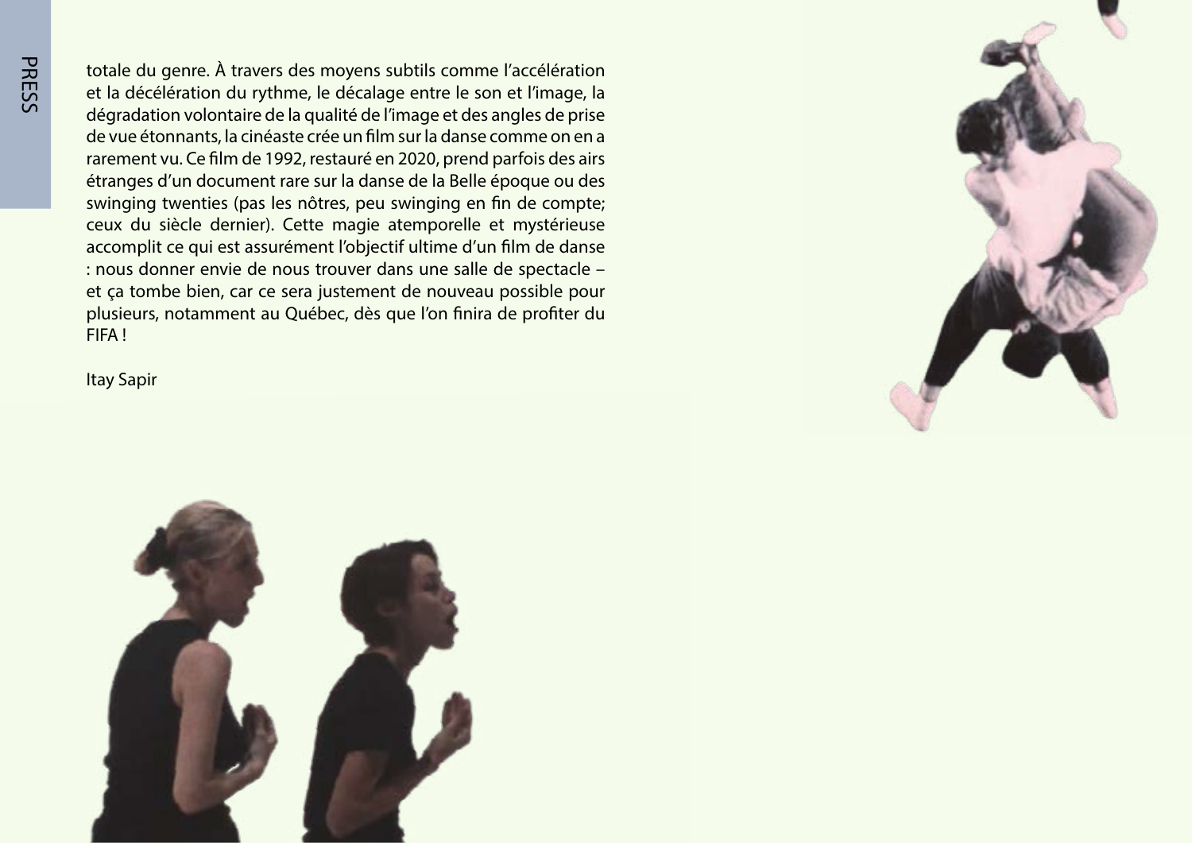totale du genre. À travers des moyens subtils comme l'accélération et la décélération du rythme, le décalage entre le son et l'image, la dégradation volontaire de la qualité de l'image et des angles de prise de vue étonnants, la cinéaste crée un film sur la danse comme on en a rarement vu. Ce film de 1992, restauré en 2020, prend parfois des airs étranges d'un document rare sur la danse de la Belle époque ou des swinging twenties (pas les nôtres, peu swinging en fin de compte; ceux du siècle dernier). Cette magie atemporelle et mystérieuse accomplit ce qui est assurément l'objectif ultime d'un film de danse : nous donner envie de nous trouver dans une salle de spectacle – et ça tombe bien, car ce sera justement de nouveau possible pour plusieurs, notamment au Québec, dès que l'on finira de profiter du FIFA !

Itay Sapir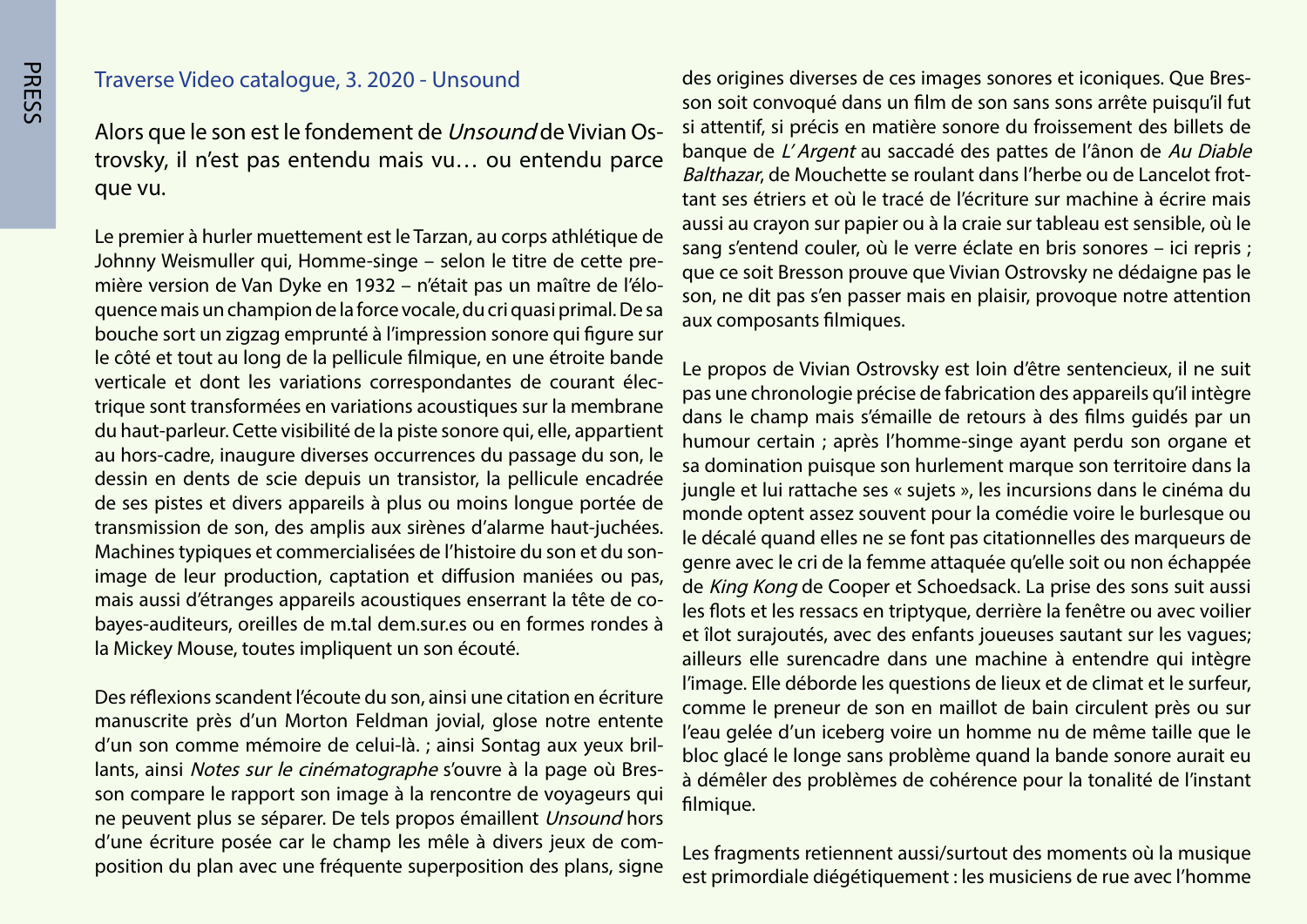Traverse Video catalogue, 3. 2020 - Unsound

Alors que le son est le fondement de *Unsound* de Vivian Ostrovsky, il n'est pas entendu mais vu… ou entendu parce que vu.

Le premier à hurler muettement est le Tarzan, au corps athlétique de Johnny Weismuller qui, Homme-singe – selon le titre de cette première version de Van Dyke en 1932 – n'était pas un maître de l'éloquence mais un champion de la force vocale, du cri quasi primal. De sa bouche sort un zigzag emprunté à l'impression sonore qui figure sur le côté et tout au long de la pellicule filmique, en une étroite bande verticale et dont les variations correspondantes de courant électrique sont transformées en variations acoustiques sur la membrane du haut-parleur. Cette visibilité de la piste sonore qui, elle, appartient au hors-cadre, inaugure diverses occurrences du passage du son, le dessin en dents de scie depuis un transistor, la pellicule encadrée de ses pistes et divers appareils à plus ou moins longue portée de transmission de son, des amplis aux sirènes d'alarme haut-juchées. Machines typiques et commercialisées de l'histoire du son et du son-image de leur production, captation et diffusion maniées ou pas, mais aussi d'étranges appareils acoustiques enserrant la tête de cobayes-auditeurs, oreilles de m.tal dem.sur.es ou en formes rondes à la Mickey Mouse, toutes impliquent un son écouté.

Des réflexions scandent l'écoute du son, ainsi une citation en écriture manuscrite près d'un Morton Feldman jovial, glose notre entente d'un son comme mémoire de celui-là. ; ainsi Sontag aux yeux brillants, ainsi *Notes sur le cinématographe* s'ouvre à la page où Bresson compare le rapport son image à la rencontre de voyageurs qui ne peuvent plus se séparer. De tels propos émaillent *Unsound* hors d'une écriture posée car le champ les mêle à divers jeux de composition du plan avec une fréquente superposition des plans, signe des origines diverses de ces images sonores et iconiques. Que Bresson soit convoqué dans un film de son sans sons arrête puisqu'il fut si attentif, si précis en matière sonore du froissement des billets de banque de *L'Argent* au saccadé des pattes de l'ânon de *Au Diable Balthazar*, de Mouchette se roulant dans l'herbe ou de Lancelot frottant ses étriers et où le tracé de l'écriture sur machine à écrire mais aussi au crayon sur papier ou à la craie sur tableau est sensible, où le sang s'entend couler, où le verre éclate en bris sonores – ici repris ; que ce soit Bresson prouve que Vivian Ostrovsky ne dédaigne pas le son, ne dit pas s'en passer mais en plaisir, provoque notre attention aux composants filmiques.

Le propos de Vivian Ostrovsky est loin d'être sentencieux, il ne suit pas une chronologie précise de fabrication des appareils qu'il intègre dans le champ mais s'émaille de retours à des films guidés par un humour certain ; après l'homme-singe ayant perdu son organe et sa domination puisque son hurlement marque son territoire dans la jungle et lui rattache ses « sujets », les incursions dans le cinéma du monde optent assez souvent pour la comédie voire le burlesque ou le décalé quand elles ne se font pas citationnelles des marqueurs de genre avec le cri de la femme attaquée qu'elle soit ou non échappée de *King Kong* de Cooper et Schoedsack. La prise des sons suit aussi les flots et les ressacs en triptyque, derrière la fenêtre ou avec voilier et îlot surajoutés, avec des enfants joueuses sautant sur les vagues; ailleurs elle surencadre dans une machine à entendre qui intègre l'image. Elle déborde les questions de lieux et de climat et le surfeur, comme le preneur de son en maillot de bain circulent près ou sur l'eau gelée d'un iceberg voire un homme nu de même taille que le bloc glacé le longe sans problème quand la bande sonore aurait eu à démêler des problèmes de cohérence pour la tonalité de l'instant filmique.

Les fragments retiennent aussi/surtout des moments où la musique est primordiale diégétiquement : les musiciens de rue avec l'homme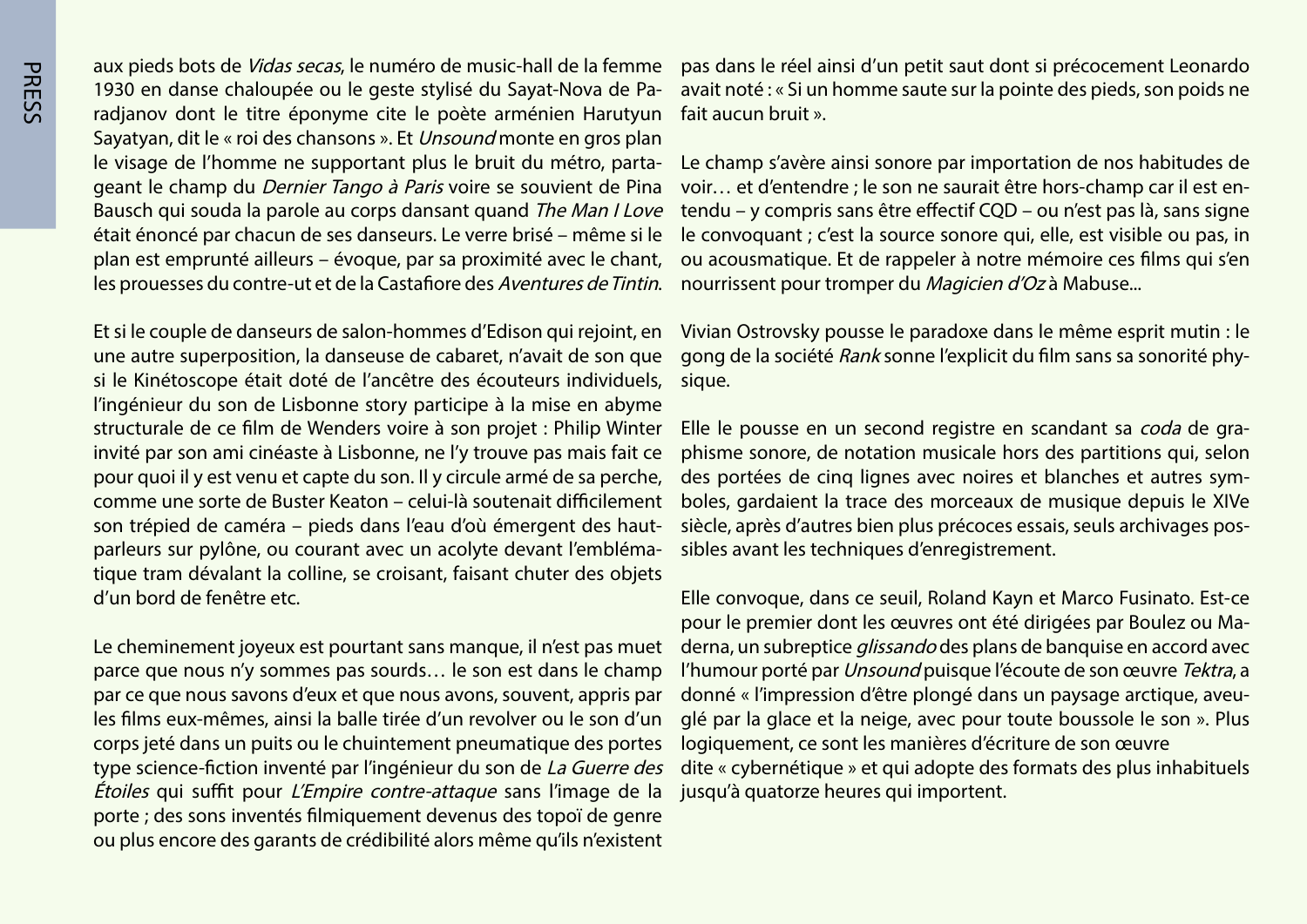aux pieds bots de *Vidas secas*, le numéro de music-hall de la femme 1930 en danse chaloupée ou le geste stylisé du Sayat-Nova de Paradjanov dont le titre éponyme cite le poète arménien Harutyun Sayatyan, dit le « roi des chansons ». Et *Unsound* monte en gros plan le visage de l'homme ne supportant plus le bruit du métro, partageant le champ du *Dernier Tango à Paris* voire se souvient de Pina Bausch qui souda la parole au corps dansant quand *The Man I Love* était énoncé par chacun de ses danseurs. Le verre brisé – même si le plan est emprunté ailleurs – évoque, par sa proximité avec le chant, les prouesses du contre-ut et de la Castafiore des *Aventures de Tintin*.

Et si le couple de danseurs de salon-hommes d'Edison qui rejoint, en une autre superposition, la danseuse de cabaret, n'avait de son que si le Kinétoscope était doté de l'ancêtre des écouteurs individuels, l'ingénieur du son de Lisbonne story participe à la mise en abyme structurale de ce film de Wenders voire à son projet : Philip Winter invité par son ami cinéaste à Lisbonne, ne l'y trouve pas mais fait ce pour quoi il y est venu et capte du son. Il y circule armé de sa perche, comme une sorte de Buster Keaton – celui-là soutenait difficilement son trépied de caméra – pieds dans l'eau d'où émergent des haut-parleurs sur pylône, ou courant avec un acolyte devant l'emblématique tram dévalant la colline, se croisant, faisant chuter des objets d'un bord de fenêtre etc.

Le cheminement joyeux est pourtant sans manque, il n'est pas muet parce que nous n'y sommes pas sourds… le son est dans le champ par ce que nous savons d'eux et que nous avons, souvent, appris par les films eux-mêmes, ainsi la balle tirée d'un revolver ou le son d'un corps jeté dans un puits ou le chuintement pneumatique des portes type science-fiction inventé par l'ingénieur du son de *La Guerre des Étoiles* qui suffit pour *L'Empire contre-attaque* sans l'image de la porte ; des sons inventés filmiquement devenus des topoï de genre ou plus encore des garants de crédibilité alors même qu'ils n'existent pas dans le réel ainsi d'un petit saut dont si précocement Leonardo avait noté : « Si un homme saute sur la pointe des pieds, son poids ne fait aucun bruit ».

Le champ s'avère ainsi sonore par importation de nos habitudes de voir… et d'entendre ; le son ne saurait être hors-champ car il est entendu – y compris sans être effectif CQD – ou n'est pas là, sans signe le convoquant ; c'est la source sonore qui, elle, est visible ou pas, in ou acousmatique. Et de rappeler à notre mémoire ces films qui s'en nourrissent pour tromper du *Magicien d'Oz* à Mabuse...

Vivian Ostrovsky pousse le paradoxe dans le même esprit mutin : le gong de la société *Rank* sonne l'explicit du film sans sa sonorité physique.

Elle le pousse en un second registre en scandant sa *coda* de graphisme sonore, de notation musicale hors des partitions qui, selon des portées de cinq lignes avec noires et blanches et autres symboles, gardaient la trace des morceaux de musique depuis le XIVe siècle, après d'autres bien plus précoces essais, seuls archivages possibles avant les techniques d'enregistrement.

Elle convoque, dans ce seuil, Roland Kayn et Marco Fusinato. Est-ce pour le premier dont les œuvres ont été dirigées par Boulez ou Maderna, un subreptice *glissando* des plans de banquise en accord avec l'humour porté par *Unsound* puisque l'écoute de son œuvre *Tektra*, a donné « l'impression d'être plongé dans un paysage arctique, aveuglé par la glace et la neige, avec pour toute boussole le son ». Plus logiquement, ce sont les manières d'écriture de son œuvre dite « cybernétique » et qui adopte des formats des plus inhabituels jusqu'à quatorze heures qui importent.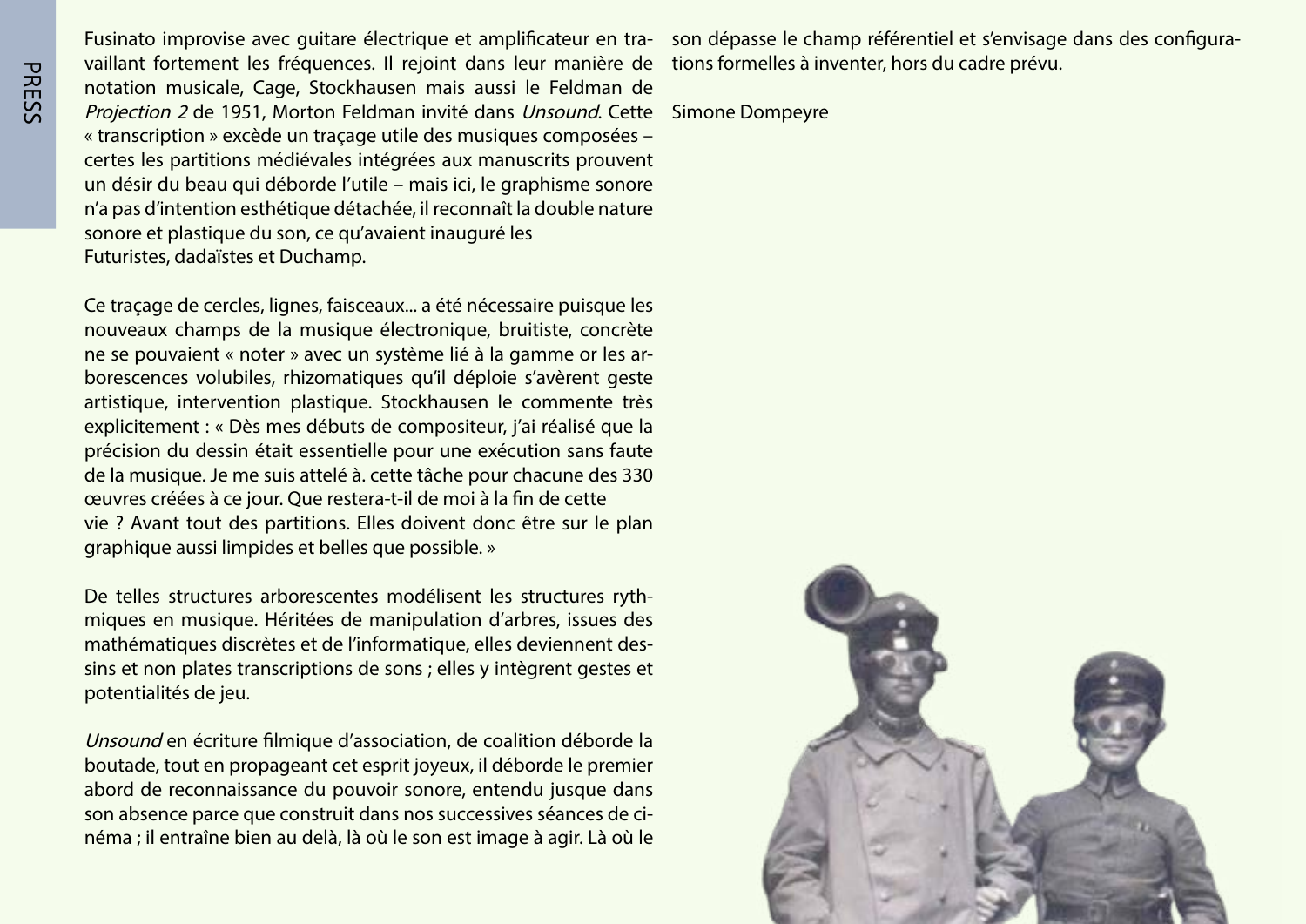Fusinato improvise avec guitare électrique et amplificateur en travaillant fortement les fréquences. Il rejoint dans leur manière de notation musicale, Cage, Stockhausen mais aussi le Feldman de *Projection 2* de 1951, Morton Feldman invité dans *Unsound*. Cette « transcription » excède un traçage utile des musiques composées – certes les partitions médiévales intégrées aux manuscrits prouvent un désir du beau qui déborde l'utile – mais ici, le graphisme sonore n'a pas d'intention esthétique détachée, il reconnaît la double nature sonore et plastique du son, ce qu'avaient inauguré les Futuristes, dadaïstes et Duchamp.

Ce traçage de cercles, lignes, faisceaux... a été nécessaire puisque les nouveaux champs de la musique électronique, bruitiste, concrète ne se pouvaient « noter » avec un système lié à la gamme or les arborescences volubiles, rhizomatiques qu'il déploie s'avèrent geste artistique, intervention plastique. Stockhausen le commente très explicitement : « Dès mes débuts de compositeur, j'ai réalisé que la précision du dessin était essentielle pour une exécution sans faute de la musique. Je me suis attelé à. cette tâche pour chacune des 330 œuvres créées à ce jour. Que restera-t-il de moi à la fin de cette vie ? Avant tout des partitions. Elles doivent donc être sur le plan graphique aussi limpides et belles que possible. »

De telles structures arborescentes modélisent les structures rythmiques en musique. Héritées de manipulation d'arbres, issues des mathématiques discrètes et de l'informatique, elles deviennent dessins et non plates transcriptions de sons ; elles y intègrent gestes et potentialités de jeu.

*Unsound* en écriture filmique d'association, de coalition déborde la boutade, tout en propageant cet esprit joyeux, il déborde le premier abord de reconnaissance du pouvoir sonore, entendu jusque dans son absence parce que construit dans nos successives séances de cinéma ; il entraîne bien au delà, là où le son est image à agir. Là où le son dépasse le champ référentiel et s'envisage dans des configurations formelles à inventer, hors du cadre prévu.

Simone Dompeyre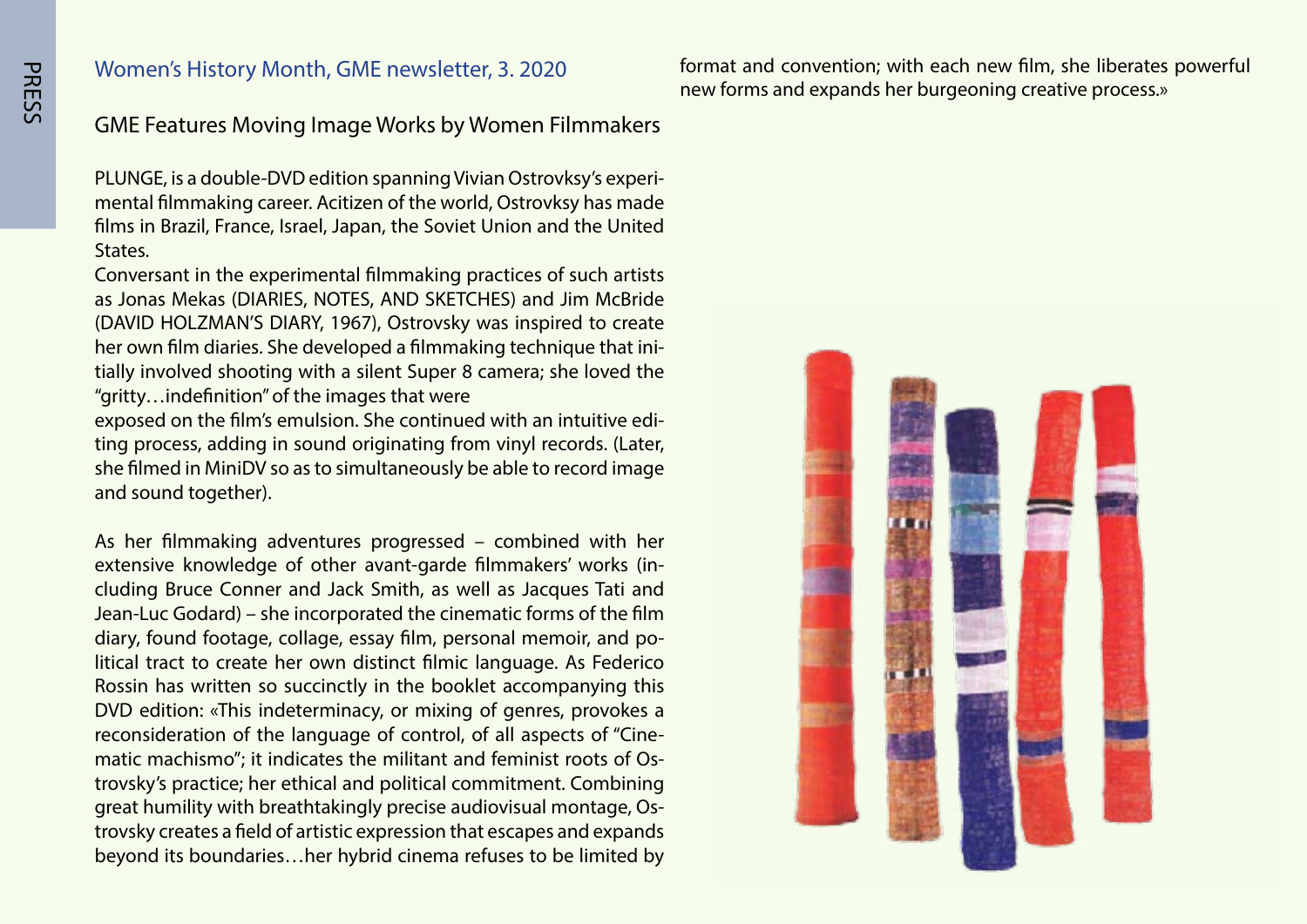Women's History Month, GME newsletter, 3. 2020

## GME Features Moving Image Works by Women Filmmakers

PLUNGE, is a double-DVD edition spanning Vivian Ostrovksy's experimental filmmaking career. Acitizen of the world, Ostrovksy has made films in Brazil, France, Israel, Japan, the Soviet Union and the United States.

Conversant in the experimental filmmaking practices of such artists as Jonas Mekas (DIARIES, NOTES, AND SKETCHES) and Jim McBride (DAVID HOLZMAN'S DIARY, 1967), Ostrovsky was inspired to create her own film diaries. She developed a filmmaking technique that initially involved shooting with a silent Super 8 camera; she loved the "gritty…indefinition" of the images that were exposed on the film's emulsion. She continued with an intuitive editing process, adding in sound originating from vinyl records. (Later, she filmed in MiniDV so as to simultaneously be able to record image and sound together).

As her filmmaking adventures progressed – combined with her extensive knowledge of other avant-garde filmmakers' works (including Bruce Conner and Jack Smith, as well as Jacques Tati and Jean-Luc Godard) – she incorporated the cinematic forms of the film diary, found footage, collage, essay film, personal memoir, and political tract to create her own distinct filmic language. As Federico Rossin has written so succinctly in the booklet accompanying this DVD edition: «This indeterminacy, or mixing of genres, provokes a reconsideration of the language of control, of all aspects of "Cinematic machismo"; it indicates the militant and feminist roots of Ostrovsky's practice; her ethical and political commitment. Combining great humility with breathtakingly precise audiovisual montage, Ostrovsky creates a field of artistic expression that escapes and expands beyond its boundaries…her hybrid cinema refuses to be limited by format and convention; with each new film, she liberates powerful new forms and expands her burgeoning creative process.»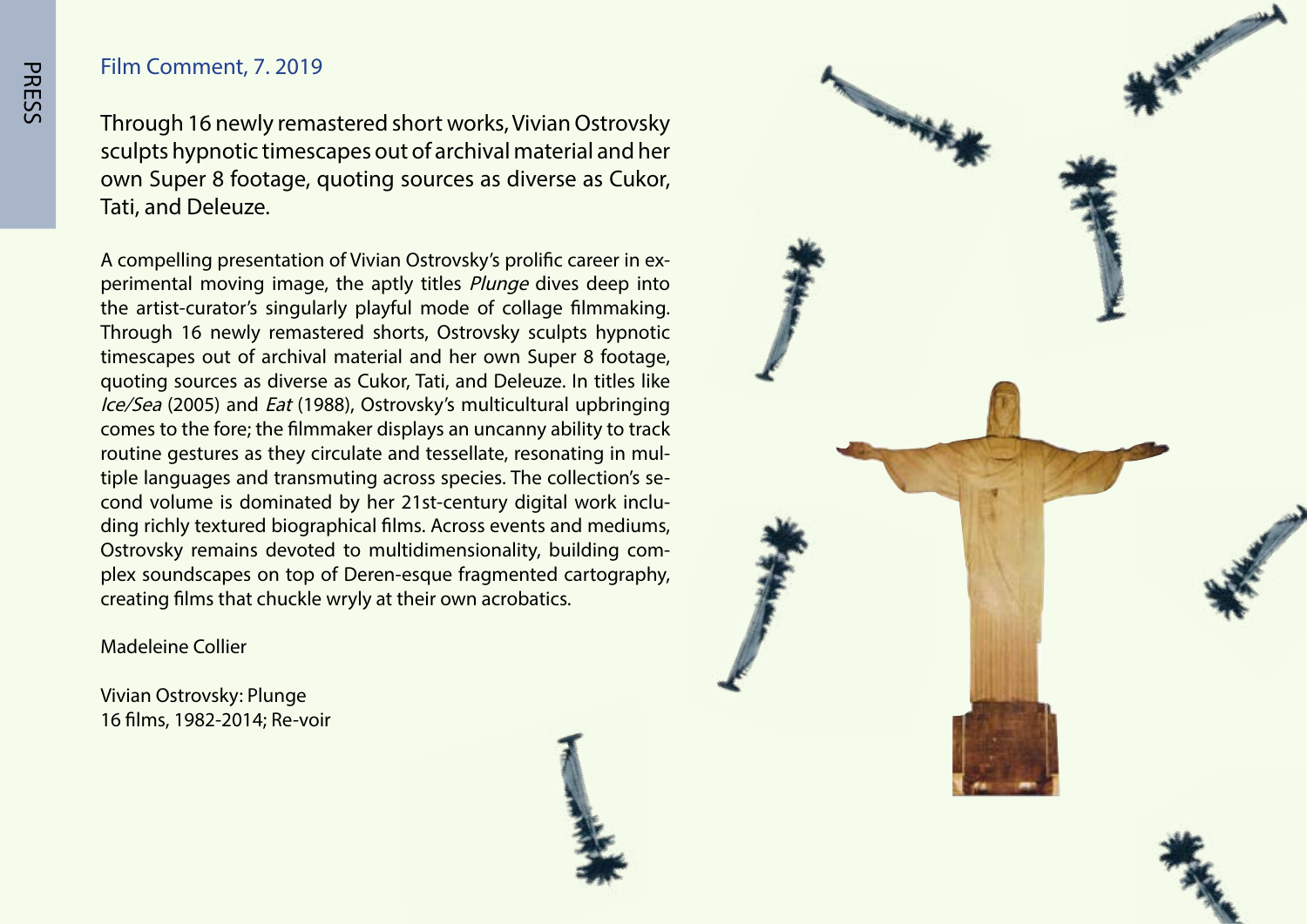PRESS

Film Comment, 7. 2019

Through 16 newly remastered short works, Vivian Ostrovsky sculpts hypnotic timescapes out of archival material and her own Super 8 footage, quoting sources as diverse as Cukor, Tati, and Deleuze.

A compelling presentation of Vivian Ostrovsky's prolific career in experimental moving image, the aptly titles *Plunge* dives deep into the artist-curator's singularly playful mode of collage filmmaking. Through 16 newly remastered shorts, Ostrovsky sculpts hypnotic timescapes out of archival material and her own Super 8 footage, quoting sources as diverse as Cukor, Tati, and Deleuze. In titles like *Ice/Sea* (2005) and *Eat* (1988), Ostrovsky's multicultural upbringing comes to the fore; the filmmaker displays an uncanny ability to track routine gestures as they circulate and tessellate, resonating in multiple languages and transmuting across species. The collection's second volume is dominated by her 21st-century digital work including richly textured biographical films. Across events and mediums, Ostrovsky remains devoted to multidimensionality, building complex soundscapes on top of Deren-esque fragmented cartography, creating films that chuckle wryly at their own acrobatics.

Madeleine Collier

Vivian Ostrovsky: Plunge
16 films, 1982-2014; Re-voir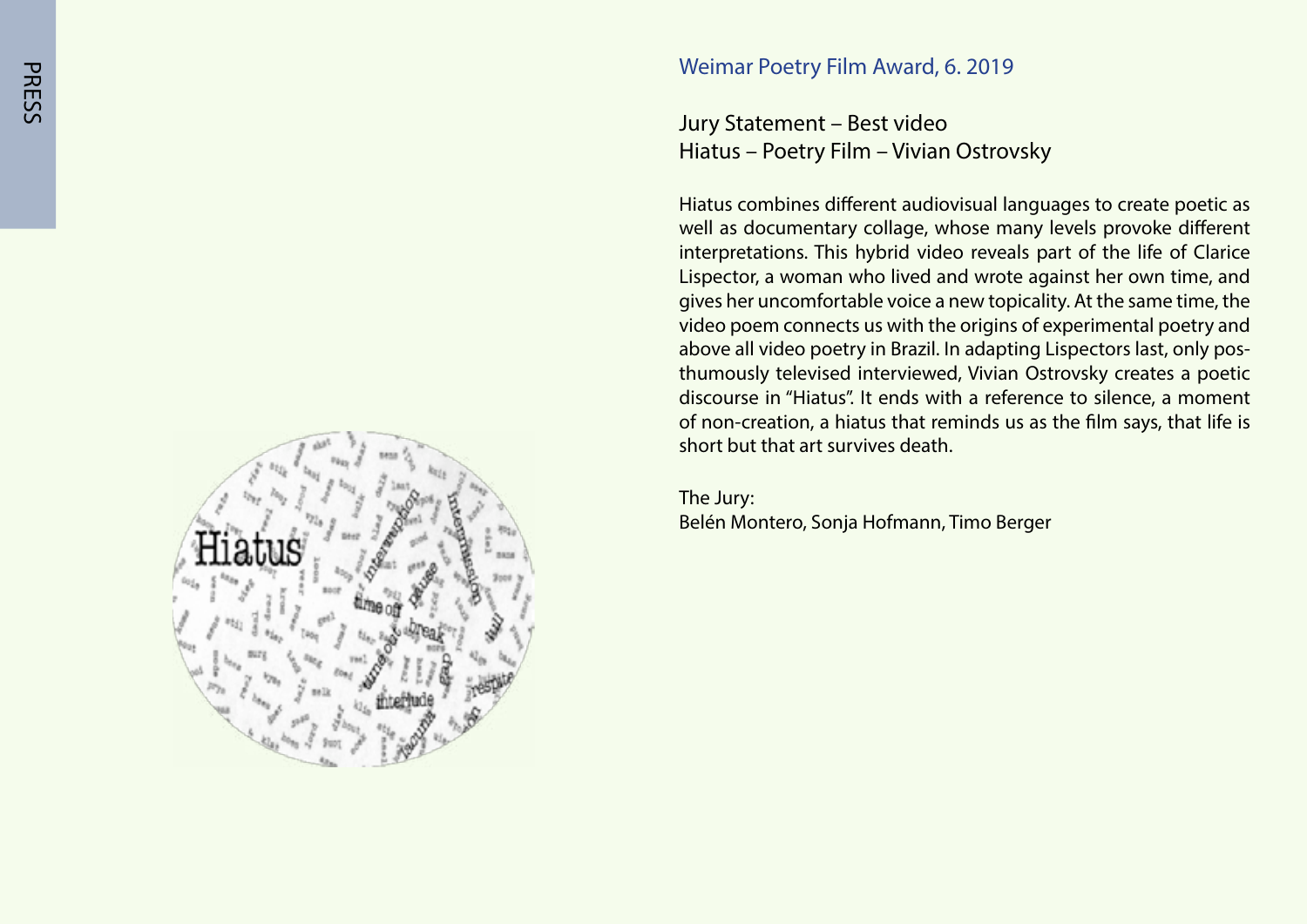## Weimar Poetry Film Award, 6. 2019

### Jury Statement – Best video
### Hiatus – Poetry Film – Vivian Ostrovsky

Hiatus combines different audiovisual languages to create poetic as well as documentary collage, whose many levels provoke different interpretations. This hybrid video reveals part of the life of Clarice Lispector, a woman who lived and wrote against her own time, and gives her uncomfortable voice a new topicality. At the same time, the video poem connects us with the origins of experimental poetry and above all video poetry in Brazil. In adapting Lispectors last, only posthumously televised interviewed, Vivian Ostrovsky creates a poetic discourse in "Hiatus". It ends with a reference to silence, a moment of non-creation, a hiatus that reminds us as the film says, that life is short but that art survives death.

The Jury:
Belén Montero, Sonja Hofmann, Timo Berger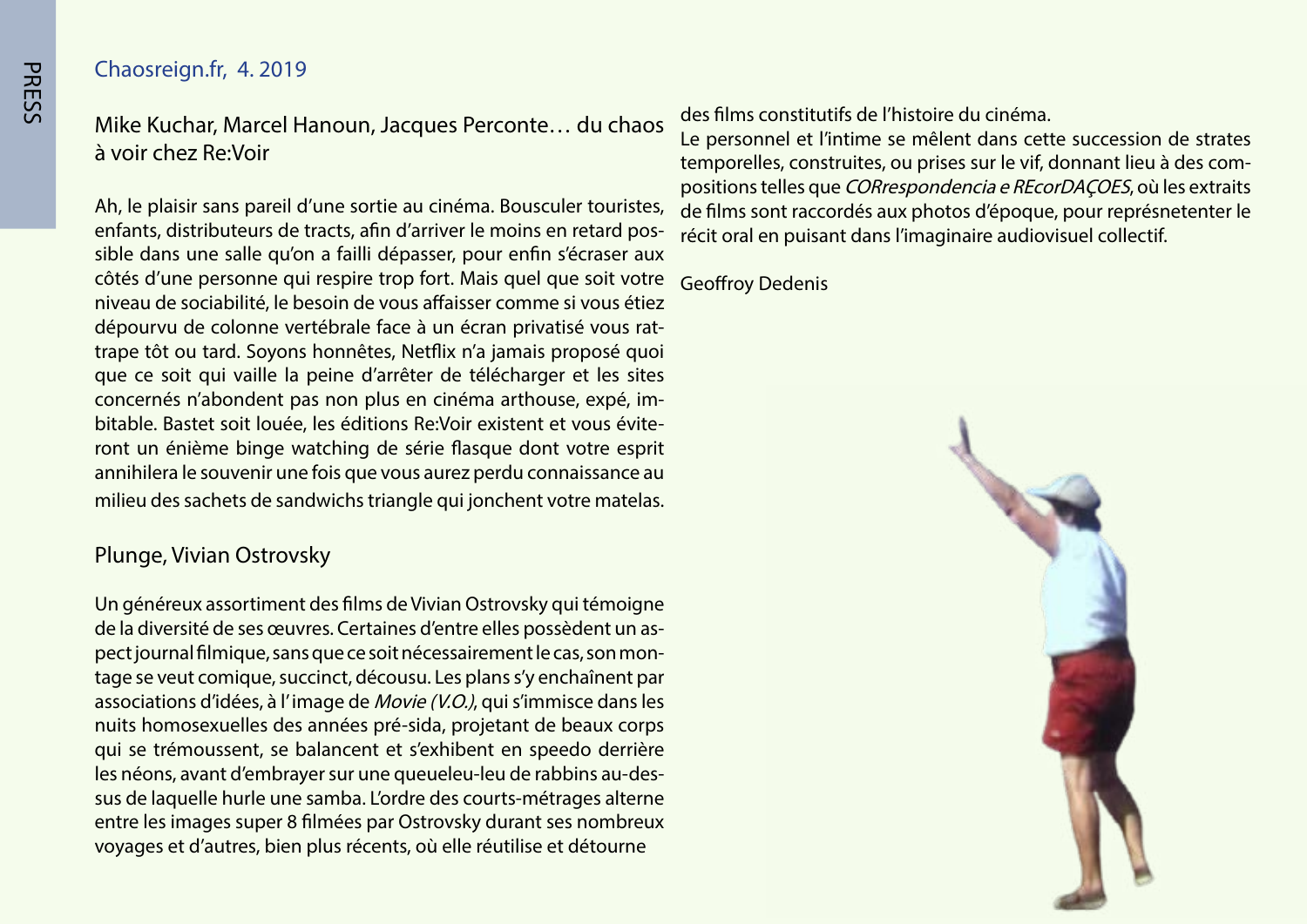Chaosreign.fr, 4. 2019

## Mike Kuchar, Marcel Hanoun, Jacques Perconte… du chaos à voir chez Re:Voir

Ah, le plaisir sans pareil d'une sortie au cinéma. Bousculer touristes, enfants, distributeurs de tracts, afin d'arriver le moins en retard possible dans une salle qu'on a failli dépasser, pour enfin s'écraser aux côtés d'une personne qui respire trop fort. Mais quel que soit votre niveau de sociabilité, le besoin de vous affaisser comme si vous étiez dépourvu de colonne vertébrale face à un écran privatisé vous rattrape tôt ou tard. Soyons honnêtes, Netflix n'a jamais proposé quoi que ce soit qui vaille la peine d'arrêter de télécharger et les sites concernés n'abondent pas non plus en cinéma arthouse, expé, imbitable. Bastet soit louée, les éditions Re:Voir existent et vous éviteront un énième binge watching de série flasque dont votre esprit annihilera le souvenir une fois que vous aurez perdu connaissance au milieu des sachets de sandwichs triangle qui jonchent votre matelas.

### Plunge, Vivian Ostrovsky

Un généreux assortiment des films de Vivian Ostrovsky qui témoigne de la diversité de ses œuvres. Certaines d'entre elles possèdent un aspect journal filmique, sans que ce soit nécessairement le cas, son montage se veut comique, succinct, décousu. Les plans s'y enchaînent par associations d'idées, à l'image de *Movie (V.O.)*, qui s'immisce dans les nuits homosexuelles des années pré-sida, projetant de beaux corps qui se trémoussent, se balancent et s'exhibent en speedo derrière les néons, avant d'embrayer sur une queueleu-leu de rabbins au-dessus de laquelle hurle une samba. L'ordre des courts-métrages alterne entre les images super 8 filmées par Ostrovsky durant ses nombreux voyages et d'autres, bien plus récents, où elle réutilise et détourne des films constitutifs de l'histoire du cinéma.

Le personnel et l'intime se mêlent dans cette succession de strates temporelles, construites, ou prises sur le vif, donnant lieu à des compositions telles que *CORrespondencia e REcorDAÇOES*, où les extraits de films sont raccordés aux photos d'époque, pour représnetenter le récit oral en puisant dans l'imaginaire audiovisuel collectif.

Geoffroy Dedenis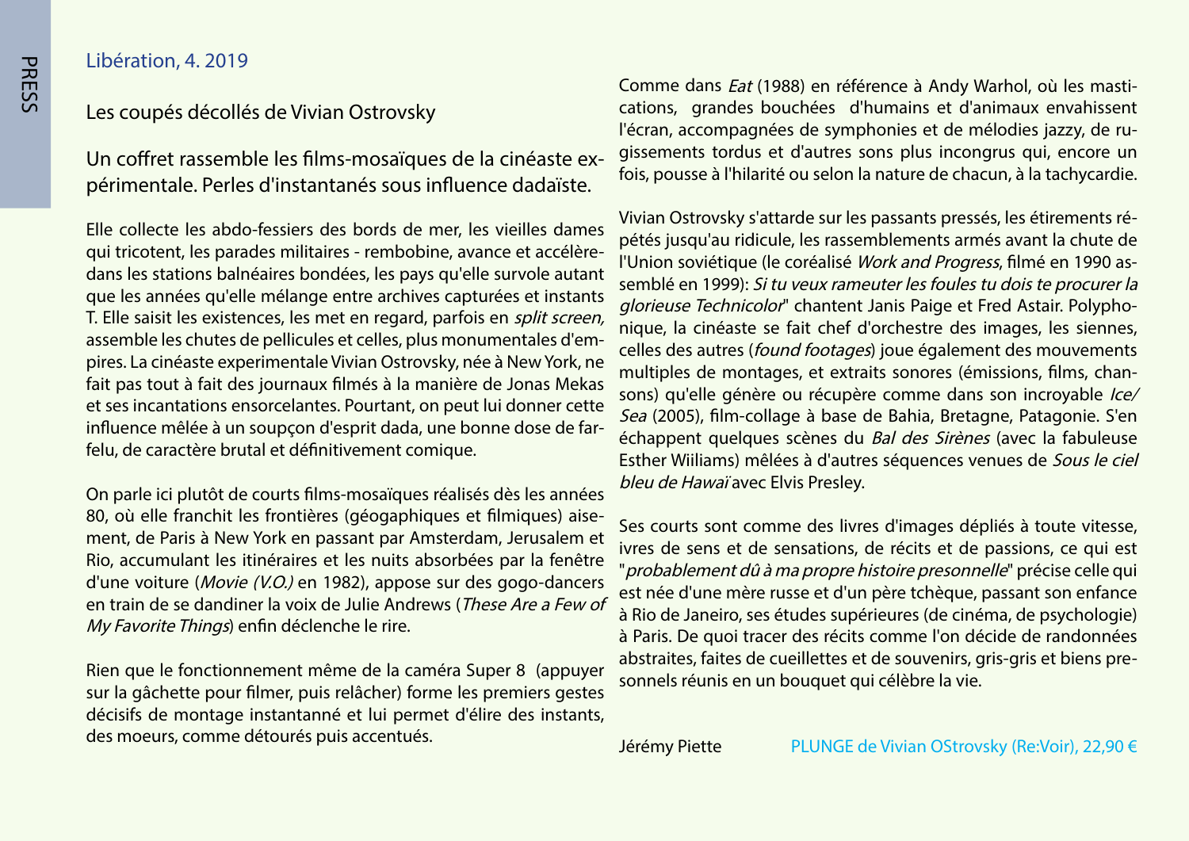Libération, 4. 2019

## Les coupés décollés de Vivian Ostrovsky

### Un coffret rassemble les films-mosaïques de la cinéaste expérimentale. Perles d'instantanés sous influence dadaïste.

Elle collecte les abdo-fessiers des bords de mer, les vieilles dames qui tricotent, les parades militaires - rembobine, avance et accélère- dans les stations balnéaires bondées, les pays qu'elle survole autant que les années qu'elle mélange entre archives capturées et instants T. Elle saisit les existences, les met en regard, parfois en *split screen,* assemble les chutes de pellicules et celles, plus monumentales d'empires. La cinéaste experimentale Vivian Ostrovsky, née à New York, ne fait pas tout à fait des journaux filmés à la manière de Jonas Mekas et ses incantations ensorcelantes. Pourtant, on peut lui donner cette influence mêlée à un soupçon d'esprit dada, une bonne dose de farfelu, de caractère brutal et définitivement comique.

On parle ici plutôt de courts films-mosaïques réalisés dès les années 80, où elle franchit les frontières (géogaphiques et filmiques) aisement, de Paris à New York en passant par Amsterdam, Jerusalem et Rio, accumulant les itinéraires et les nuits absorbées par la fenêtre d'une voiture (*Movie (V.O.)* en 1982), appose sur des gogo-dancers en train de se dandiner la voix de Julie Andrews (*These Are a Few of My Favorite Things*) enfin déclenche le rire.

Rien que le fonctionnement même de la caméra Super 8 (appuyer sur la gâchette pour filmer, puis relâcher) forme les premiers gestes décisifs de montage instantanné et lui permet d'élire des instants, des moeurs, comme détourés puis accentués.

Comme dans *Eat* (1988) en référence à Andy Warhol, où les mastications, grandes bouchées d'humains et d'animaux envahissent l'écran, accompagnées de symphonies et de mélodies jazzy, de rugissements tordus et d'autres sons plus incongrus qui, encore un fois, pousse à l'hilarité ou selon la nature de chacun, à la tachycardie.

Vivian Ostrovsky s'attarde sur les passants pressés, les étirements répétés jusqu'au ridicule, les rassemblements armés avant la chute de l'Union soviétique (le coréalisé *Work and Progress*, filmé en 1990 assemblé en 1999): *Si tu veux rameuter les foules tu dois te procurer la glorieuse Technicolor*" chantent Janis Paige et Fred Astair. Polyphonique, la cinéaste se fait chef d'orchestre des images, les siennes, celles des autres (*found footages*) joue également des mouvements multiples de montages, et extraits sonores (émissions, films, chansons) qu'elle génère ou récupère comme dans son incroyable *Ice/Sea* (2005), film-collage à base de Bahia, Bretagne, Patagonie. S'en échappent quelques scènes du *Bal des Sirènes* (avec la fabuleuse Esther Wiiliams) mêlées à d'autres séquences venues de *Sous le ciel bleu de Hawaï* avec Elvis Presley.

Ses courts sont comme des livres d'images dépliés à toute vitesse, ivres de sens et de sensations, de récits et de passions, ce qui est "*probablement dû à ma propre histoire presonnelle*" précise celle qui est née d'une mère russe et d'un père tchèque, passant son enfance à Rio de Janeiro, ses études supérieures (de cinéma, de psychologie) à Paris. De quoi tracer des récits comme l'on décide de randonnées abstraites, faites de cueillettes et de souvenirs, gris-gris et biens presonnels réunis en un bouquet qui célèbre la vie.

Jérémy Piette

PLUNGE de Vivian OStrovsky (Re:Voir), 22,90 €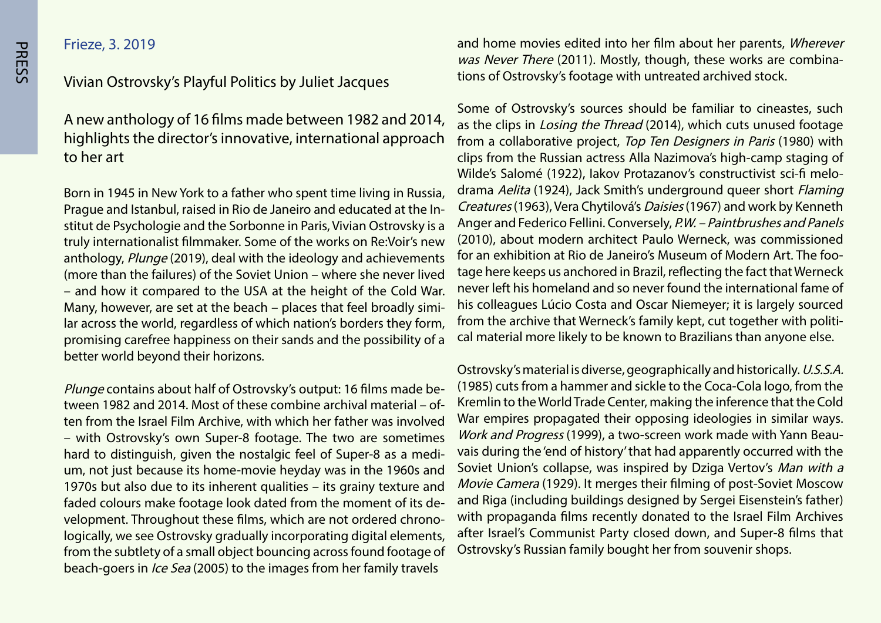Frieze, 3. 2019

## Vivian Ostrovsky's Playful Politics by Juliet Jacques

### A new anthology of 16 films made between 1982 and 2014, highlights the director's innovative, international approach to her art

Born in 1945 in New York to a father who spent time living in Russia, Prague and Istanbul, raised in Rio de Janeiro and educated at the Institut de Psychologie and the Sorbonne in Paris, Vivian Ostrovsky is a truly internationalist filmmaker. Some of the works on Re:Voir's new anthology, *Plunge* (2019), deal with the ideology and achievements (more than the failures) of the Soviet Union – where she never lived – and how it compared to the USA at the height of the Cold War. Many, however, are set at the beach – places that feel broadly similar across the world, regardless of which nation's borders they form, promising carefree happiness on their sands and the possibility of a better world beyond their horizons.

*Plunge* contains about half of Ostrovsky's output: 16 films made between 1982 and 2014. Most of these combine archival material – often from the Israel Film Archive, with which her father was involved – with Ostrovsky's own Super-8 footage. The two are sometimes hard to distinguish, given the nostalgic feel of Super-8 as a medium, not just because its home-movie heyday was in the 1960s and 1970s but also due to its inherent qualities – its grainy texture and faded colours make footage look dated from the moment of its development. Throughout these films, which are not ordered chronologically, we see Ostrovsky gradually incorporating digital elements, from the subtlety of a small object bouncing across found footage of beach-goers in *Ice Sea* (2005) to the images from her family travels and home movies edited into her film about her parents, *Wherever was Never There* (2011). Mostly, though, these works are combinations of Ostrovsky's footage with untreated archived stock.

Some of Ostrovsky's sources should be familiar to cineastes, such as the clips in *Losing the Thread* (2014), which cuts unused footage from a collaborative project, *Top Ten Designers in Paris* (1980) with clips from the Russian actress Alla Nazimova's high-camp staging of Wilde's Salomé (1922), Iakov Protazanov's constructivist sci-fi melodrama *Aelita* (1924), Jack Smith's underground queer short *Flaming Creatures* (1963), Vera Chytilová's *Daisies* (1967) and work by Kenneth Anger and Federico Fellini. Conversely, *P.W. – Paintbrushes and Panels* (2010), about modern architect Paulo Werneck, was commissioned for an exhibition at Rio de Janeiro's Museum of Modern Art. The footage here keeps us anchored in Brazil, reflecting the fact that Werneck never left his homeland and so never found the international fame of his colleagues Lúcio Costa and Oscar Niemeyer; it is largely sourced from the archive that Werneck's family kept, cut together with political material more likely to be known to Brazilians than anyone else.

Ostrovsky's material is diverse, geographically and historically. *U.S.S.A.* (1985) cuts from a hammer and sickle to the Coca-Cola logo, from the Kremlin to the World Trade Center, making the inference that the Cold War empires propagated their opposing ideologies in similar ways. *Work and Progress* (1999), a two-screen work made with Yann Beauvais during the 'end of history' that had apparently occurred with the Soviet Union's collapse, was inspired by Dziga Vertov's *Man with a Movie Camera* (1929). It merges their filming of post-Soviet Moscow and Riga (including buildings designed by Sergei Eisenstein's father) with propaganda films recently donated to the Israel Film Archives after Israel's Communist Party closed down, and Super-8 films that Ostrovsky's Russian family bought her from souvenir shops.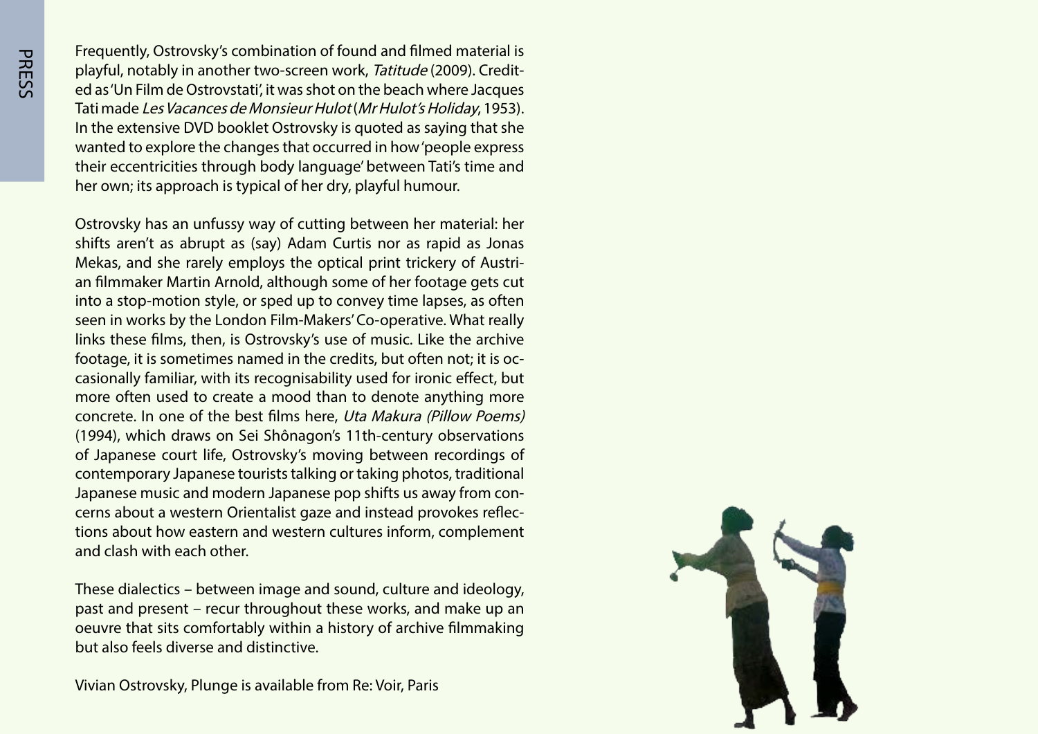Frequently, Ostrovsky's combination of found and filmed material is playful, notably in another two-screen work, *Tatitude* (2009). Credited as 'Un Film de Ostrovstati', it was shot on the beach where Jacques Tati made *Les Vacances de Monsieur Hulot* (*Mr Hulot's Holiday*, 1953). In the extensive DVD booklet Ostrovsky is quoted as saying that she wanted to explore the changes that occurred in how 'people express their eccentricities through body language' between Tati's time and her own; its approach is typical of her dry, playful humour.

Ostrovsky has an unfussy way of cutting between her material: her shifts aren't as abrupt as (say) Adam Curtis nor as rapid as Jonas Mekas, and she rarely employs the optical print trickery of Austrian filmmaker Martin Arnold, although some of her footage gets cut into a stop-motion style, or sped up to convey time lapses, as often seen in works by the London Film-Makers' Co-operative. What really links these films, then, is Ostrovsky's use of music. Like the archive footage, it is sometimes named in the credits, but often not; it is occasionally familiar, with its recognisability used for ironic effect, but more often used to create a mood than to denote anything more concrete. In one of the best films here, *Uta Makura (Pillow Poems)* (1994), which draws on Sei Shônagon's 11th-century observations of Japanese court life, Ostrovsky's moving between recordings of contemporary Japanese tourists talking or taking photos, traditional Japanese music and modern Japanese pop shifts us away from concerns about a western Orientalist gaze and instead provokes reflections about how eastern and western cultures inform, complement and clash with each other.

These dialectics – between image and sound, culture and ideology, past and present – recur throughout these works, and make up an oeuvre that sits comfortably within a history of archive filmmaking but also feels diverse and distinctive.

Vivian Ostrovsky, Plunge is available from Re: Voir, Paris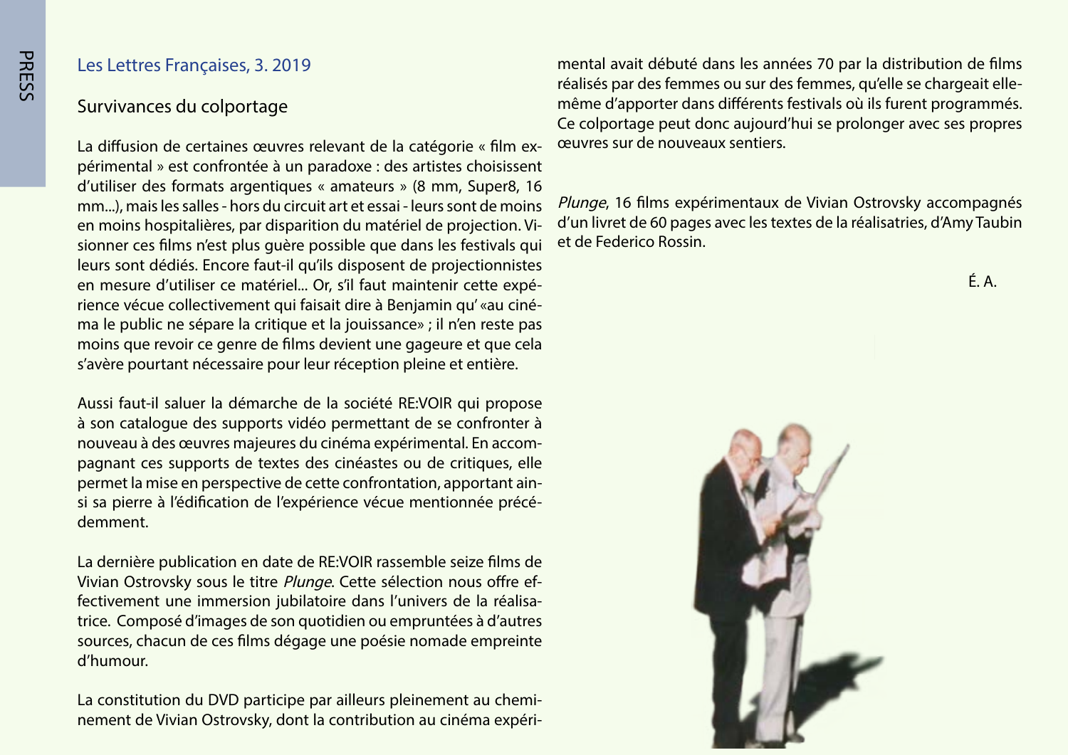Les Lettres Françaises, 3. 2019

## Survivances du colportage

La diffusion de certaines œuvres relevant de la catégorie « film expérimental » est confrontée à un paradoxe : des artistes choisissent d'utiliser des formats argentiques « amateurs » (8 mm, Super8, 16 mm...), mais les salles - hors du circuit art et essai - leurs sont de moins en moins hospitalières, par disparition du matériel de projection. Visionner ces films n'est plus guère possible que dans les festivals qui leurs sont dédiés. Encore faut-il qu'ils disposent de projectionnistes en mesure d'utiliser ce matériel... Or, s'il faut maintenir cette expérience vécue collectivement qui faisait dire à Benjamin qu' «au cinéma le public ne sépare la critique et la jouissance» ; il n'en reste pas moins que revoir ce genre de films devient une gageure et que cela s'avère pourtant nécessaire pour leur réception pleine et entière.

Aussi faut-il saluer la démarche de la société RE:VOIR qui propose à son catalogue des supports vidéo permettant de se confronter à nouveau à des œuvres majeures du cinéma expérimental. En accompagnant ces supports de textes des cinéastes ou de critiques, elle permet la mise en perspective de cette confrontation, apportant ainsi sa pierre à l'édification de l'expérience vécue mentionnée précédemment.

La dernière publication en date de RE:VOIR rassemble seize films de Vivian Ostrovsky sous le titre *Plunge*. Cette sélection nous offre effectivement une immersion jubilatoire dans l'univers de la réalisatrice. Composé d'images de son quotidien ou empruntées à d'autres sources, chacun de ces films dégage une poésie nomade empreinte d'humour.

La constitution du DVD participe par ailleurs pleinement au cheminement de Vivian Ostrovsky, dont la contribution au cinéma expérimental avait débuté dans les années 70 par la distribution de films réalisés par des femmes ou sur des femmes, qu'elle se chargeait elle-même d'apporter dans différents festivals où ils furent programmés. Ce colportage peut donc aujourd'hui se prolonger avec ses propres œuvres sur de nouveaux sentiers.

*Plunge*, 16 films expérimentaux de Vivian Ostrovsky accompagnés d'un livret de 60 pages avec les textes de la réalisatries, d'Amy Taubin et de Federico Rossin.

É. A.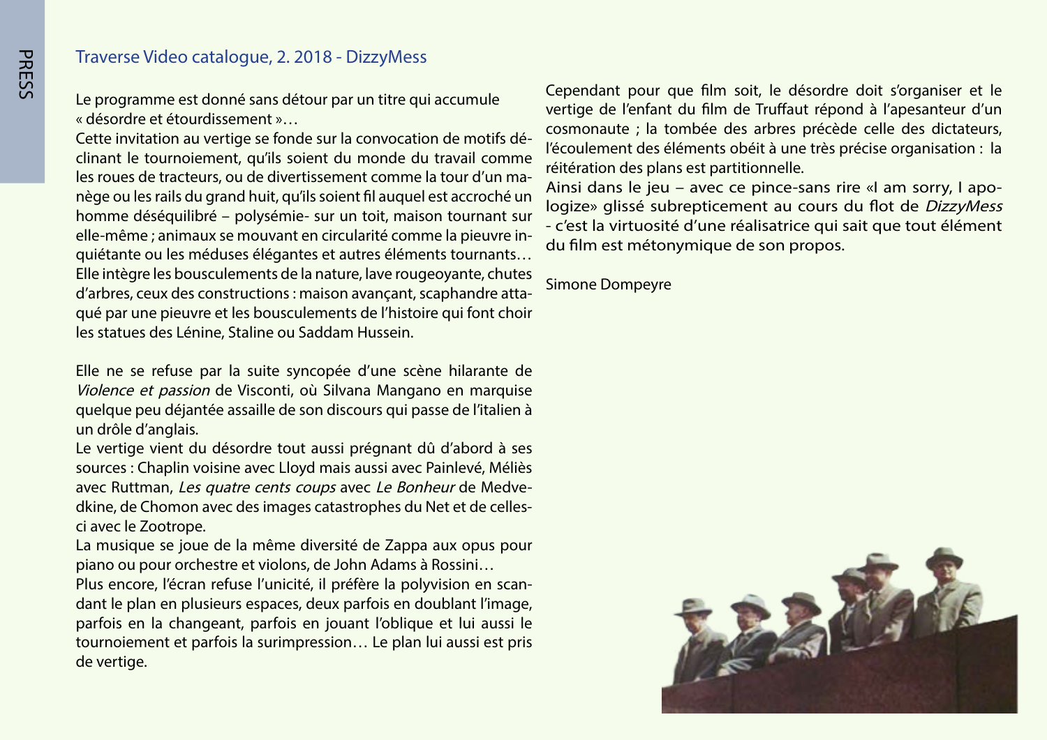## Traverse Video catalogue, 2. 2018 - DizzyMess

Le programme est donné sans détour par un titre qui accumule « désordre et étourdissement »…

Cette invitation au vertige se fonde sur la convocation de motifs déclinant le tournoiement, qu'ils soient du monde du travail comme les roues de tracteurs, ou de divertissement comme la tour d'un manège ou les rails du grand huit, qu'ils soient fil auquel est accroché un homme déséquilibré – polysémie- sur un toit, maison tournant sur elle-même ; animaux se mouvant en circularité comme la pieuvre inquiétante ou les méduses élégantes et autres éléments tournants…

Elle intègre les bousculements de la nature, lave rougeoyante, chutes d'arbres, ceux des constructions : maison avançant, scaphandre attaqué par une pieuvre et les bousculements de l'histoire qui font choir les statues des Lénine, Staline ou Saddam Hussein.

Elle ne se refuse par la suite syncopée d'une scène hilarante de *Violence et passion* de Visconti, où Silvana Mangano en marquise quelque peu déjantée assaille de son discours qui passe de l'italien à un drôle d'anglais.

Le vertige vient du désordre tout aussi prégnant dû d'abord à ses sources : Chaplin voisine avec Lloyd mais aussi avec Painlevé, Méliès avec Ruttman, *Les quatre cents coups* avec *Le Bonheur* de Medvedkine, de Chomon avec des images catastrophes du Net et de celles-ci avec le Zootrope.

La musique se joue de la même diversité de Zappa aux opus pour piano ou pour orchestre et violons, de John Adams à Rossini…

Plus encore, l'écran refuse l'unicité, il préfère la polyvision en scandant le plan en plusieurs espaces, deux parfois en doublant l'image, parfois en la changeant, parfois en jouant l'oblique et lui aussi le tournoiement et parfois la surimpression… Le plan lui aussi est pris de vertige.

Cependant pour que film soit, le désordre doit s'organiser et le vertige de l'enfant du film de Truffaut répond à l'apesanteur d'un cosmonaute ; la tombée des arbres précède celle des dictateurs, l'écoulement des éléments obéit à une très précise organisation : la réitération des plans est partitionnelle.

Ainsi dans le jeu – avec ce pince-sans rire «I am sorry, I apologize» glissé subrepticement au cours du flot de *DizzyMess* - c'est la virtuosité d'une réalisatrice qui sait que tout élément du film est métonymique de son propos.

Simone Dompeyre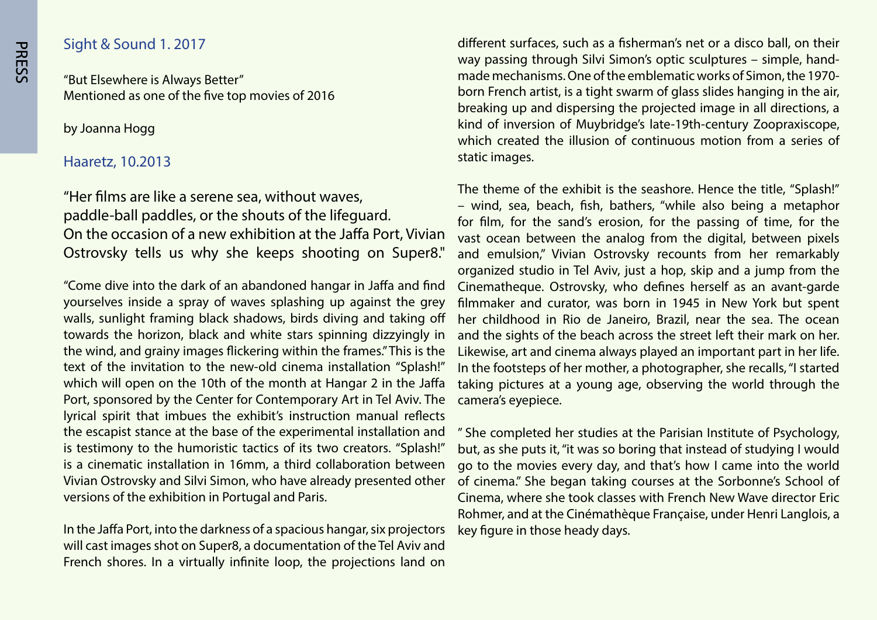## Sight & Sound 1. 2017

"But Elsewhere is Always Better"
Mentioned as one of the five top movies of 2016

by Joanna Hogg

## Haaretz, 10.2013

"Her films are like a serene sea, without waves,
paddle-ball paddles, or the shouts of the lifeguard.
On the occasion of a new exhibition at the Jaffa Port, Vivian Ostrovsky tells us why she keeps shooting on Super8."

"Come dive into the dark of an abandoned hangar in Jaffa and find yourselves inside a spray of waves splashing up against the grey walls, sunlight framing black shadows, birds diving and taking off towards the horizon, black and white stars spinning dizzyingly in the wind, and grainy images flickering within the frames." This is the text of the invitation to the new-old cinema installation "Splash!" which will open on the 10th of the month at Hangar 2 in the Jaffa Port, sponsored by the Center for Contemporary Art in Tel Aviv. The lyrical spirit that imbues the exhibit's instruction manual reflects the escapist stance at the base of the experimental installation and is testimony to the humoristic tactics of its two creators. "Splash!" is a cinematic installation in 16mm, a third collaboration between Vivian Ostrovsky and Silvi Simon, who have already presented other versions of the exhibition in Portugal and Paris.

In the Jaffa Port, into the darkness of a spacious hangar, six projectors will cast images shot on Super8, a documentation of the Tel Aviv and French shores. In a virtually infinite loop, the projections land on different surfaces, such as a fisherman's net or a disco ball, on their way passing through Silvi Simon's optic sculptures – simple, hand-made mechanisms. One of the emblematic works of Simon, the 1970-born French artist, is a tight swarm of glass slides hanging in the air, breaking up and dispersing the projected image in all directions, a kind of inversion of Muybridge's late-19th-century Zoopraxiscope, which created the illusion of continuous motion from a series of static images.

The theme of the exhibit is the seashore. Hence the title, "Splash!" – wind, sea, beach, fish, bathers, "while also being a metaphor for film, for the sand's erosion, for the passing of time, for the vast ocean between the analog from the digital, between pixels and emulsion," Vivian Ostrovsky recounts from her remarkably organized studio in Tel Aviv, just a hop, skip and a jump from the Cinematheque. Ostrovsky, who defines herself as an avant-garde filmmaker and curator, was born in 1945 in New York but spent her childhood in Rio de Janeiro, Brazil, near the sea. The ocean and the sights of the beach across the street left their mark on her. Likewise, art and cinema always played an important part in her life. In the footsteps of her mother, a photographer, she recalls, "I started taking pictures at a young age, observing the world through the camera's eyepiece.

" She completed her studies at the Parisian Institute of Psychology, but, as she puts it, "it was so boring that instead of studying I would go to the movies every day, and that's how I came into the world of cinema." She began taking courses at the Sorbonne's School of Cinema, where she took classes with French New Wave director Eric Rohmer, and at the Cinémathèque Française, under Henri Langlois, a key figure in those heady days.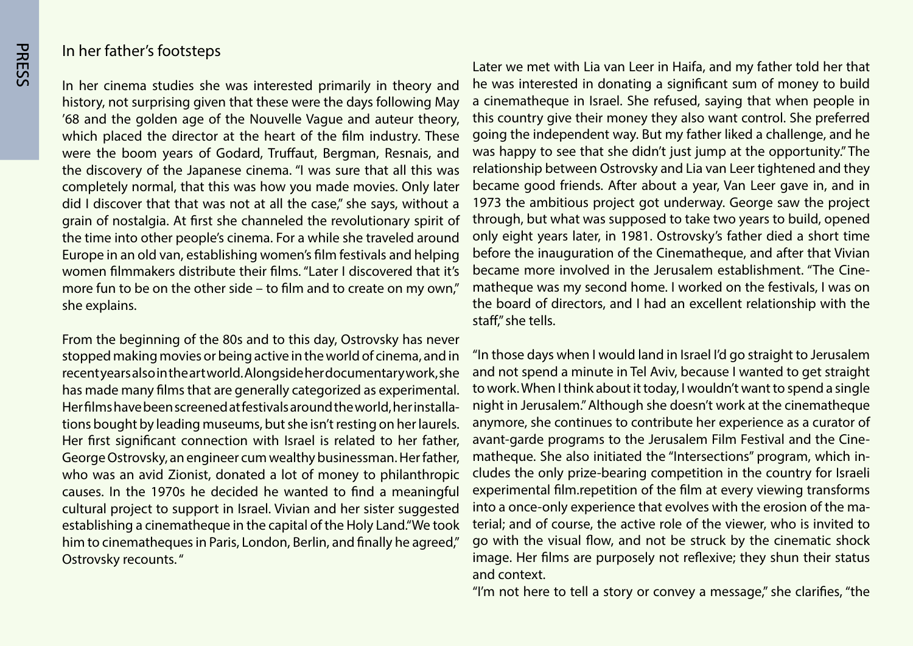## In her father's footsteps

In her cinema studies she was interested primarily in theory and history, not surprising given that these were the days following May '68 and the golden age of the Nouvelle Vague and auteur theory, which placed the director at the heart of the film industry. These were the boom years of Godard, Truffaut, Bergman, Resnais, and the discovery of the Japanese cinema. "I was sure that all this was completely normal, that this was how you made movies. Only later did I discover that that was not at all the case," she says, without a grain of nostalgia. At first she channeled the revolutionary spirit of the time into other people's cinema. For a while she traveled around Europe in an old van, establishing women's film festivals and helping women filmmakers distribute their films. "Later I discovered that it's more fun to be on the other side – to film and to create on my own," she explains.

From the beginning of the 80s and to this day, Ostrovsky has never stopped making movies or being active in the world of cinema, and in recent years also in the art world. Alongside her documentary work, she has made many films that are generally categorized as experimental. Her films have been screened at festivals around the world, her installations bought by leading museums, but she isn't resting on her laurels. Her first significant connection with Israel is related to her father, George Ostrovsky, an engineer cum wealthy businessman. Her father, who was an avid Zionist, donated a lot of money to philanthropic causes. In the 1970s he decided he wanted to find a meaningful cultural project to support in Israel. Vivian and her sister suggested establishing a cinematheque in the capital of the Holy Land."We took him to cinematheques in Paris, London, Berlin, and finally he agreed," Ostrovsky recounts. "

Later we met with Lia van Leer in Haifa, and my father told her that he was interested in donating a significant sum of money to build a cinematheque in Israel. She refused, saying that when people in this country give their money they also want control. She preferred going the independent way. But my father liked a challenge, and he was happy to see that she didn't just jump at the opportunity." The relationship between Ostrovsky and Lia van Leer tightened and they became good friends. After about a year, Van Leer gave in, and in 1973 the ambitious project got underway. George saw the project through, but what was supposed to take two years to build, opened only eight years later, in 1981. Ostrovsky's father died a short time before the inauguration of the Cinematheque, and after that Vivian became more involved in the Jerusalem establishment. "The Cinematheque was my second home. I worked on the festivals, I was on the board of directors, and I had an excellent relationship with the staff," she tells.

"In those days when I would land in Israel I'd go straight to Jerusalem and not spend a minute in Tel Aviv, because I wanted to get straight to work. When I think about it today, I wouldn't want to spend a single night in Jerusalem." Although she doesn't work at the cinematheque anymore, she continues to contribute her experience as a curator of avant-garde programs to the Jerusalem Film Festival and the Cinematheque. She also initiated the "Intersections" program, which includes the only prize-bearing competition in the country for Israeli experimental film.repetition of the film at every viewing transforms into a once-only experience that evolves with the erosion of the material; and of course, the active role of the viewer, who is invited to go with the visual flow, and not be struck by the cinematic shock image. Her films are purposely not reflexive; they shun their status and context.

"I'm not here to tell a story or convey a message," she clarifies, "the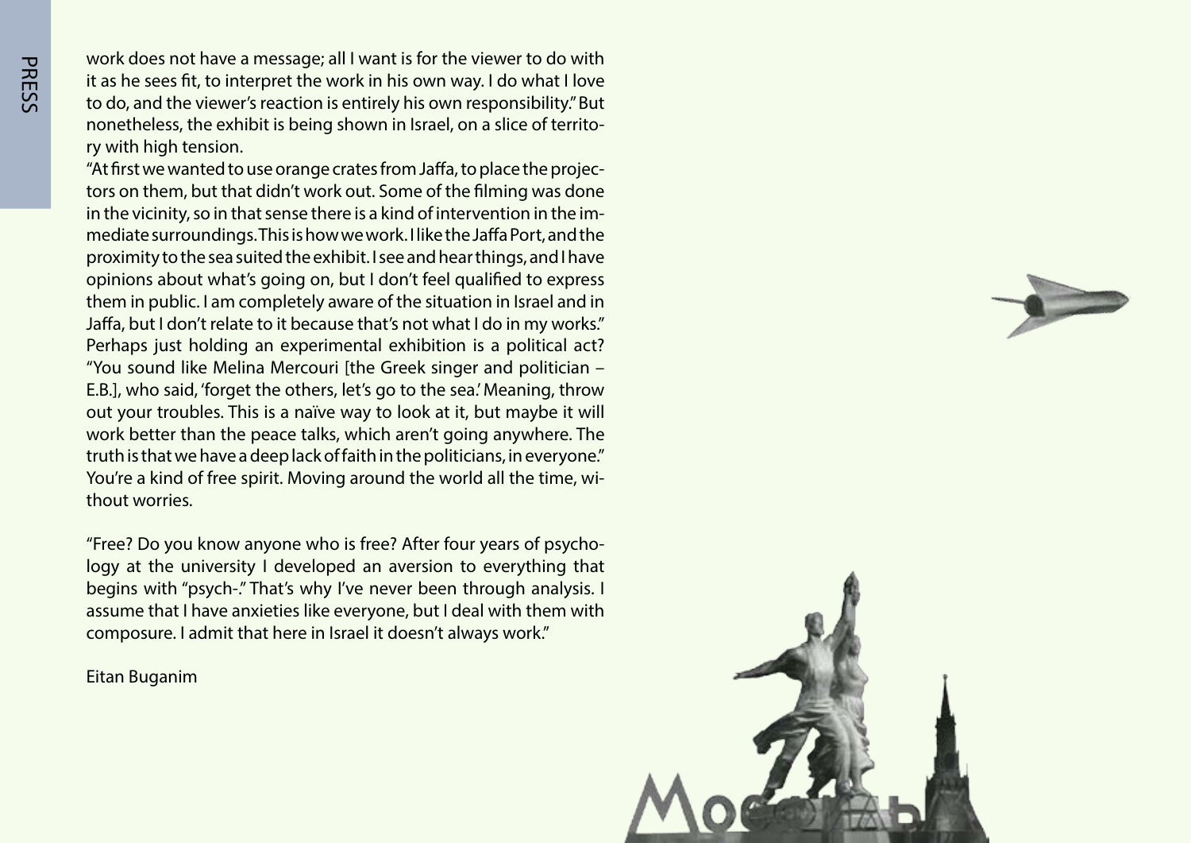work does not have a message; all I want is for the viewer to do with it as he sees fit, to interpret the work in his own way. I do what I love to do, and the viewer's reaction is entirely his own responsibility." But nonetheless, the exhibit is being shown in Israel, on a slice of territory with high tension.

"At first we wanted to use orange crates from Jaffa, to place the projectors on them, but that didn't work out. Some of the filming was done in the vicinity, so in that sense there is a kind of intervention in the immediate surroundings. This is how we work. I like the Jaffa Port, and the proximity to the sea suited the exhibit. I see and hear things, and I have opinions about what's going on, but I don't feel qualified to express them in public. I am completely aware of the situation in Israel and in Jaffa, but I don't relate to it because that's not what I do in my works."

Perhaps just holding an experimental exhibition is a political act?

"You sound like Melina Mercouri [the Greek singer and politician – E.B.], who said, 'forget the others, let's go to the sea.' Meaning, throw out your troubles. This is a naïve way to look at it, but maybe it will work better than the peace talks, which aren't going anywhere. The truth is that we have a deep lack of faith in the politicians, in everyone."

You're a kind of free spirit. Moving around the world all the time, without worries.

"Free? Do you know anyone who is free? After four years of psychology at the university I developed an aversion to everything that begins with "psych-." That's why I've never been through analysis. I assume that I have anxieties like everyone, but I deal with them with composure. I admit that here in Israel it doesn't always work."

Eitan Buganim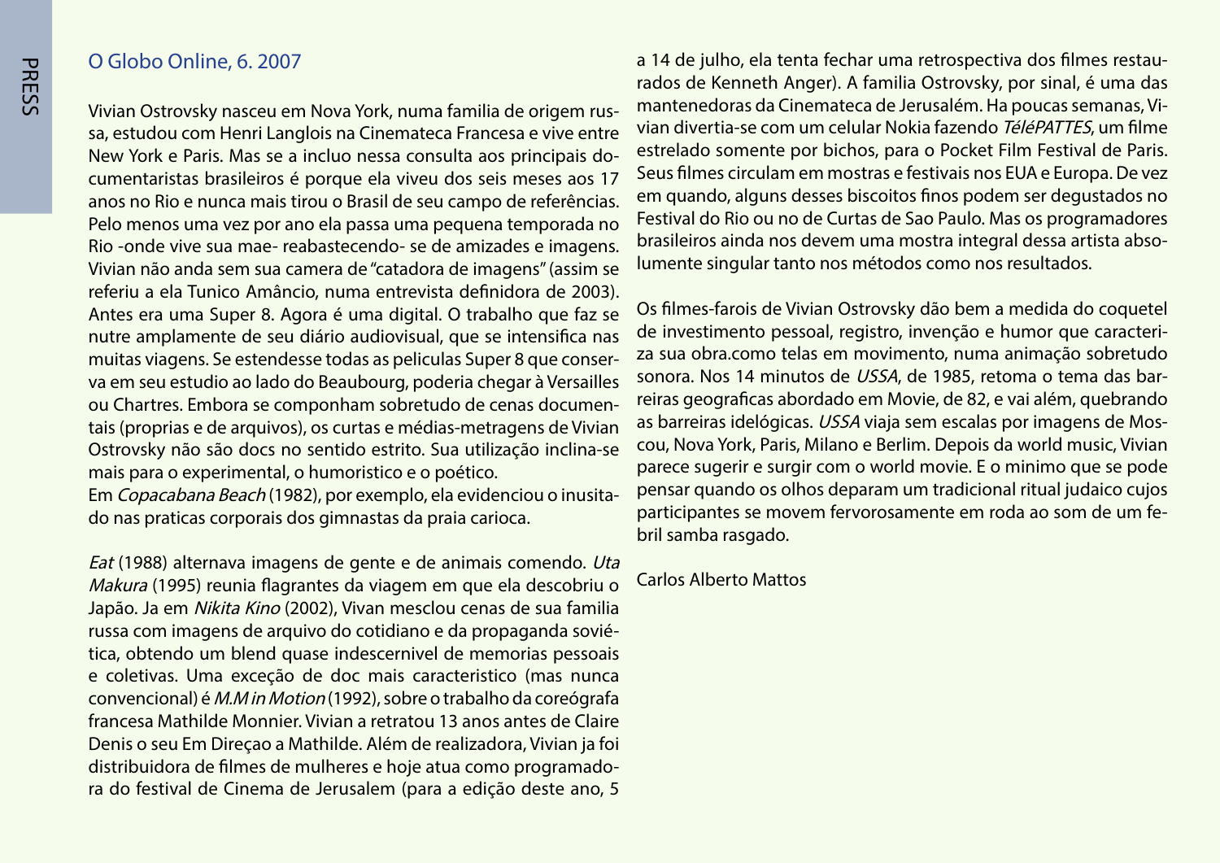## O Globo Online, 6. 2007

Vivian Ostrovsky nasceu em Nova York, numa familia de origem russa, estudou com Henri Langlois na Cinemateca Francesa e vive entre New York e Paris. Mas se a incluo nessa consulta aos principais documentaristas brasileiros é porque ela viveu dos seis meses aos 17 anos no Rio e nunca mais tirou o Brasil de seu campo de referências. Pelo menos uma vez por ano ela passa uma pequena temporada no Rio -onde vive sua mae- reabastecendo- se de amizades e imagens. Vivian não anda sem sua camera de "catadora de imagens" (assim se referiu a ela Tunico Amâncio, numa entrevista definidora de 2003). Antes era uma Super 8. Agora é uma digital. O trabalho que faz se nutre amplamente de seu diário audiovisual, que se intensifica nas muitas viagens. Se estendesse todas as peliculas Super 8 que conserva em seu estudio ao lado do Beaubourg, poderia chegar à Versailles ou Chartres. Embora se componham sobretudo de cenas documentais (proprias e de arquivos), os curtas e médias-metragens de Vivian Ostrovsky não são docs no sentido estrito. Sua utilização inclina-se mais para o experimental, o humoristico e o poético.
Em *Copacabana Beach* (1982), por exemplo, ela evidenciou o inusitado nas praticas corporais dos gimnastas da praia carioca.

*Eat* (1988) alternava imagens de gente e de animais comendo. *Uta Makura* (1995) reunia flagrantes da viagem em que ela descobriu o Japão. Ja em *Nikita Kino* (2002), Vivan mesclou cenas de sua familia russa com imagens de arquivo do cotidiano e da propaganda soviética, obtendo um blend quase indescernivel de memorias pessoais e coletivas. Uma exceção de doc mais caracteristico (mas nunca convencional) é *M.M in Motion* (1992), sobre o trabalho da coreógrafa francesa Mathilde Monnier. Vivian a retratou 13 anos antes de Claire Denis o seu Em Direçao a Mathilde. Além de realizadora, Vivian ja foi distribuidora de filmes de mulheres e hoje atua como programadora do festival de Cinema de Jerusalem (para a edição deste ano, 5 a 14 de julho, ela tenta fechar uma retrospectiva dos filmes restaurados de Kenneth Anger). A familia Ostrovsky, por sinal, é uma das mantenedoras da Cinemateca de Jerusalém. Ha poucas semanas, Vivian divertia-se com um celular Nokia fazendo *TéléPATTES*, um filme estrelado somente por bichos, para o Pocket Film Festival de Paris. Seus filmes circulam em mostras e festivais nos EUA e Europa. De vez em quando, alguns desses biscoitos finos podem ser degustados no Festival do Rio ou no de Curtas de Sao Paulo. Mas os programadores brasileiros ainda nos devem uma mostra integral dessa artista absolumente singular tanto nos métodos como nos resultados.

Os filmes-farois de Vivian Ostrovsky dão bem a medida do coquetel de investimento pessoal, registro, invenção e humor que caracteriza sua obra.como telas em movimento, numa animação sobretudo sonora. Nos 14 minutos de *USSA*, de 1985, retoma o tema das barreiras geograficas abordado em Movie, de 82, e vai além, quebrando as barreiras idelógicas. *USSA* viaja sem escalas por imagens de Moscou, Nova York, Paris, Milano e Berlim. Depois da world music, Vivian parece sugerir e surgir com o world movie. E o minimo que se pode pensar quando os olhos deparam um tradicional ritual judaico cujos participantes se movem fervorosamente em roda ao som de um febril samba rasgado.

Carlos Alberto Mattos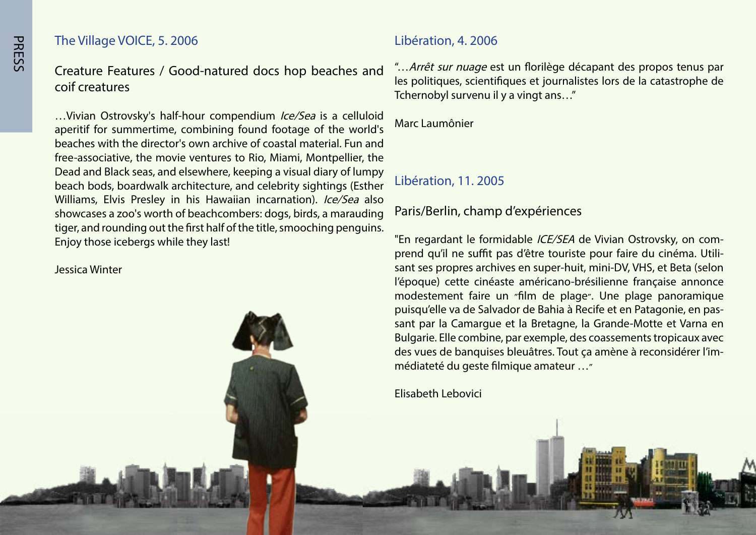## The Village VOICE, 5. 2006

### Creature Features / Good-natured docs hop beaches and coif creatures

…Vivian Ostrovsky's half-hour compendium *Ice/Sea* is a celluloid aperitif for summertime, combining found footage of the world's beaches with the director's own archive of coastal material. Fun and free-associative, the movie ventures to Rio, Miami, Montpellier, the Dead and Black seas, and elsewhere, keeping a visual diary of lumpy beach bods, boardwalk architecture, and celebrity sightings (Esther Williams, Elvis Presley in his Hawaiian incarnation). *Ice/Sea* also showcases a zoo's worth of beachcombers: dogs, birds, a marauding tiger, and rounding out the first half of the title, smooching penguins. Enjoy those icebergs while they last!

Jessica Winter

## Libération, 4. 2006

"…*Arrêt sur nuage* est un florilège décapant des propos tenus par les politiques, scientifiques et journalistes lors de la catastrophe de Tchernobyl survenu il y a vingt ans…"

Marc Laumônier

## Libération, 11. 2005

### Paris/Berlin, champ d'expériences

"En regardant le formidable *ICE/SEA* de Vivian Ostrovsky, on comprend qu'il ne suffit pas d'être touriste pour faire du cinéma. Utilisant ses propres archives en super-huit, mini-DV, VHS, et Beta (selon l'époque) cette cinéaste américano-brésilienne française annonce modestement faire un "film de plage". Une plage panoramique puisqu'elle va de Salvador de Bahia à Recife et en Patagonie, en passant par la Camargue et la Bretagne, la Grande-Motte et Varna en Bulgarie. Elle combine, par exemple, des coassements tropicaux avec des vues de banquises bleuâtres. Tout ça amène à reconsidérer l'immédiateté du geste filmique amateur …"

Elisabeth Lebovici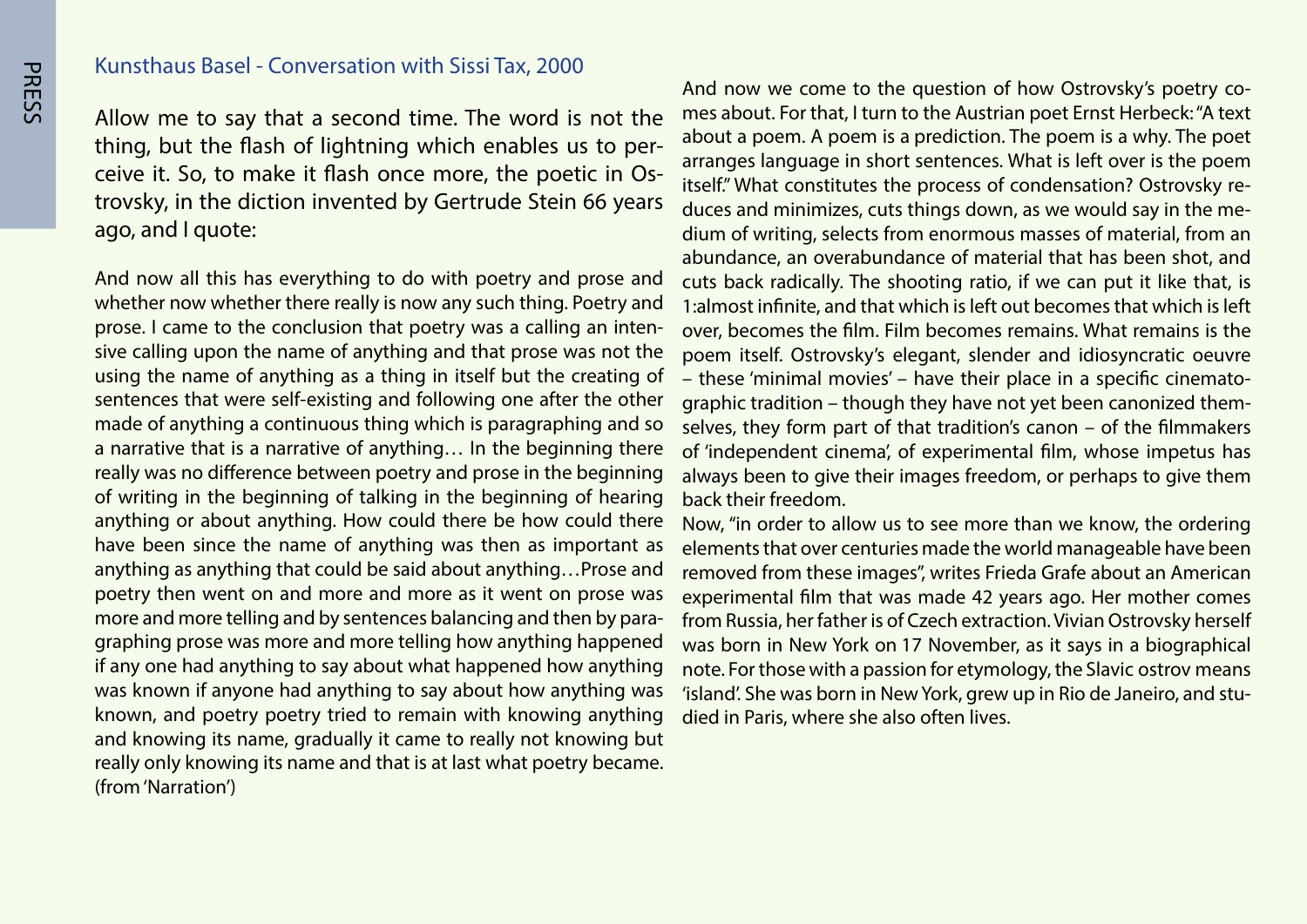## Kunsthaus Basel - Conversation with Sissi Tax, 2000

Allow me to say that a second time. The word is not the thing, but the flash of lightning which enables us to perceive it. So, to make it flash once more, the poetic in Ostrovsky, in the diction invented by Gertrude Stein 66 years ago, and I quote:

And now all this has everything to do with poetry and prose and whether now whether there really is now any such thing. Poetry and prose. I came to the conclusion that poetry was a calling an intensive calling upon the name of anything and that prose was not the using the name of anything as a thing in itself but the creating of sentences that were self-existing and following one after the other made of anything a continuous thing which is paragraphing and so a narrative that is a narrative of anything… In the beginning there really was no difference between poetry and prose in the beginning of writing in the beginning of talking in the beginning of hearing anything or about anything. How could there be how could there have been since the name of anything was then as important as anything as anything that could be said about anything…Prose and poetry then went on and more and more as it went on prose was more and more telling and by sentences balancing and then by paragraphing prose was more and more telling how anything happened if any one had anything to say about what happened how anything was known if anyone had anything to say about how anything was known, and poetry poetry tried to remain with knowing anything and knowing its name, gradually it came to really not knowing but really only knowing its name and that is at last what poetry became. (from 'Narration')

And now we come to the question of how Ostrovsky's poetry comes about. For that, I turn to the Austrian poet Ernst Herbeck: "A text about a poem. A poem is a prediction. The poem is a why. The poet arranges language in short sentences. What is left over is the poem itself." What constitutes the process of condensation? Ostrovsky reduces and minimizes, cuts things down, as we would say in the medium of writing, selects from enormous masses of material, from an abundance, an overabundance of material that has been shot, and cuts back radically. The shooting ratio, if we can put it like that, is 1:almost infinite, and that which is left out becomes that which is left over, becomes the film. Film becomes remains. What remains is the poem itself. Ostrovsky's elegant, slender and idiosyncratic oeuvre – these 'minimal movies' – have their place in a specific cinematographic tradition – though they have not yet been canonized themselves, they form part of that tradition's canon – of the filmmakers of 'independent cinema', of experimental film, whose impetus has always been to give their images freedom, or perhaps to give them back their freedom.

Now, "in order to allow us to see more than we know, the ordering elements that over centuries made the world manageable have been removed from these images", writes Frieda Grafe about an American experimental film that was made 42 years ago. Her mother comes from Russia, her father is of Czech extraction. Vivian Ostrovsky herself was born in New York on 17 November, as it says in a biographical note. For those with a passion for etymology, the Slavic ostrov means 'island'. She was born in New York, grew up in Rio de Janeiro, and studied in Paris, where she also often lives.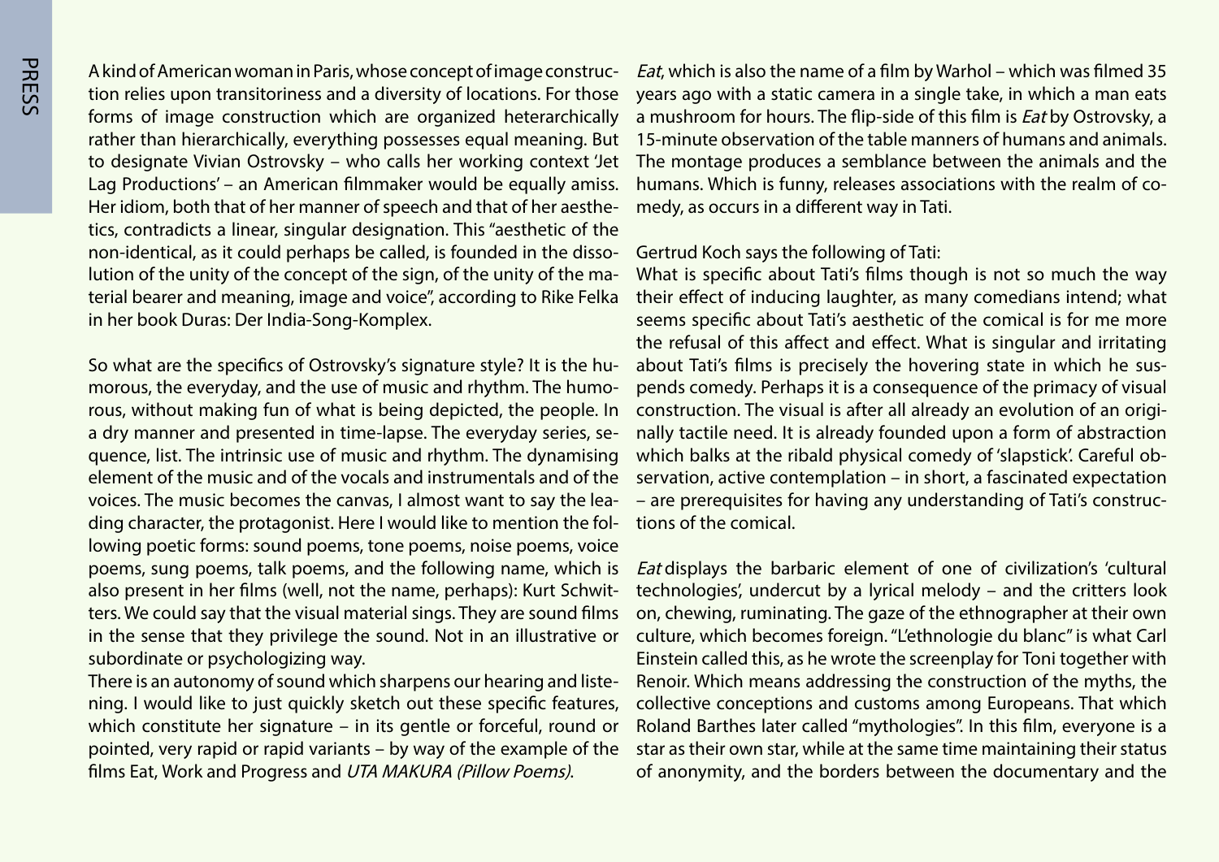A kind of American woman in Paris, whose concept of image construction relies upon transitoriness and a diversity of locations. For those forms of image construction which are organized heterarchically rather than hierarchically, everything possesses equal meaning. But to designate Vivian Ostrovsky – who calls her working context 'Jet Lag Productions' – an American filmmaker would be equally amiss. Her idiom, both that of her manner of speech and that of her aesthetics, contradicts a linear, singular designation. This "aesthetic of the non-identical, as it could perhaps be called, is founded in the dissolution of the unity of the concept of the sign, of the unity of the material bearer and meaning, image and voice", according to Rike Felka in her book Duras: Der India-Song-Komplex.

So what are the specifics of Ostrovsky's signature style? It is the humorous, the everyday, and the use of music and rhythm. The humorous, without making fun of what is being depicted, the people. In a dry manner and presented in time-lapse. The everyday series, sequence, list. The intrinsic use of music and rhythm. The dynamising element of the music and of the vocals and instrumentals and of the voices. The music becomes the canvas, I almost want to say the leading character, the protagonist. Here I would like to mention the following poetic forms: sound poems, tone poems, noise poems, voice poems, sung poems, talk poems, and the following name, which is also present in her films (well, not the name, perhaps): Kurt Schwitters. We could say that the visual material sings. They are sound films in the sense that they privilege the sound. Not in an illustrative or subordinate or psychologizing way.
There is an autonomy of sound which sharpens our hearing and listening. I would like to just quickly sketch out these specific features, which constitute her signature – in its gentle or forceful, round or pointed, very rapid or rapid variants – by way of the example of the films Eat, Work and Progress and *UTA MAKURA (Pillow Poems)*.

*Eat*, which is also the name of a film by Warhol – which was filmed 35 years ago with a static camera in a single take, in which a man eats a mushroom for hours. The flip-side of this film is *Eat* by Ostrovsky, a 15-minute observation of the table manners of humans and animals. The montage produces a semblance between the animals and the humans. Which is funny, releases associations with the realm of comedy, as occurs in a different way in Tati.

Gertrud Koch says the following of Tati:
What is specific about Tati's films though is not so much the way their effect of inducing laughter, as many comedians intend; what seems specific about Tati's aesthetic of the comical is for me more the refusal of this affect and effect. What is singular and irritating about Tati's films is precisely the hovering state in which he suspends comedy. Perhaps it is a consequence of the primacy of visual construction. The visual is after all already an evolution of an originally tactile need. It is already founded upon a form of abstraction which balks at the ribald physical comedy of 'slapstick'. Careful observation, active contemplation – in short, a fascinated expectation – are prerequisites for having any understanding of Tati's constructions of the comical.

*Eat* displays the barbaric element of one of civilization's 'cultural technologies', undercut by a lyrical melody – and the critters look on, chewing, ruminating. The gaze of the ethnographer at their own culture, which becomes foreign. "L'ethnologie du blanc" is what Carl Einstein called this, as he wrote the screenplay for Toni together with Renoir. Which means addressing the construction of the myths, the collective conceptions and customs among Europeans. That which Roland Barthes later called "mythologies". In this film, everyone is a star as their own star, while at the same time maintaining their status of anonymity, and the borders between the documentary and the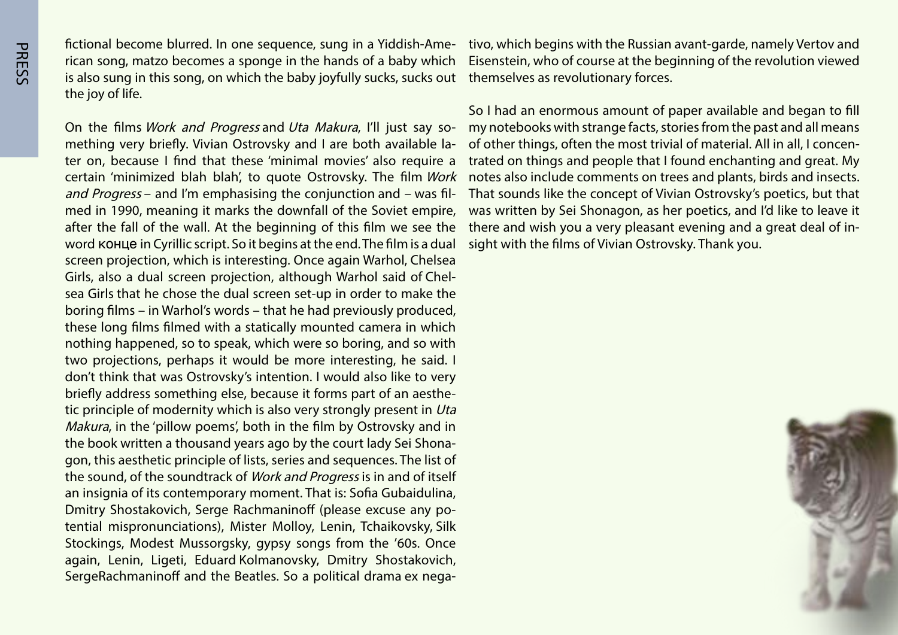fictional become blurred. In one sequence, sung in a Yiddish-American song, matzo becomes a sponge in the hands of a baby which is also sung in this song, on which the baby joyfully sucks, sucks out the joy of life.

On the films *Work and Progress* and *Uta Makura*, I'll just say something very briefly. Vivian Ostrovsky and I are both available later on, because I find that these 'minimal movies' also require a certain 'minimized blah blah', to quote Ostrovsky. The film *Work and Progress* – and I'm emphasising the conjunction and – was filmed in 1990, meaning it marks the downfall of the Soviet empire, after the fall of the wall. At the beginning of this film we see the word конце in Cyrillic script. So it begins at the end. The film is a dual screen projection, which is interesting. Once again Warhol, Chelsea Girls, also a dual screen projection, although Warhol said of Chelsea Girls that he chose the dual screen set-up in order to make the boring films – in Warhol's words – that he had previously produced, these long films filmed with a statically mounted camera in which nothing happened, so to speak, which were so boring, and so with two projections, perhaps it would be more interesting, he said. I don't think that was Ostrovsky's intention. I would also like to very briefly address something else, because it forms part of an aesthetic principle of modernity which is also very strongly present in *Uta Makura*, in the 'pillow poems', both in the film by Ostrovsky and in the book written a thousand years ago by the court lady Sei Shonagon, this aesthetic principle of lists, series and sequences. The list of the sound, of the soundtrack of *Work and Progress* is in and of itself an insignia of its contemporary moment. That is: Sofia Gubaidulina, Dmitry Shostakovich, Serge Rachmaninoff (please excuse any potential mispronunciations), Mister Molloy, Lenin, Tchaikovsky, Silk Stockings, Modest Mussorgsky, gypsy songs from the '60s. Once again, Lenin, Ligeti, Eduard Kolmanovsky, Dmitry Shostakovich, SergeRachmaninoff and the Beatles. So a political drama ex negativo, which begins with the Russian avant-garde, namely Vertov and Eisenstein, who of course at the beginning of the revolution viewed themselves as revolutionary forces.

So I had an enormous amount of paper available and began to fill my notebooks with strange facts, stories from the past and all means of other things, often the most trivial of material. All in all, I concentrated on things and people that I found enchanting and great. My notes also include comments on trees and plants, birds and insects. That sounds like the concept of Vivian Ostrovsky's poetics, but that was written by Sei Shonagon, as her poetics, and I'd like to leave it there and wish you a very pleasant evening and a great deal of insight with the films of Vivian Ostrovsky. Thank you.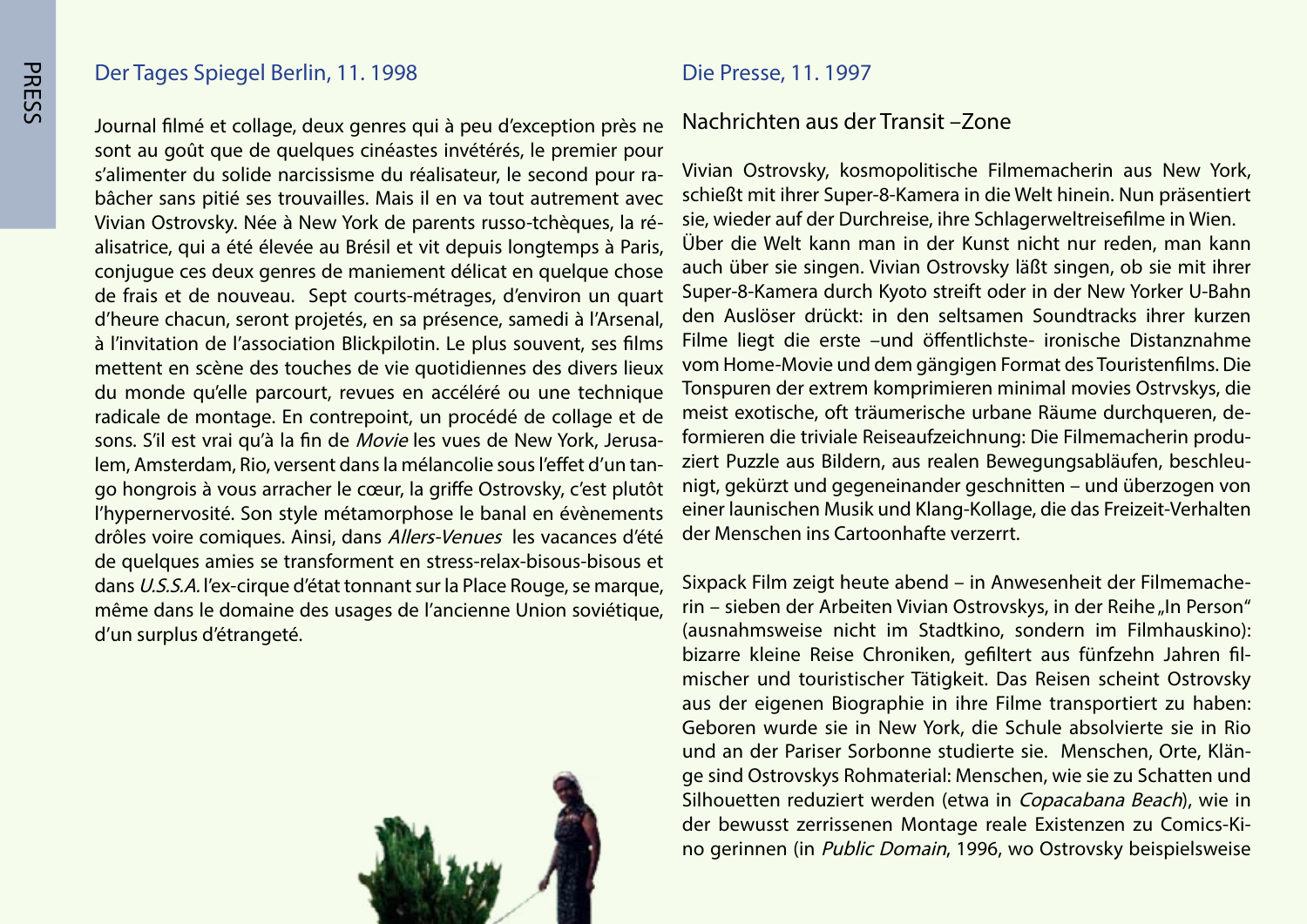## Der Tages Spiegel Berlin, 11. 1998

Journal filmé et collage, deux genres qui à peu d'exception près ne sont au goût que de quelques cinéastes invétérés, le premier pour s'alimenter du solide narcissisme du réalisateur, le second pour rabâcher sans pitié ses trouvailles. Mais il en va tout autrement avec Vivian Ostrovsky. Née à New York de parents russo-tchèques, la réalisatrice, qui a été élevée au Brésil et vit depuis longtemps à Paris, conjugue ces deux genres de maniement délicat en quelque chose de frais et de nouveau. Sept courts-métrages, d'environ un quart d'heure chacun, seront projetés, en sa présence, samedi à l'Arsenal, à l'invitation de l'association Blickpilotin. Le plus souvent, ses films mettent en scène des touches de vie quotidiennes des divers lieux du monde qu'elle parcourt, revues en accéléré ou une technique radicale de montage. En contrepoint, un procédé de collage et de sons. S'il est vrai qu'à la fin de *Movie* les vues de New York, Jerusalem, Amsterdam, Rio, versent dans la mélancolie sous l'effet d'un tango hongrois à vous arracher le cœur, la griffe Ostrovsky, c'est plutôt l'hypernervosité. Son style métamorphose le banal en évènements drôles voire comiques. Ainsi, dans *Allers-Venues* les vacances d'été de quelques amies se transforment en stress-relax-bisous-bisous et dans *U.S.S.A.* l'ex-cirque d'état tonnant sur la Place Rouge, se marque, même dans le domaine des usages de l'ancienne Union soviétique, d'un surplus d'étrangeté.

## Die Presse, 11. 1997

### Nachrichten aus der Transit –Zone

Vivian Ostrovsky, kosmopolitische Filmemacherin aus New York, schießt mit ihrer Super-8-Kamera in die Welt hinein. Nun präsentiert sie, wieder auf der Durchreise, ihre Schlagerweltreisefilme in Wien.
Über die Welt kann man in der Kunst nicht nur reden, man kann auch über sie singen. Vivian Ostrovsky läßt singen, ob sie mit ihrer Super-8-Kamera durch Kyoto streift oder in der New Yorker U-Bahn den Auslöser drückt: in den seltsamen Soundtracks ihrer kurzen Filme liegt die erste –und öffentlichste- ironische Distanznahme vom Home-Movie und dem gängigen Format des Touristenfilms. Die Tonspuren der extrem komprimieren minimal movies Ostrvskys, die meist exotische, oft träumerische urbane Räume durchqueren, deformieren die triviale Reiseaufzeichnung: Die Filmemacherin produziert Puzzle aus Bildern, aus realen Bewegungsabläufen, beschleunigt, gekürzt und gegeneinander geschnitten – und überzogen von einer launischen Musik und Klang-Kollage, die das Freizeit-Verhalten der Menschen ins Cartoonhafte verzerrt.

Sixpack Film zeigt heute abend – in Anwesenheit der Filmemacherin – sieben der Arbeiten Vivian Ostrovskys, in der Reihe „In Person" (ausnahmsweise nicht im Stadtkino, sondern im Filmhauskino): bizarre kleine Reise Chroniken, gefiltert aus fünfzehn Jahren filmischer und touristischer Tätigkeit. Das Reisen scheint Ostrovsky aus der eigenen Biographie in ihre Filme transportiert zu haben: Geboren wurde sie in New York, die Schule absolvierte sie in Rio und an der Pariser Sorbonne studierte sie. Menschen, Orte, Klänge sind Ostrovskys Rohmaterial: Menschen, wie sie zu Schatten und Silhouetten reduziert werden (etwa in *Copacabana Beach*), wie in der bewusst zerrissenen Montage reale Existenzen zu Comics-Kino gerinnen (in *Public Domain*, 1996, wo Ostrovsky beispielsweise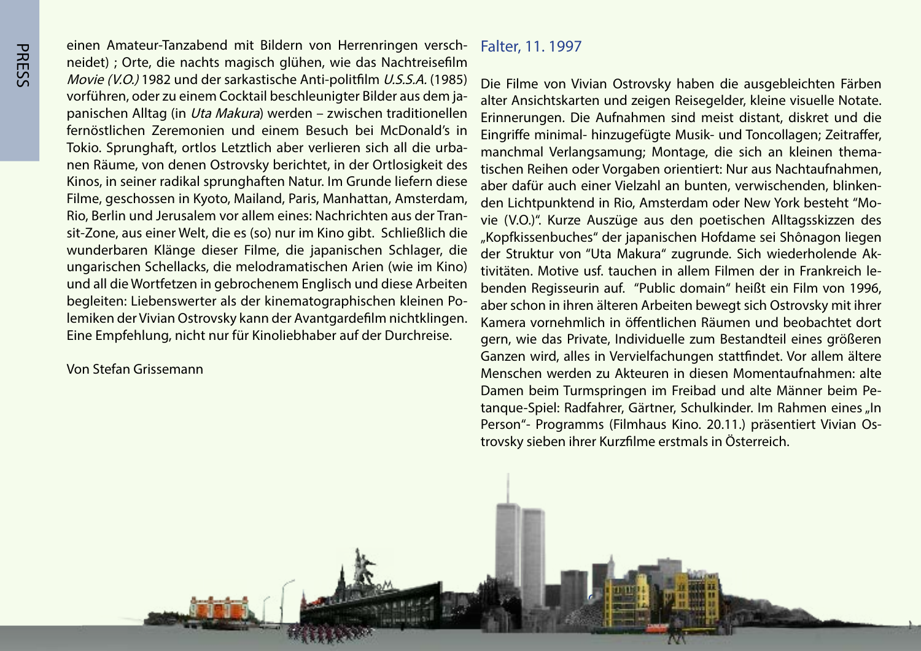einen Amateur-Tanzabend mit Bildern von Herrenringen verschneidet) ; Orte, die nachts magisch glühen, wie das Nachtreisefilm *Movie (V.O.)* 1982 und der sarkastische Anti-politfilm *U.S.S.A.* (1985) vorführen, oder zu einem Cocktail beschleunigter Bilder aus dem japanischen Alltag (in *Uta Makura*) werden – zwischen traditionellen fernöstlichen Zeremonien und einem Besuch bei McDonald's in Tokio. Sprunghaft, ortlos Letztlich aber verlieren sich all die urbanen Räume, von denen Ostrovsky berichtet, in der Ortlosigkeit des Kinos, in seiner radikal sprunghaften Natur. Im Grunde liefern diese Filme, geschossen in Kyoto, Mailand, Paris, Manhattan, Amsterdam, Rio, Berlin und Jerusalem vor allem eines: Nachrichten aus der Transit-Zone, aus einer Welt, die es (so) nur im Kino gibt. Schließlich die wunderbaren Klänge dieser Filme, die japanischen Schlager, die ungarischen Schellacks, die melodramatischen Arien (wie im Kino) und all die Wortfetzen in gebrochenem Englisch und diese Arbeiten begleiten: Liebenswerter als der kinematographischen kleinen Polemiken der Vivian Ostrovsky kann der Avantgardefilm nichtklingen. Eine Empfehlung, nicht nur für Kinoliebhaber auf der Durchreise.

Von Stefan Grissemann

## Falter, 11. 1997

Die Filme von Vivian Ostrovsky haben die ausgebleichten Färben alter Ansichtskarten und zeigen Reisegelder, kleine visuelle Notate. Erinnerungen. Die Aufnahmen sind meist distant, diskret und die Eingriffe minimal- hinzugefügte Musik- und Toncollagen; Zeitraffer, manchmal Verlangsamung; Montage, die sich an kleinen thematischen Reihen oder Vorgaben orientiert: Nur aus Nachtaufnahmen, aber dafür auch einer Vielzahl an bunten, verwischenden, blinkenden Lichtpunktend in Rio, Amsterdam oder New York besteht "Movie (V.O.)". Kurze Auszüge aus den poetischen Alltagsskizzen des „Kopfkissenbuches" der japanischen Hofdame sei Shônagon liegen der Struktur von "Uta Makura" zugrunde. Sich wiederholende Aktivitäten. Motive usf. tauchen in allem Filmen der in Frankreich lebenden Regisseurin auf. "Public domain" heißt ein Film von 1996, aber schon in ihren älteren Arbeiten bewegt sich Ostrovsky mit ihrer Kamera vornehmlich in öffentlichen Räumen und beobachtet dort gern, wie das Private, Individuelle zum Bestandteil eines größeren Ganzen wird, alles in Vervielfachungen stattfindet. Vor allem ältere Menschen werden zu Akteuren in diesen Momentaufnahmen: alte Damen beim Turmspringen im Freibad und alte Männer beim Petanque-Spiel: Radfahrer, Gärtner, Schulkinder. Im Rahmen eines „In Person"- Programms (Filmhaus Kino. 20.11.) präsentiert Vivian Ostrovsky sieben ihrer Kurzfilme erstmals in Österreich.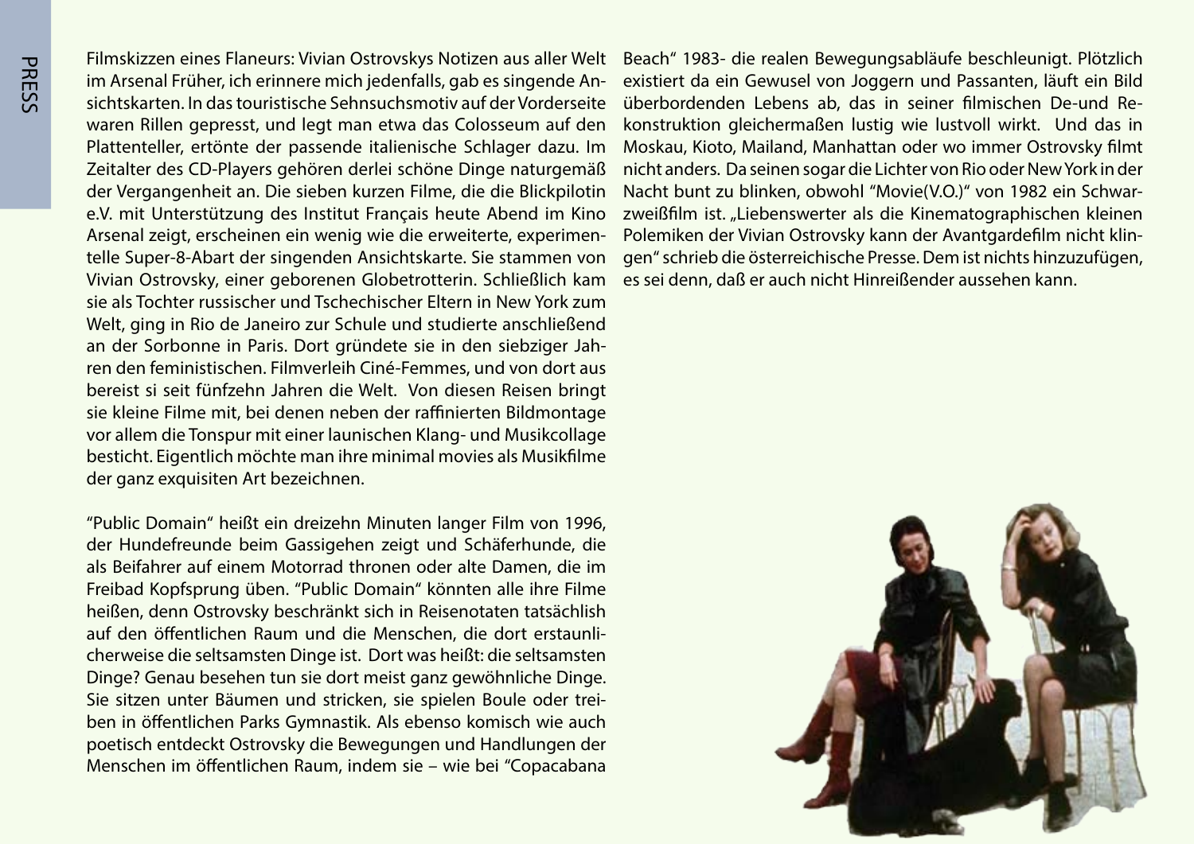Filmskizzen eines Flaneurs: Vivian Ostrovskys Notizen aus aller Welt im Arsenal Früher, ich erinnere mich jedenfalls, gab es singende Ansichtskarten. In das touristische Sehnsuchsmotiv auf der Vorderseite waren Rillen gepresst, und legt man etwa das Colosseum auf den Plattenteller, ertönte der passende italienische Schlager dazu. Im Zeitalter des CD-Players gehören derlei schöne Dinge naturgemäß der Vergangenheit an. Die sieben kurzen Filme, die die Blickpilotin e.V. mit Unterstützung des Institut Français heute Abend im Kino Arsenal zeigt, erscheinen ein wenig wie die erweiterte, experimentelle Super-8-Abart der singenden Ansichtskarte. Sie stammen von Vivian Ostrovsky, einer geborenen Globetrotterin. Schließlich kam sie als Tochter russischer und Tschechischer Eltern in New York zum Welt, ging in Rio de Janeiro zur Schule und studierte anschließend an der Sorbonne in Paris. Dort gründete sie in den siebziger Jahren den feministischen. Filmverleih Ciné-Femmes, und von dort aus bereist si seit fünfzehn Jahren die Welt. Von diesen Reisen bringt sie kleine Filme mit, bei denen neben der raffinierten Bildmontage vor allem die Tonspur mit einer launischen Klang- und Musikcollage besticht. Eigentlich möchte man ihre minimal movies als Musikfilme der ganz exquisiten Art bezeichnen.

"Public Domain" heißt ein dreizehn Minuten langer Film von 1996, der Hundefreunde beim Gassigehen zeigt und Schäferhunde, die als Beifahrer auf einem Motorrad thronen oder alte Damen, die im Freibad Kopfsprung üben. "Public Domain" könnten alle ihre Filme heißen, denn Ostrovsky beschränkt sich in Reisenotaten tatsächlish auf den öffentlichen Raum und die Menschen, die dort erstaunlicherweise die seltsamsten Dinge ist. Dort was heißt: die seltsamsten Dinge? Genau besehen tun sie dort meist ganz gewöhnliche Dinge. Sie sitzen unter Bäumen und stricken, sie spielen Boule oder treiben in öffentlichen Parks Gymnastik. Als ebenso komisch wie auch poetisch entdeckt Ostrovsky die Bewegungen und Handlungen der Menschen im öffentlichen Raum, indem sie – wie bei "Copacabana Beach" 1983- die realen Bewegungsabläufe beschleunigt. Plötzlich existiert da ein Gewusel von Joggern und Passanten, läuft ein Bild überbordenden Lebens ab, das in seiner filmischen De-und Rekonstruktion gleichermaßen lustig wie lustvoll wirkt. Und das in Moskau, Kioto, Mailand, Manhattan oder wo immer Ostrovsky filmt nicht anders. Da seinen sogar die Lichter von Rio oder New York in der Nacht bunt zu blinken, obwohl "Movie(V.O.)" von 1982 ein Schwarzweißfilm ist. „Liebenswerter als die Kinematographischen kleinen Polemiken der Vivian Ostrovsky kann der Avantgardefilm nicht klingen" schrieb die österreichische Presse. Dem ist nichts hinzuzufügen, es sei denn, daß er auch nicht Hinreißender aussehen kann.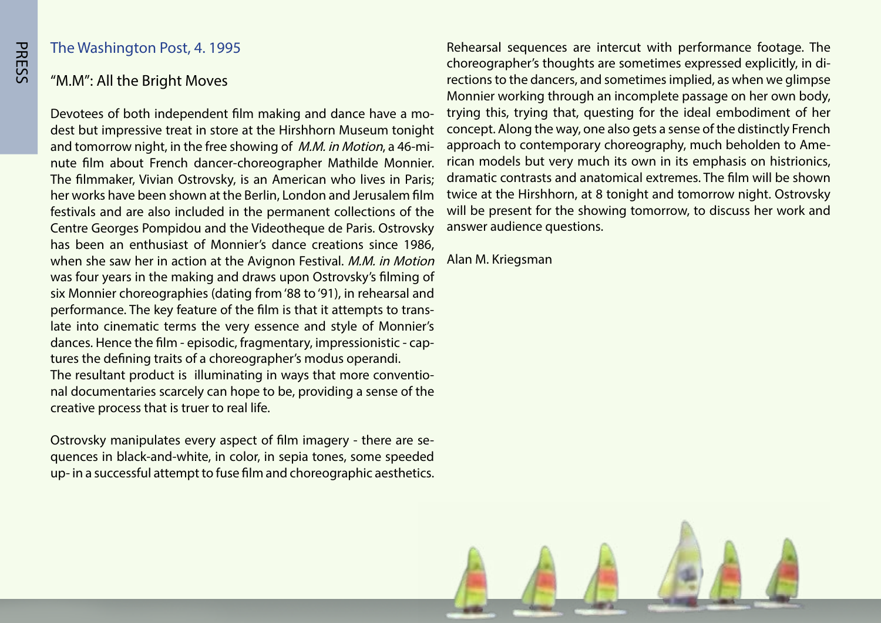The Washington Post, 4. 1995

## "M.M": All the Bright Moves

Devotees of both independent film making and dance have a modest but impressive treat in store at the Hirshhorn Museum tonight and tomorrow night, in the free showing of *M.M. in Motion*, a 46-minute film about French dancer-choreographer Mathilde Monnier. The filmmaker, Vivian Ostrovsky, is an American who lives in Paris; her works have been shown at the Berlin, London and Jerusalem film festivals and are also included in the permanent collections of the Centre Georges Pompidou and the Videotheque de Paris. Ostrovsky has been an enthusiast of Monnier's dance creations since 1986, when she saw her in action at the Avignon Festival. *M.M. in Motion* was four years in the making and draws upon Ostrovsky's filming of six Monnier choreographies (dating from '88 to '91), in rehearsal and performance. The key feature of the film is that it attempts to translate into cinematic terms the very essence and style of Monnier's dances. Hence the film - episodic, fragmentary, impressionistic - captures the defining traits of a choreographer's modus operandi.
The resultant product is illuminating in ways that more conventional documentaries scarcely can hope to be, providing a sense of the creative process that is truer to real life.

Ostrovsky manipulates every aspect of film imagery - there are sequences in black-and-white, in color, in sepia tones, some speeded up- in a successful attempt to fuse film and choreographic aesthetics.

Rehearsal sequences are intercut with performance footage. The choreographer's thoughts are sometimes expressed explicitly, in directions to the dancers, and sometimes implied, as when we glimpse Monnier working through an incomplete passage on her own body, trying this, trying that, questing for the ideal embodiment of her concept. Along the way, one also gets a sense of the distinctly French approach to contemporary choreography, much beholden to American models but very much its own in its emphasis on histrionics, dramatic contrasts and anatomical extremes. The film will be shown twice at the Hirshhorn, at 8 tonight and tomorrow night. Ostrovsky will be present for the showing tomorrow, to discuss her work and answer audience questions.

Alan M. Kriegsman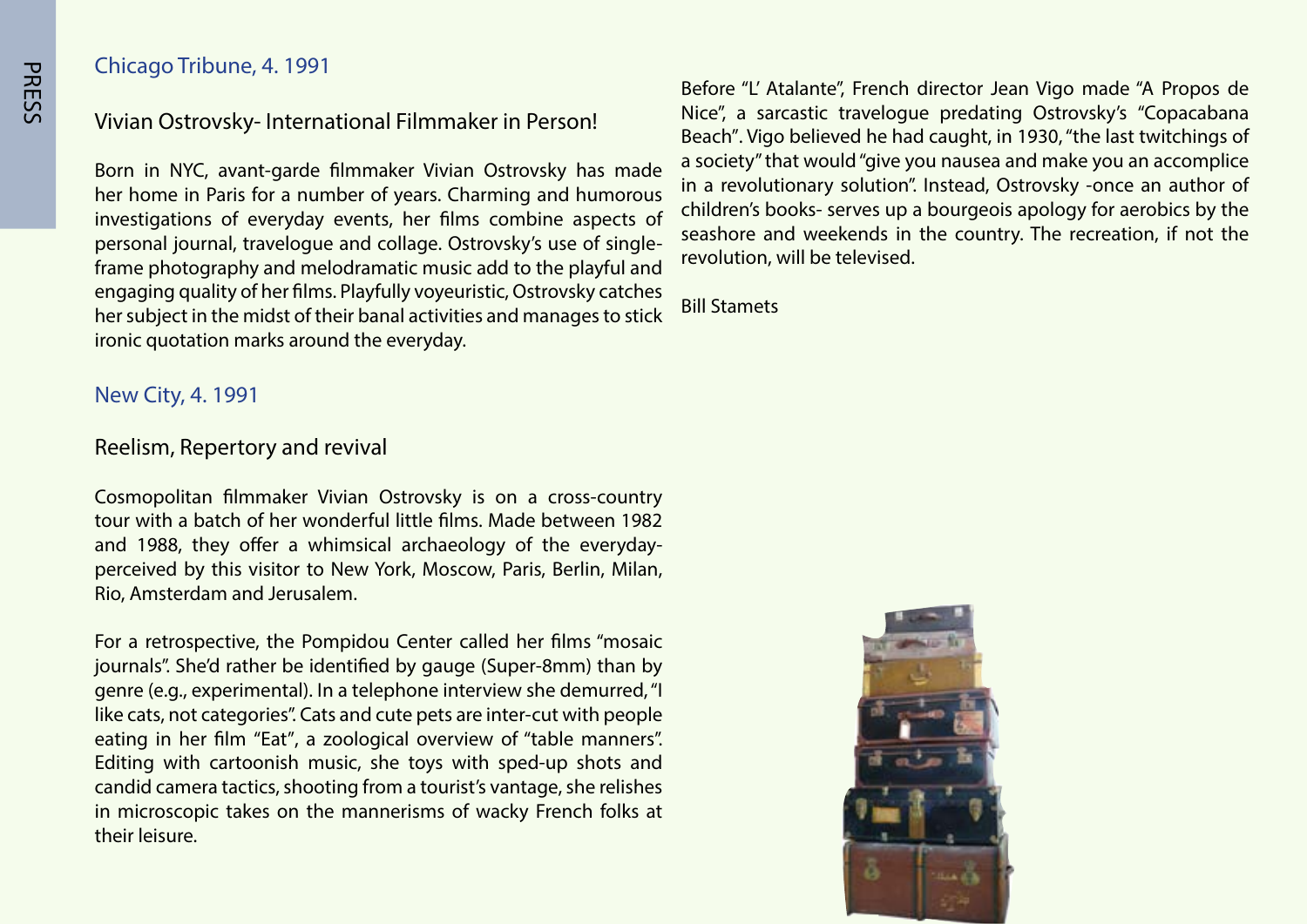## Chicago Tribune, 4. 1991

### Vivian Ostrovsky- International Filmmaker in Person!

Born in NYC, avant-garde filmmaker Vivian Ostrovsky has made her home in Paris for a number of years. Charming and humorous investigations of everyday events, her films combine aspects of personal journal, travelogue and collage. Ostrovsky's use of single-frame photography and melodramatic music add to the playful and engaging quality of her films. Playfully voyeuristic, Ostrovsky catches her subject in the midst of their banal activities and manages to stick ironic quotation marks around the everyday.

## New City, 4. 1991

### Reelism, Repertory and revival

Cosmopolitan filmmaker Vivian Ostrovsky is on a cross-country tour with a batch of her wonderful little films. Made between 1982 and 1988, they offer a whimsical archaeology of the everyday-perceived by this visitor to New York, Moscow, Paris, Berlin, Milan, Rio, Amsterdam and Jerusalem.

For a retrospective, the Pompidou Center called her films "mosaic journals". She'd rather be identified by gauge (Super-8mm) than by genre (e.g., experimental). In a telephone interview she demurred, "I like cats, not categories". Cats and cute pets are inter-cut with people eating in her film "Eat", a zoological overview of "table manners". Editing with cartoonish music, she toys with sped-up shots and candid camera tactics, shooting from a tourist's vantage, she relishes in microscopic takes on the mannerisms of wacky French folks at their leisure.

Before "L' Atalante", French director Jean Vigo made "A Propos de Nice", a sarcastic travelogue predating Ostrovsky's "Copacabana Beach". Vigo believed he had caught, in 1930, "the last twitchings of a society" that would "give you nausea and make you an accomplice in a revolutionary solution". Instead, Ostrovsky -once an author of children's books- serves up a bourgeois apology for aerobics by the seashore and weekends in the country. The recreation, if not the revolution, will be televised.

Bill Stamets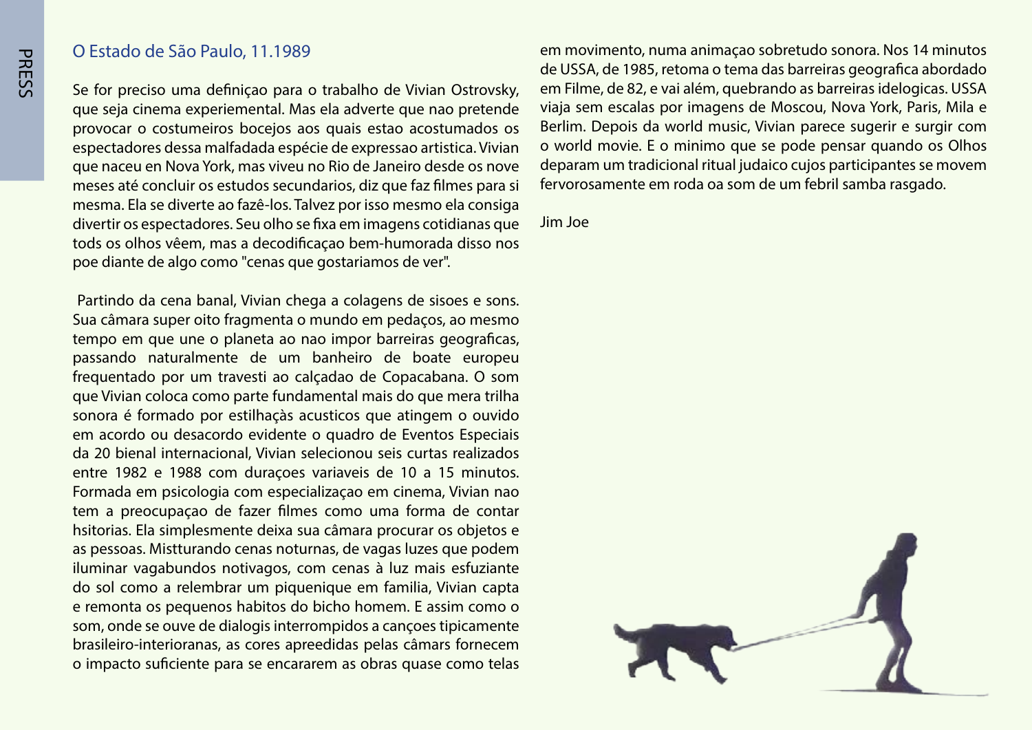## O Estado de São Paulo, 11.1989

Se for preciso uma definiçao para o trabalho de Vivian Ostrovsky, que seja cinema experiemental. Mas ela adverte que nao pretende provocar o costumeiros bocejos aos quais estao acostumados os espectadores dessa malfadada espécie de expressao artistica. Vivian que naceu en Nova York, mas viveu no Rio de Janeiro desde os nove meses até concluir os estudos secundarios, diz que faz filmes para si mesma. Ela se diverte ao fazê-los. Talvez por isso mesmo ela consiga divertir os espectadores. Seu olho se fixa em imagens cotidianas que tods os olhos vêem, mas a decodificaçao bem-humorada disso nos poe diante de algo como "cenas que gostariamos de ver".

Partindo da cena banal, Vivian chega a colagens de sisoes e sons. Sua câmara super oito fragmenta o mundo em pedaços, ao mesmo tempo em que une o planeta ao nao impor barreiras geograficas, passando naturalmente de um banheiro de boate europeu frequentado por um travesti ao calçadao de Copacabana. O som que Vivian coloca como parte fundamental mais do que mera trilha sonora é formado por estilhaçàs acusticos que atingem o ouvido em acordo ou desacordo evidente o quadro de Eventos Especiais da 20 bienal internacional, Vivian selecionou seis curtas realizados entre 1982 e 1988 com duraçoes variaveis de 10 a 15 minutos. Formada em psicologia com especializaçao em cinema, Vivian nao tem a preocupaçao de fazer filmes como uma forma de contar hsitorias. Ela simplesmente deixa sua câmara procurar os objetos e as pessoas. Mistturando cenas noturnas, de vagas luzes que podem iluminar vagabundos notivagos, com cenas à luz mais esfuziante do sol como a relembrar um piquenique em familia, Vivian capta e remonta os pequenos habitos do bicho homem. E assim como o som, onde se ouve de dialogis interrompidos a cançoes tipicamente brasileiro-interioranas, as cores apreedidas pelas câmars fornecem o impacto suficiente para se encararem as obras quase como telas em movimento, numa animaçao sobretudo sonora. Nos 14 minutos de USSA, de 1985, retoma o tema das barreiras geografica abordado em Filme, de 82, e vai além, quebrando as barreiras idelogicas. USSA viaja sem escalas por imagens de Moscou, Nova York, Paris, Mila e Berlim. Depois da world music, Vivian parece sugerir e surgir com o world movie. E o minimo que se pode pensar quando os Olhos deparam um tradicional ritual judaico cujos participantes se movem fervorosamente em roda oa som de um febril samba rasgado.

Jim Joe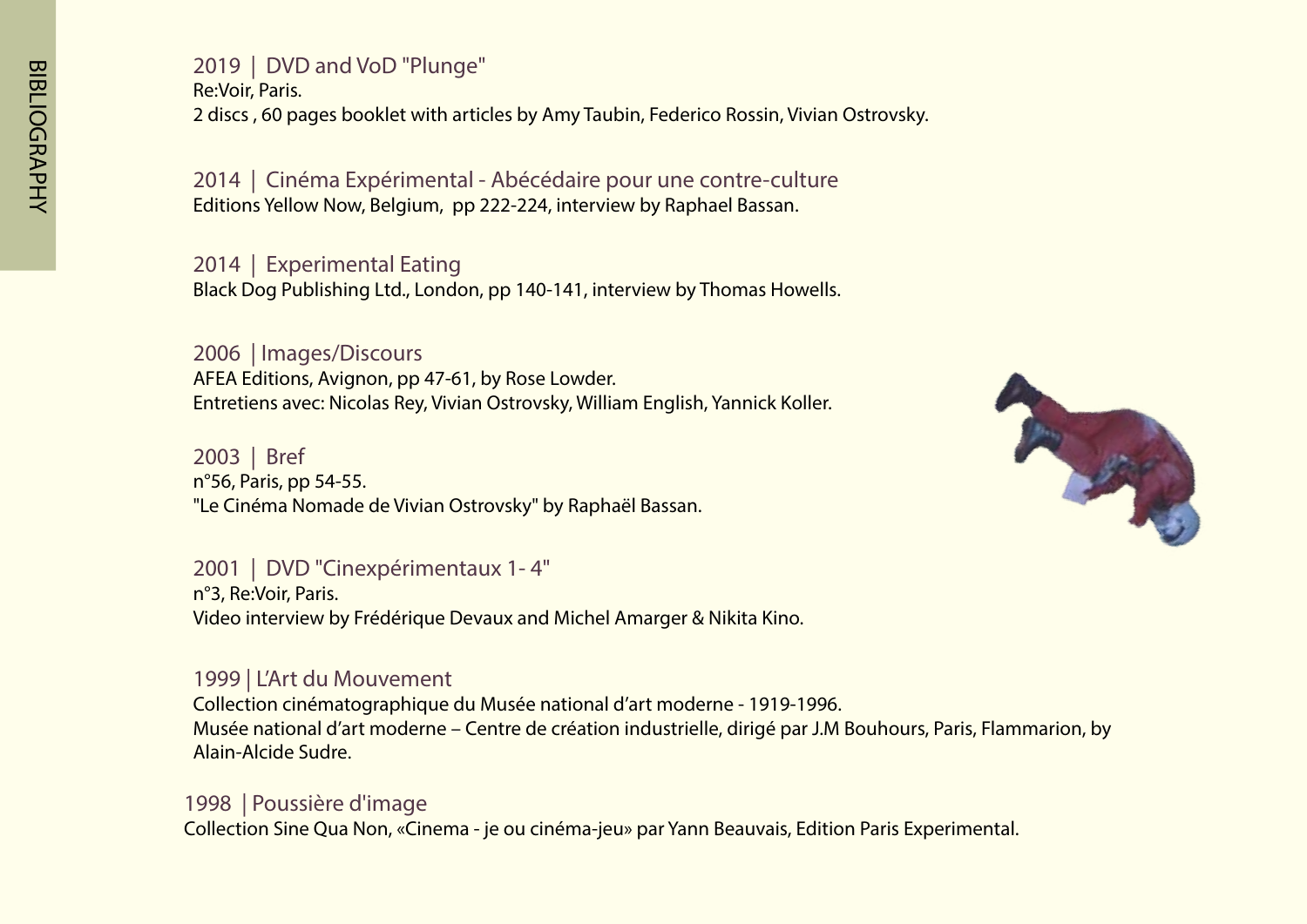# BIBLIOGRAPHY

### 2019 | DVD and VoD "Plunge"

Re:Voir, Paris.
2 discs , 60 pages booklet with articles by Amy Taubin, Federico Rossin, Vivian Ostrovsky.

### 2014 | Cinéma Expérimental - Abécédaire pour une contre-culture

Editions Yellow Now, Belgium, pp 222-224, interview by Raphael Bassan.

### 2014 | Experimental Eating

Black Dog Publishing Ltd., London, pp 140-141, interview by Thomas Howells.

### 2006 | Images/Discours

AFEA Editions, Avignon, pp 47-61, by Rose Lowder.
Entretiens avec: Nicolas Rey, Vivian Ostrovsky, William English, Yannick Koller.

### 2003 | Bref

n°56, Paris, pp 54-55.
"Le Cinéma Nomade de Vivian Ostrovsky" by Raphaël Bassan.

### 2001 | DVD "Cinexpérimentaux 1- 4"

n°3, Re:Voir, Paris.
Video interview by Frédérique Devaux and Michel Amarger & Nikita Kino.

### 1999 | L'Art du Mouvement

Collection cinématographique du Musée national d'art moderne - 1919-1996.
Musée national d'art moderne – Centre de création industrielle, dirigé par J.M Bouhours, Paris, Flammarion, by Alain-Alcide Sudre.

### 1998 | Poussière d'image

Collection Sine Qua Non, «Cinema - je ou cinéma-jeu» par Yann Beauvais, Edition Paris Experimental.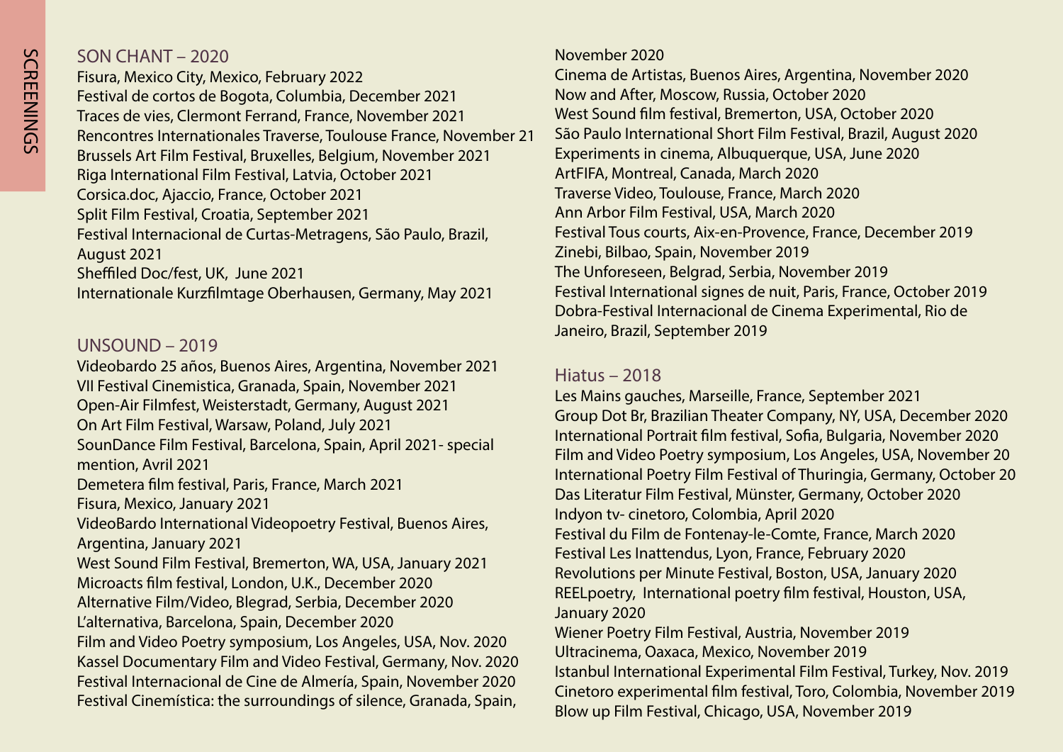SCREENINGS

## SON CHANT – 2020

Fisura, Mexico City, Mexico, February 2022
Festival de cortos de Bogota, Columbia, December 2021
Traces de vies, Clermont Ferrand, France, November 2021
Rencontres Internationales Traverse, Toulouse France, November 21
Brussels Art Film Festival, Bruxelles, Belgium, November 2021
Riga International Film Festival, Latvia, October 2021
Corsica.doc, Ajaccio, France, October 2021
Split Film Festival, Croatia, September 2021
Festival Internacional de Curtas-Metragens, São Paulo, Brazil, August 2021
Sheffiled Doc/fest, UK, June 2021
Internationale Kurzfilmtage Oberhausen, Germany, May 2021

## UNSOUND – 2019

Videobardo 25 años, Buenos Aires, Argentina, November 2021
VII Festival Cinemistica, Granada, Spain, November 2021
Open-Air Filmfest, Weisterstadt, Germany, August 2021
On Art Film Festival, Warsaw, Poland, July 2021
SounDance Film Festival, Barcelona, Spain, April 2021- special mention, Avril 2021
Demetera film festival, Paris, France, March 2021
Fisura, Mexico, January 2021
VideoBardo International Videopoetry Festival, Buenos Aires, Argentina, January 2021
West Sound Film Festival, Bremerton, WA, USA, January 2021
Microacts film festival, London, U.K., December 2020
Alternative Film/Video, Blegrad, Serbia, December 2020
L'alternativa, Barcelona, Spain, December 2020
Film and Video Poetry symposium, Los Angeles, USA, Nov. 2020
Kassel Documentary Film and Video Festival, Germany, Nov. 2020
Festival Internacional de Cine de Almería, Spain, November 2020
Festival Cinemística: the surroundings of silence, Granada, Spain, November 2020
Cinema de Artistas, Buenos Aires, Argentina, November 2020
Now and After, Moscow, Russia, October 2020
West Sound film festival, Bremerton, USA, October 2020
São Paulo International Short Film Festival, Brazil, August 2020
Experiments in cinema, Albuquerque, USA, June 2020
ArtFIFA, Montreal, Canada, March 2020
Traverse Video, Toulouse, France, March 2020
Ann Arbor Film Festival, USA, March 2020
Festival Tous courts, Aix-en-Provence, France, December 2019
Zinebi, Bilbao, Spain, November 2019
The Unforeseen, Belgrad, Serbia, November 2019
Festival International signes de nuit, Paris, France, October 2019
Dobra-Festival Internacional de Cinema Experimental, Rio de Janeiro, Brazil, September 2019

## Hiatus – 2018

Les Mains gauches, Marseille, France, September 2021
Group Dot Br, Brazilian Theater Company, NY, USA, December 2020
International Portrait film festival, Sofia, Bulgaria, November 2020
Film and Video Poetry symposium, Los Angeles, USA, November 20
International Poetry Film Festival of Thuringia, Germany, October 20
Das Literatur Film Festival, Münster, Germany, October 2020
Indyon tv- cinetoro, Colombia, April 2020
Festival du Film de Fontenay-le-Comte, France, March 2020
Festival Les Inattendus, Lyon, France, February 2020
Revolutions per Minute Festival, Boston, USA, January 2020
REELpoetry, International poetry film festival, Houston, USA, January 2020
Wiener Poetry Film Festival, Austria, November 2019
Ultracinema, Oaxaca, Mexico, November 2019
Istanbul International Experimental Film Festival, Turkey, Nov. 2019
Cinetoro experimental film festival, Toro, Colombia, November 2019
Blow up Film Festival, Chicago, USA, November 2019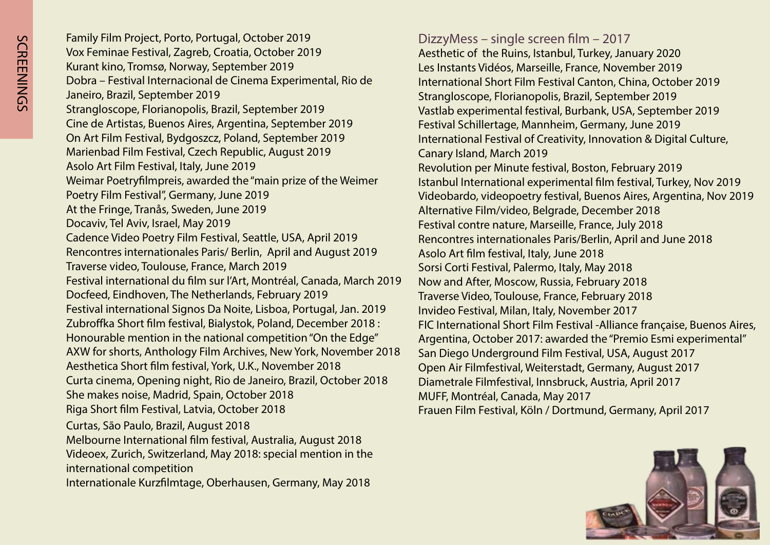Family Film Project, Porto, Portugal, October 2019
Vox Feminae Festival, Zagreb, Croatia, October 2019
Kurant kino, Tromsø, Norway, September 2019
Dobra – Festival Internacional de Cinema Experimental, Rio de Janeiro, Brazil, September 2019
Strangloscope, Florianopolis, Brazil, September 2019
Cine de Artistas, Buenos Aires, Argentina, September 2019
On Art Film Festival, Bydgoszcz, Poland, September 2019
Marienbad Film Festival, Czech Republic, August 2019
Asolo Art Film Festival, Italy, June 2019
Weimar Poetryfilmpreis, awarded the "main prize of the Weimer Poetry Film Festival", Germany, June 2019
At the Fringe, Tranås, Sweden, June 2019
Docaviv, Tel Aviv, Israel, May 2019
Cadence Video Poetry Film Festival, Seattle, USA, April 2019
Rencontres internationales Paris/ Berlin, April and August 2019
Traverse video, Toulouse, France, March 2019
Festival international du film sur l'Art, Montréal, Canada, March 2019
Docfeed, Eindhoven, The Netherlands, February 2019
Festival international Signos Da Noite, Lisboa, Portugal, Jan. 2019
Zubroffka Short film festival, Bialystok, Poland, December 2018 : Honourable mention in the national competition "On the Edge"
AXW for shorts, Anthology Film Archives, New York, November 2018
Aesthetica Short film festival, York, U.K., November 2018
Curta cinema, Opening night, Rio de Janeiro, Brazil, October 2018
She makes noise, Madrid, Spain, October 2018
Riga Short film Festival, Latvia, October 2018
Curtas, São Paulo, Brazil, August 2018
Melbourne International film festival, Australia, August 2018
Videoex, Zurich, Switzerland, May 2018: special mention in the international competition
Internationale Kurzfilmtage, Oberhausen, Germany, May 2018

## DizzyMess – single screen film – 2017

Aesthetic of the Ruins, Istanbul, Turkey, January 2020
Les Instants Vidéos, Marseille, France, November 2019
International Short Film Festival Canton, China, October 2019
Strangloscope, Florianopolis, Brazil, September 2019
Vastlab experimental festival, Burbank, USA, September 2019
Festival Schillertage, Mannheim, Germany, June 2019
International Festival of Creativity, Innovation & Digital Culture, Canary Island, March 2019
Revolution per Minute festival, Boston, February 2019
Istanbul International experimental film festival, Turkey, Nov 2019
Videobardo, videopoetry festival, Buenos Aires, Argentina, Nov 2019
Alternative Film/video, Belgrade, December 2018
Festival contre nature, Marseille, France, July 2018
Rencontres internationales Paris/Berlin, April and June 2018
Asolo Art film festival, Italy, June 2018
Sorsi Corti Festival, Palermo, Italy, May 2018
Now and After, Moscow, Russia, February 2018
Traverse Video, Toulouse, France, February 2018
Invideo Festival, Milan, Italy, November 2017
FIC International Short Film Festival -Alliance française, Buenos Aires, Argentina, October 2017: awarded the "Premio Esmi experimental"
San Diego Underground Film Festival, USA, August 2017
Open Air Filmfestival, Weiterstadt, Germany, August 2017
Diametrale Filmfestival, Innsbruck, Austria, April 2017
MUFF, Montréal, Canada, May 2017
Frauen Film Festival, Köln / Dortmund, Germany, April 2017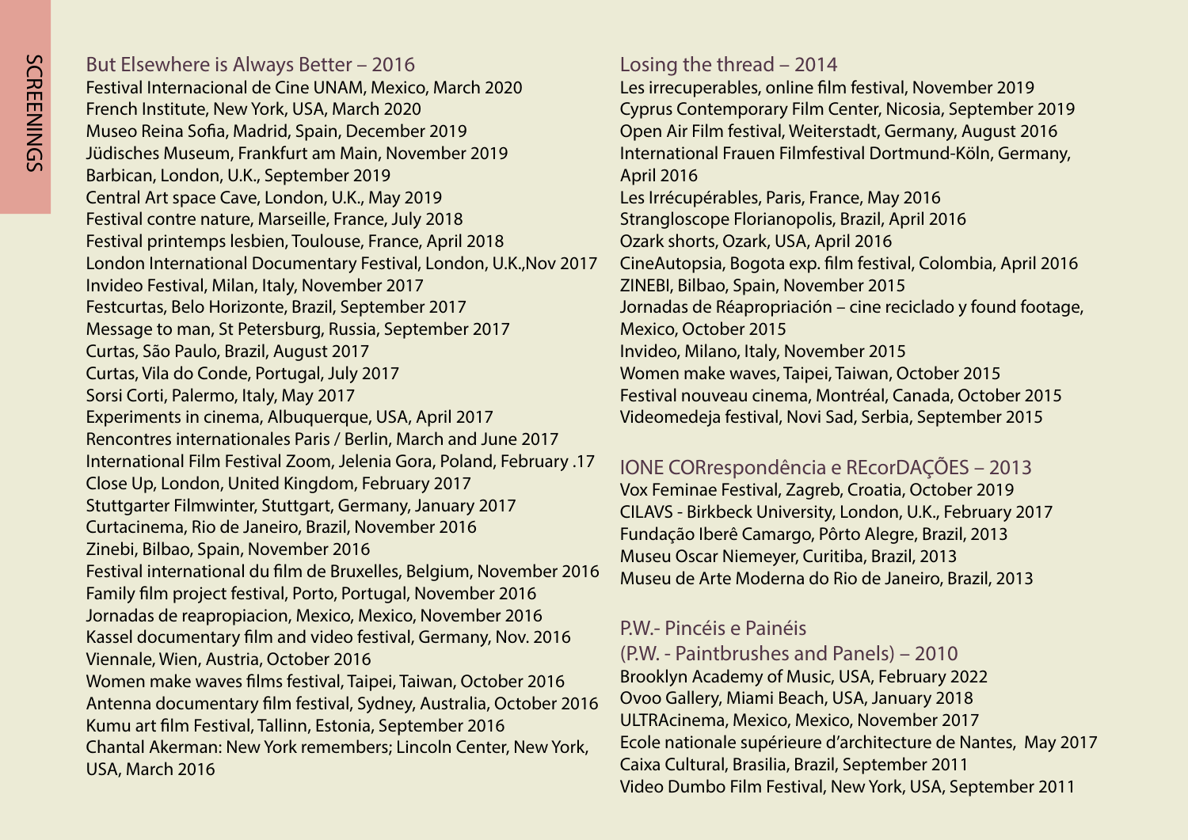SCREENINGS

## But Elsewhere is Always Better – 2016

Festival Internacional de Cine UNAM, Mexico, March 2020
French Institute, New York, USA, March 2020
Museo Reina Sofia, Madrid, Spain, December 2019
Jüdisches Museum, Frankfurt am Main, November 2019
Barbican, London, U.K., September 2019
Central Art space Cave, London, U.K., May 2019
Festival contre nature, Marseille, France, July 2018
Festival printemps lesbien, Toulouse, France, April 2018
London International Documentary Festival, London, U.K.,Nov 2017
Invideo Festival, Milan, Italy, November 2017
Festcurtas, Belo Horizonte, Brazil, September 2017
Message to man, St Petersburg, Russia, September 2017
Curtas, São Paulo, Brazil, August 2017
Curtas, Vila do Conde, Portugal, July 2017
Sorsi Corti, Palermo, Italy, May 2017
Experiments in cinema, Albuquerque, USA, April 2017
Rencontres internationales Paris / Berlin, March and June 2017
International Film Festival Zoom, Jelenia Gora, Poland, February .17
Close Up, London, United Kingdom, February 2017
Stuttgarter Filmwinter, Stuttgart, Germany, January 2017
Curtacinema, Rio de Janeiro, Brazil, November 2016
Zinebi, Bilbao, Spain, November 2016
Festival international du film de Bruxelles, Belgium, November 2016
Family film project festival, Porto, Portugal, November 2016
Jornadas de reapropiacion, Mexico, Mexico, November 2016
Kassel documentary film and video festival, Germany, Nov. 2016
Viennale, Wien, Austria, October 2016
Women make waves films festival, Taipei, Taiwan, October 2016
Antenna documentary film festival, Sydney, Australia, October 2016
Kumu art film Festival, Tallinn, Estonia, September 2016
Chantal Akerman: New York remembers; Lincoln Center, New York, USA, March 2016

## Losing the thread – 2014

Les irrecuperables, online film festival, November 2019
Cyprus Contemporary Film Center, Nicosia, September 2019
Open Air Film festival, Weiterstadt, Germany, August 2016
International Frauen Filmfestival Dortmund-Köln, Germany, April 2016
Les Irrécupérables, Paris, France, May 2016
Strangloscope Florianopolis, Brazil, April 2016
Ozark shorts, Ozark, USA, April 2016
CineAutopsia, Bogota exp. film festival, Colombia, April 2016
ZINEBI, Bilbao, Spain, November 2015
Jornadas de Réapropriación – cine reciclado y found footage, Mexico, October 2015
Invideo, Milano, Italy, November 2015
Women make waves, Taipei, Taiwan, October 2015
Festival nouveau cinema, Montréal, Canada, October 2015
Videomedeja festival, Novi Sad, Serbia, September 2015

## IONE CORrespondência e REcorDAÇÕES – 2013

Vox Feminae Festival, Zagreb, Croatia, October 2019
CILAVS - Birkbeck University, London, U.K., February 2017
Fundação Iberê Camargo, Pôrto Alegre, Brazil, 2013
Museu Oscar Niemeyer, Curitiba, Brazil, 2013
Museu de Arte Moderna do Rio de Janeiro, Brazil, 2013

## P.W.- Pincéis e Painéis (P.W. - Paintbrushes and Panels) – 2010

Brooklyn Academy of Music, USA, February 2022
Ovoo Gallery, Miami Beach, USA, January 2018
ULTRAcinema, Mexico, Mexico, November 2017
Ecole nationale supérieure d'architecture de Nantes, May 2017
Caixa Cultural, Brasilia, Brazil, September 2011
Video Dumbo Film Festival, New York, USA, September 2011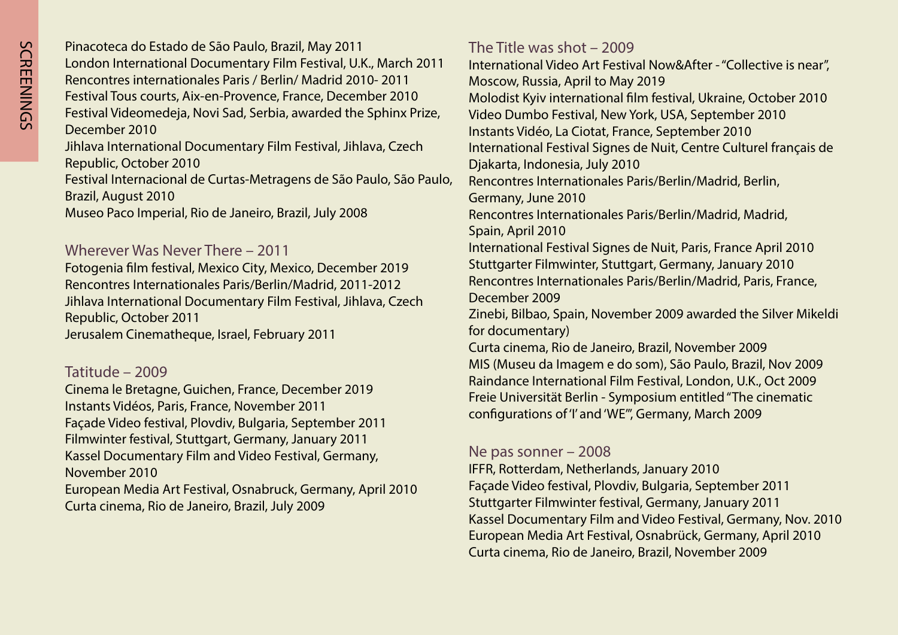Pinacoteca do Estado de São Paulo, Brazil, May 2011
London International Documentary Film Festival, U.K., March 2011
Rencontres internationales Paris / Berlin/ Madrid 2010- 2011
Festival Tous courts, Aix-en-Provence, France, December 2010
Festival Videomedeja, Novi Sad, Serbia, awarded the Sphinx Prize, December 2010
Jihlava International Documentary Film Festival, Jihlava, Czech Republic, October 2010
Festival Internacional de Curtas-Metragens de São Paulo, São Paulo, Brazil, August 2010
Museo Paco Imperial, Rio de Janeiro, Brazil, July 2008

## Wherever Was Never There – 2011

Fotogenia film festival, Mexico City, Mexico, December 2019
Rencontres Internationales Paris/Berlin/Madrid, 2011-2012
Jihlava International Documentary Film Festival, Jihlava, Czech Republic, October 2011
Jerusalem Cinematheque, Israel, February 2011

## Tatitude – 2009

Cinema le Bretagne, Guichen, France, December 2019
Instants Vidéos, Paris, France, November 2011
Façade Video festival, Plovdiv, Bulgaria, September 2011
Filmwinter festival, Stuttgart, Germany, January 2011
Kassel Documentary Film and Video Festival, Germany, November 2010
European Media Art Festival, Osnabruck, Germany, April 2010
Curta cinema, Rio de Janeiro, Brazil, July 2009

## The Title was shot – 2009

International Video Art Festival Now&After - "Collective is near", Moscow, Russia, April to May 2019
Molodist Kyiv international film festival, Ukraine, October 2010
Video Dumbo Festival, New York, USA, September 2010
Instants Vidéo, La Ciotat, France, September 2010
International Festival Signes de Nuit, Centre Culturel français de Djakarta, Indonesia, July 2010
Rencontres Internationales Paris/Berlin/Madrid, Berlin, Germany, June 2010
Rencontres Internationales Paris/Berlin/Madrid, Madrid, Spain, April 2010
International Festival Signes de Nuit, Paris, France April 2010
Stuttgarter Filmwinter, Stuttgart, Germany, January 2010
Rencontres Internationales Paris/Berlin/Madrid, Paris, France, December 2009
Zinebi, Bilbao, Spain, November 2009 awarded the Silver Mikeldi for documentary)
Curta cinema, Rio de Janeiro, Brazil, November 2009
MIS (Museu da Imagem e do som), São Paulo, Brazil, Nov 2009
Raindance International Film Festival, London, U.K., Oct 2009
Freie Universität Berlin - Symposium entitled "The cinematic configurations of 'I' and 'WE'", Germany, March 2009

## Ne pas sonner – 2008

IFFR, Rotterdam, Netherlands, January 2010
Façade Video festival, Plovdiv, Bulgaria, September 2011
Stuttgarter Filmwinter festival, Germany, January 2011
Kassel Documentary Film and Video Festival, Germany, Nov. 2010
European Media Art Festival, Osnabrück, Germany, April 2010
Curta cinema, Rio de Janeiro, Brazil, November 2009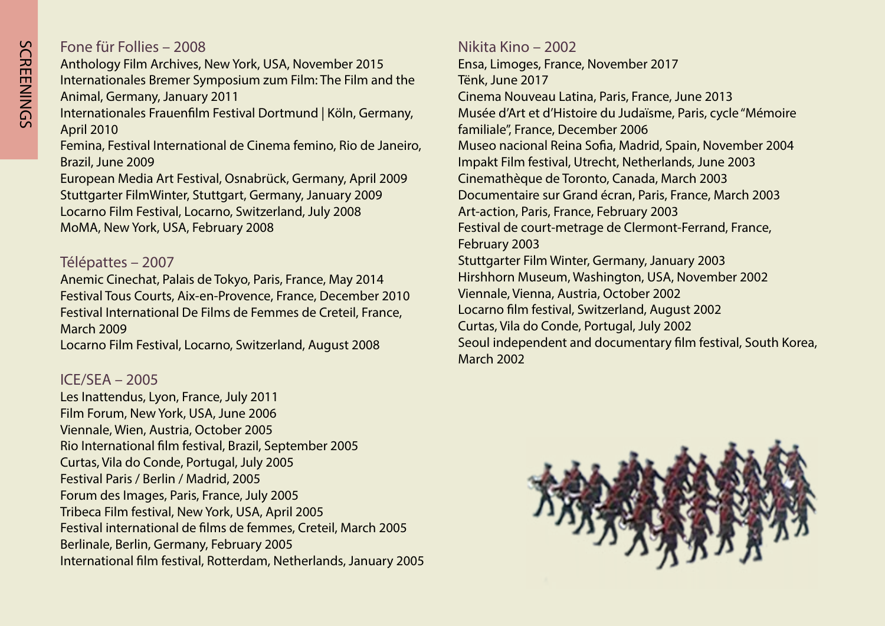## Fone für Follies – 2008

Anthology Film Archives, New York, USA, November 2015
Internationales Bremer Symposium zum Film: The Film and the Animal, Germany, January 2011
Internationales Frauenfilm Festival Dortmund | Köln, Germany, April 2010
Femina, Festival International de Cinema femino, Rio de Janeiro, Brazil, June 2009
European Media Art Festival, Osnabrück, Germany, April 2009
Stuttgarter FilmWinter, Stuttgart, Germany, January 2009
Locarno Film Festival, Locarno, Switzerland, July 2008
MoMA, New York, USA, February 2008

## Télépattes – 2007

Anemic Cinechat, Palais de Tokyo, Paris, France, May 2014
Festival Tous Courts, Aix-en-Provence, France, December 2010
Festival International De Films de Femmes de Creteil, France, March 2009
Locarno Film Festival, Locarno, Switzerland, August 2008

## ICE/SEA – 2005

Les Inattendus, Lyon, France, July 2011
Film Forum, New York, USA, June 2006
Viennale, Wien, Austria, October 2005
Rio International film festival, Brazil, September 2005
Curtas, Vila do Conde, Portugal, July 2005
Festival Paris / Berlin / Madrid, 2005
Forum des Images, Paris, France, July 2005
Tribeca Film festival, New York, USA, April 2005
Festival international de films de femmes, Creteil, March 2005
Berlinale, Berlin, Germany, February 2005
International film festival, Rotterdam, Netherlands, January 2005

## Nikita Kino – 2002

Ensa, Limoges, France, November 2017
Tënk, June 2017
Cinema Nouveau Latina, Paris, France, June 2013
Musée d'Art et d'Histoire du Judaïsme, Paris, cycle "Mémoire familiale", France, December 2006
Museo nacional Reina Sofia, Madrid, Spain, November 2004
Impakt Film festival, Utrecht, Netherlands, June 2003
Cinemathèque de Toronto, Canada, March 2003
Documentaire sur Grand écran, Paris, France, March 2003
Art-action, Paris, France, February 2003
Festival de court-metrage de Clermont-Ferrand, France, February 2003
Stuttgarter Film Winter, Germany, January 2003
Hirshhorn Museum, Washington, USA, November 2002
Viennale, Vienna, Austria, October 2002
Locarno film festival, Switzerland, August 2002
Curtas, Vila do Conde, Portugal, July 2002
Seoul independent and documentary film festival, South Korea, March 2002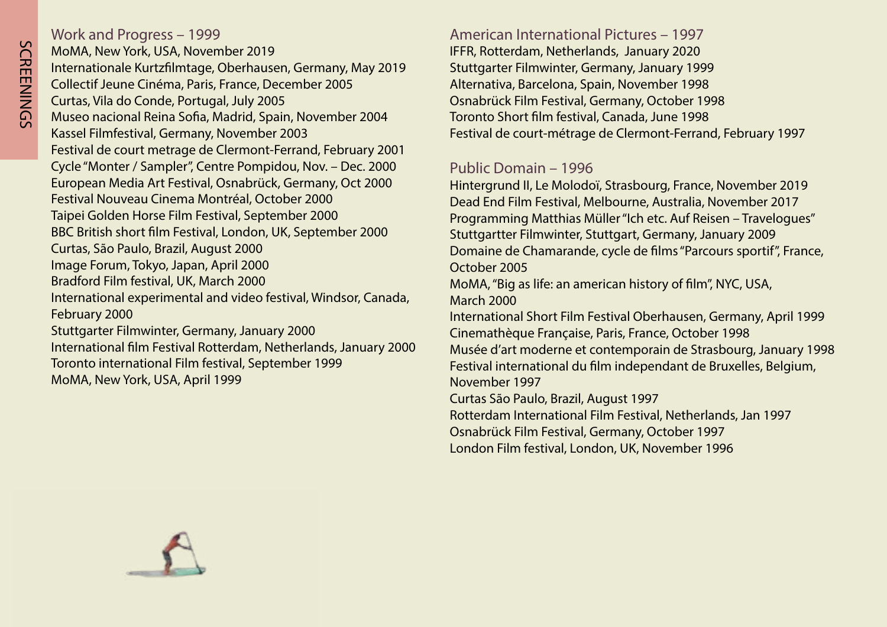## Work and Progress – 1999

MoMA, New York, USA, November 2019
Internationale Kurzfilmtage, Oberhausen, Germany, May 2019
Collectif Jeune Cinéma, Paris, France, December 2005
Curtas, Vila do Conde, Portugal, July 2005
Museo nacional Reina Sofia, Madrid, Spain, November 2004
Kassel Filmfestival, Germany, November 2003
Festival de court metrage de Clermont-Ferrand, February 2001
Cycle "Monter / Sampler", Centre Pompidou, Nov. – Dec. 2000
European Media Art Festival, Osnabrück, Germany, Oct 2000
Festival Nouveau Cinema Montréal, October 2000
Taipei Golden Horse Film Festival, September 2000
BBC British short film Festival, London, UK, September 2000
Curtas, São Paulo, Brazil, August 2000
Image Forum, Tokyo, Japan, April 2000
Bradford Film festival, UK, March 2000
International experimental and video festival, Windsor, Canada, February 2000
Stuttgarter Filmwinter, Germany, January 2000
International film Festival Rotterdam, Netherlands, January 2000
Toronto international Film festival, September 1999
MoMA, New York, USA, April 1999

## American International Pictures – 1997

IFFR, Rotterdam, Netherlands, January 2020
Stuttgarter Filmwinter, Germany, January 1999
Alternativa, Barcelona, Spain, November 1998
Osnabrück Film Festival, Germany, October 1998
Toronto Short film festival, Canada, June 1998
Festival de court-métrage de Clermont-Ferrand, February 1997

## Public Domain – 1996

Hintergrund II, Le Molodoï, Strasbourg, France, November 2019
Dead End Film Festival, Melbourne, Australia, November 2017
Programming Matthias Müller "Ich etc. Auf Reisen – Travelogues" Stuttgartter Filmwinter, Stuttgart, Germany, January 2009
Domaine de Chamarande, cycle de films "Parcours sportif", France, October 2005
MoMA, "Big as life: an american history of film", NYC, USA, March 2000
International Short Film Festival Oberhausen, Germany, April 1999
Cinemathèque Française, Paris, France, October 1998
Musée d'art moderne et contemporain de Strasbourg, January 1998
Festival international du film independant de Bruxelles, Belgium, November 1997
Curtas São Paulo, Brazil, August 1997
Rotterdam International Film Festival, Netherlands, Jan 1997
Osnabrück Film Festival, Germany, October 1997
London Film festival, London, UK, November 1996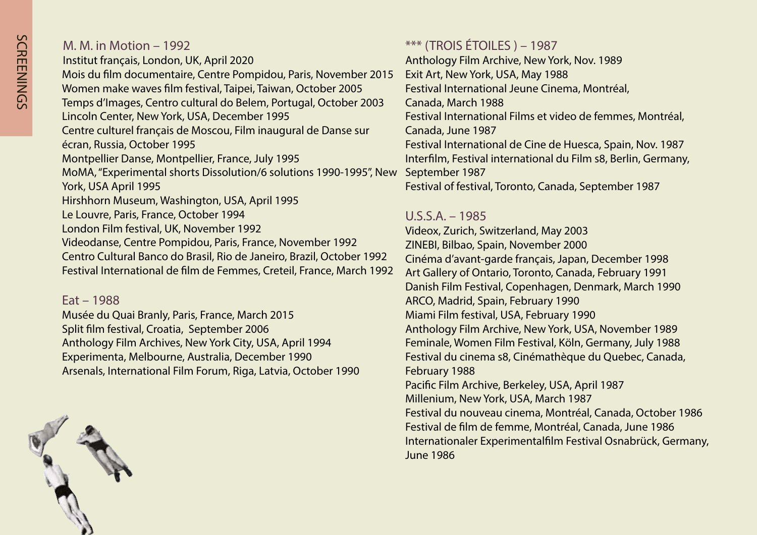## M. M. in Motion – 1992

Institut français, London, UK, April 2020
Mois du film documentaire, Centre Pompidou, Paris, November 2015
Women make waves film festival, Taipei, Taiwan, October 2005
Temps d'Images, Centro cultural do Belem, Portugal, October 2003
Lincoln Center, New York, USA, December 1995
Centre culturel français de Moscou, Film inaugural de Danse sur écran, Russia, October 1995
Montpellier Danse, Montpellier, France, July 1995
MoMA, "Experimental shorts Dissolution/6 solutions 1990-1995", New York, USA April 1995
Hirshhorn Museum, Washington, USA, April 1995
Le Louvre, Paris, France, October 1994
London Film festival, UK, November 1992
Videodanse, Centre Pompidou, Paris, France, November 1992
Centro Cultural Banco do Brasil, Rio de Janeiro, Brazil, October 1992
Festival International de film de Femmes, Creteil, France, March 1992

## Eat – 1988

Musée du Quai Branly, Paris, France, March 2015
Split film festival, Croatia, September 2006
Anthology Film Archives, New York City, USA, April 1994
Experimenta, Melbourne, Australia, December 1990
Arsenals, International Film Forum, Riga, Latvia, October 1990

## *** (TROIS ÉTOILES ) – 1987

Anthology Film Archive, New York, Nov. 1989
Exit Art, New York, USA, May 1988
Festival International Jeune Cinema, Montréal, Canada, March 1988
Festival International Films et video de femmes, Montréal, Canada, June 1987
Festival International de Cine de Huesca, Spain, Nov. 1987
Interfilm, Festival international du Film s8, Berlin, Germany, September 1987
Festival of festival, Toronto, Canada, September 1987

## U.S.S.A. – 1985

Videox, Zurich, Switzerland, May 2003
ZINEBI, Bilbao, Spain, November 2000
Cinéma d'avant-garde français, Japan, December 1998
Art Gallery of Ontario, Toronto, Canada, February 1991
Danish Film Festival, Copenhagen, Denmark, March 1990
ARCO, Madrid, Spain, February 1990
Miami Film festival, USA, February 1990
Anthology Film Archive, New York, USA, November 1989
Feminale, Women Film Festival, Köln, Germany, July 1988
Festival du cinema s8, Cinémathèque du Quebec, Canada, February 1988
Pacific Film Archive, Berkeley, USA, April 1987
Millenium, New York, USA, March 1987
Festival du nouveau cinema, Montréal, Canada, October 1986
Festival de film de femme, Montréal, Canada, June 1986
Internationaler Experimentalfilm Festival Osnabrück, Germany, June 1986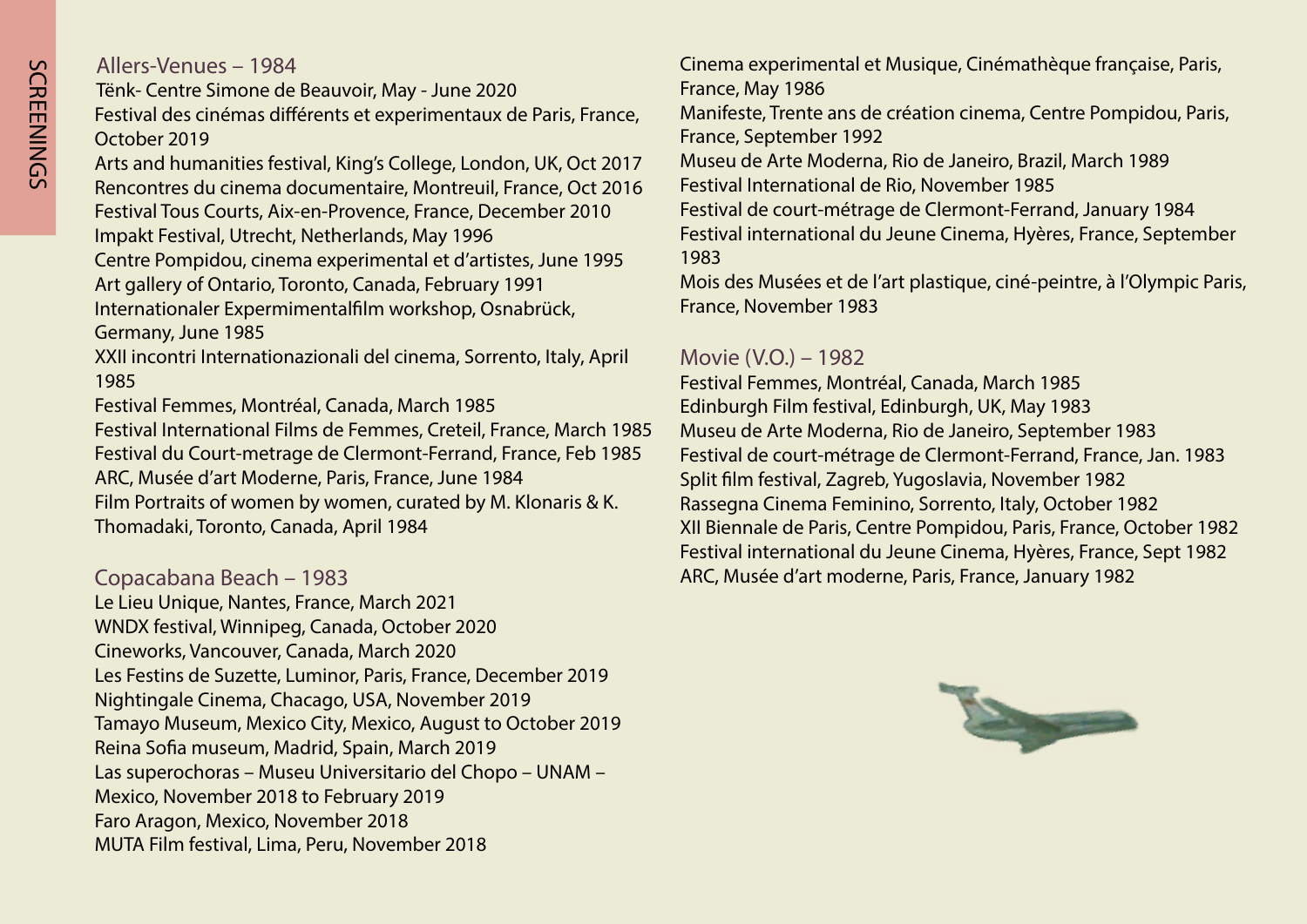## Allers-Venues – 1984

Tënk- Centre Simone de Beauvoir, May - June 2020
Festival des cinémas différents et experimentaux de Paris, France, October 2019
Arts and humanities festival, King's College, London, UK, Oct 2017
Rencontres du cinema documentaire, Montreuil, France, Oct 2016
Festival Tous Courts, Aix-en-Provence, France, December 2010
Impakt Festival, Utrecht, Netherlands, May 1996
Centre Pompidou, cinema experimental et d'artistes, June 1995
Art gallery of Ontario, Toronto, Canada, February 1991
Internationaler Expermimentalfilm workshop, Osnabrück, Germany, June 1985
XXII incontri Internationazionali del cinema, Sorrento, Italy, April 1985
Festival Femmes, Montréal, Canada, March 1985
Festival International Films de Femmes, Creteil, France, March 1985
Festival du Court-metrage de Clermont-Ferrand, France, Feb 1985
ARC, Musée d'art Moderne, Paris, France, June 1984
Film Portraits of women by women, curated by M. Klonaris & K. Thomadaki, Toronto, Canada, April 1984

## Copacabana Beach – 1983

Le Lieu Unique, Nantes, France, March 2021
WNDX festival, Winnipeg, Canada, October 2020
Cineworks, Vancouver, Canada, March 2020
Les Festins de Suzette, Luminor, Paris, France, December 2019
Nightingale Cinema, Chacago, USA, November 2019
Tamayo Museum, Mexico City, Mexico, August to October 2019
Reina Sofia museum, Madrid, Spain, March 2019
Las superochoras – Museu Universitario del Chopo – UNAM – Mexico, November 2018 to February 2019
Faro Aragon, Mexico, November 2018
MUTA Film festival, Lima, Peru, November 2018
Cinema experimental et Musique, Cinémathèque française, Paris, France, May 1986
Manifeste, Trente ans de création cinema, Centre Pompidou, Paris, France, September 1992
Museu de Arte Moderna, Rio de Janeiro, Brazil, March 1989
Festival International de Rio, November 1985
Festival de court-métrage de Clermont-Ferrand, January 1984
Festival international du Jeune Cinema, Hyères, France, September 1983
Mois des Musées et de l'art plastique, ciné-peintre, à l'Olympic Paris, France, November 1983

## Movie (V.O.) – 1982

Festival Femmes, Montréal, Canada, March 1985
Edinburgh Film festival, Edinburgh, UK, May 1983
Museu de Arte Moderna, Rio de Janeiro, September 1983
Festival de court-métrage de Clermont-Ferrand, France, Jan. 1983
Split film festival, Zagreb, Yugoslavia, November 1982
Rassegna Cinema Feminino, Sorrento, Italy, October 1982
XII Biennale de Paris, Centre Pompidou, Paris, France, October 1982
Festival international du Jeune Cinema, Hyères, France, Sept 1982
ARC, Musée d'art moderne, Paris, France, January 1982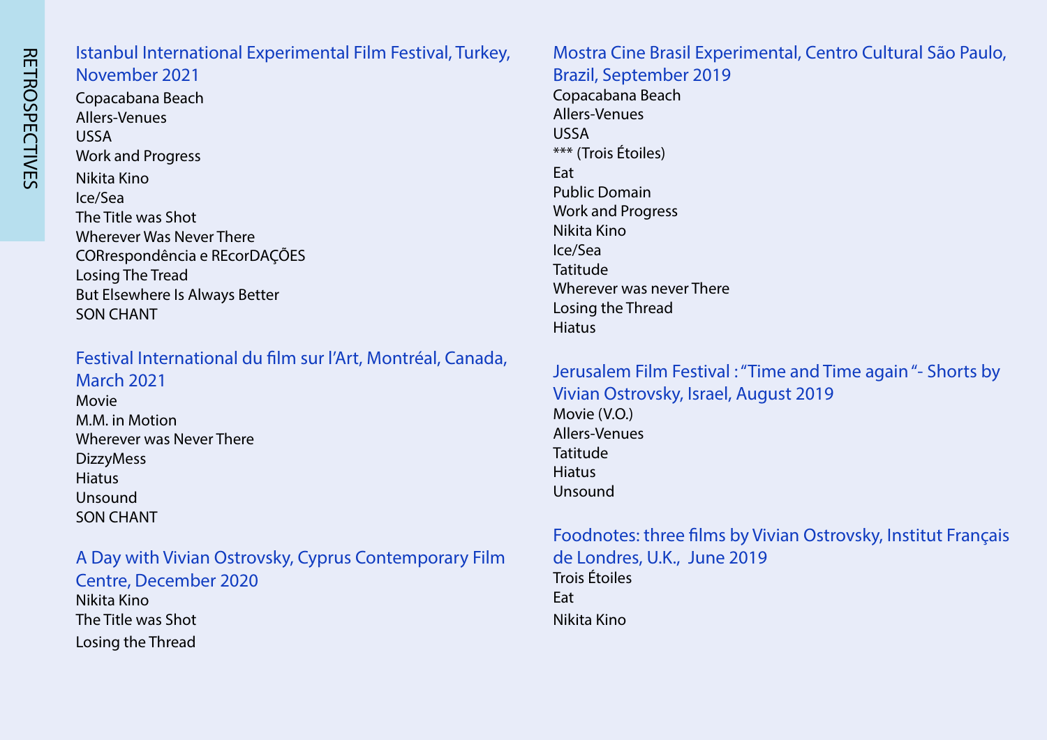# RETROSPECTIVES

## Istanbul International Experimental Film Festival, Turkey, November 2021

Copacabana Beach
Allers-Venues
USSA
Work and Progress
Nikita Kino
Ice/Sea
The Title was Shot
Wherever Was Never There
CORrespondência e REcorDAÇÕES
Losing The Tread
But Elsewhere Is Always Better
SON CHANT

## Festival International du film sur l'Art, Montréal, Canada, March 2021

Movie
M.M. in Motion
Wherever was Never There
DizzyMess
Hiatus
Unsound
SON CHANT

## A Day with Vivian Ostrovsky, Cyprus Contemporary Film Centre, December 2020

Nikita Kino
The Title was Shot
Losing the Thread

## Mostra Cine Brasil Experimental, Centro Cultural São Paulo, Brazil, September 2019

Copacabana Beach
Allers-Venues
USSA
*** (Trois Étoiles)
Eat
Public Domain
Work and Progress
Nikita Kino
Ice/Sea
Tatitude
Wherever was never There
Losing the Thread
Hiatus

## Jerusalem Film Festival : "Time and Time again "- Shorts by Vivian Ostrovsky, Israel, August 2019

Movie (V.O.)
Allers-Venues
Tatitude
Hiatus
Unsound

## Foodnotes: three films by Vivian Ostrovsky, Institut Français de Londres, U.K., June 2019

Trois Étoiles
Eat
Nikita Kino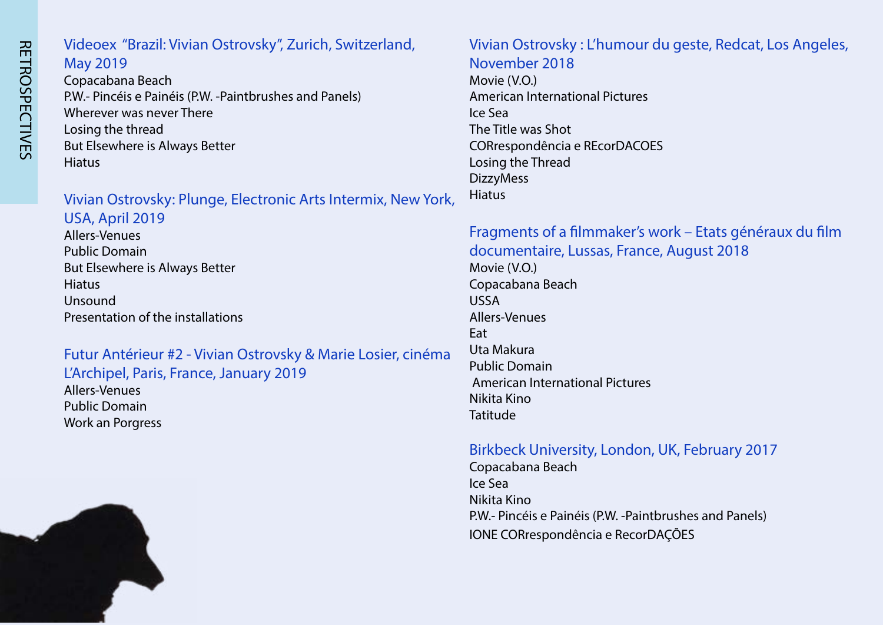## Videoex "Brazil: Vivian Ostrovsky", Zurich, Switzerland, May 2019

Copacabana Beach
P.W.- Pincéis e Painéis (P.W. -Paintbrushes and Panels)
Wherever was never There
Losing the thread
But Elsewhere is Always Better
Hiatus

## Vivian Ostrovsky: Plunge, Electronic Arts Intermix, New York, USA, April 2019

Allers-Venues
Public Domain
But Elsewhere is Always Better
Hiatus
Unsound
Presentation of the installations

## Futur Antérieur #2 - Vivian Ostrovsky & Marie Losier, cinéma L'Archipel, Paris, France, January 2019

Allers-Venues
Public Domain
Work an Porgress

## Vivian Ostrovsky : L'humour du geste, Redcat, Los Angeles, November 2018

Movie (V.O.)
American International Pictures
Ice Sea
The Title was Shot
CORrespondência e REcorDACOES
Losing the Thread
DizzyMess
Hiatus

## Fragments of a filmmaker's work – Etats généraux du film documentaire, Lussas, France, August 2018

Movie (V.O.)
Copacabana Beach
USSA
Allers-Venues
Eat
Uta Makura
Public Domain
American International Pictures
Nikita Kino
Tatitude

## Birkbeck University, London, UK, February 2017

Copacabana Beach
Ice Sea
Nikita Kino
P.W.- Pincéis e Painéis (P.W. -Paintbrushes and Panels)
IONE CORrespondência e RecorDAÇÕES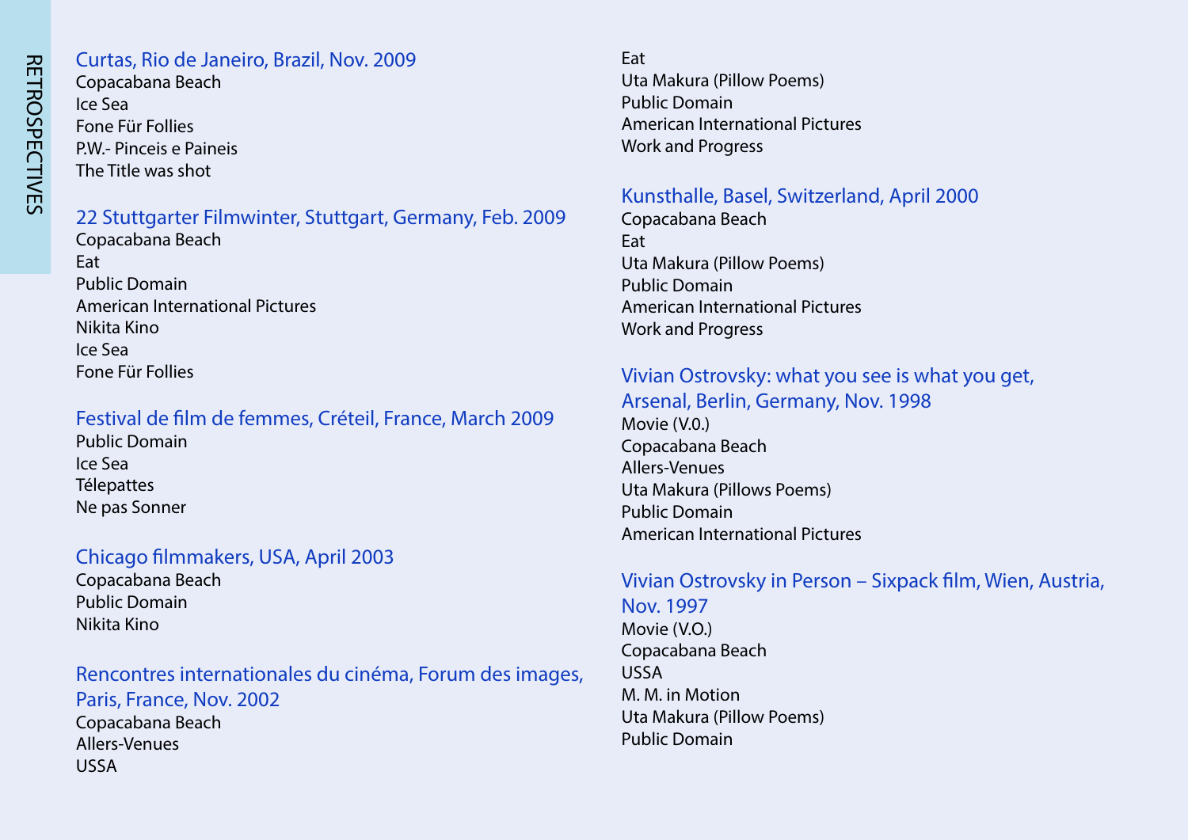# RETROSPECTIVES

### Curtas, Rio de Janeiro, Brazil, Nov. 2009

Copacabana Beach
Ice Sea
Fone Für Follies
P.W.- Pinceis e Paineis
The Title was shot

### 22 Stuttgarter Filmwinter, Stuttgart, Germany, Feb. 2009

Copacabana Beach
Eat
Public Domain
American International Pictures
Nikita Kino
Ice Sea
Fone Für Follies

### Festival de film de femmes, Créteil, France, March 2009

Public Domain
Ice Sea
Télepattes
Ne pas Sonner

### Chicago filmmakers, USA, April 2003

Copacabana Beach
Public Domain
Nikita Kino

### Rencontres internationales du cinéma, Forum des images, Paris, France, Nov. 2002

Copacabana Beach
Allers-Venues
USSA
Eat
Uta Makura (Pillow Poems)
Public Domain
American International Pictures
Work and Progress

### Kunsthalle, Basel, Switzerland, April 2000

Copacabana Beach
Eat
Uta Makura (Pillow Poems)
Public Domain
American International Pictures
Work and Progress

### Vivian Ostrovsky: what you see is what you get, Arsenal, Berlin, Germany, Nov. 1998

Movie (V.0.)
Copacabana Beach
Allers-Venues
Uta Makura (Pillows Poems)
Public Domain
American International Pictures

### Vivian Ostrovsky in Person – Sixpack film, Wien, Austria, Nov. 1997

Movie (V.O.)
Copacabana Beach
USSA
M. M. in Motion
Uta Makura (Pillow Poems)
Public Domain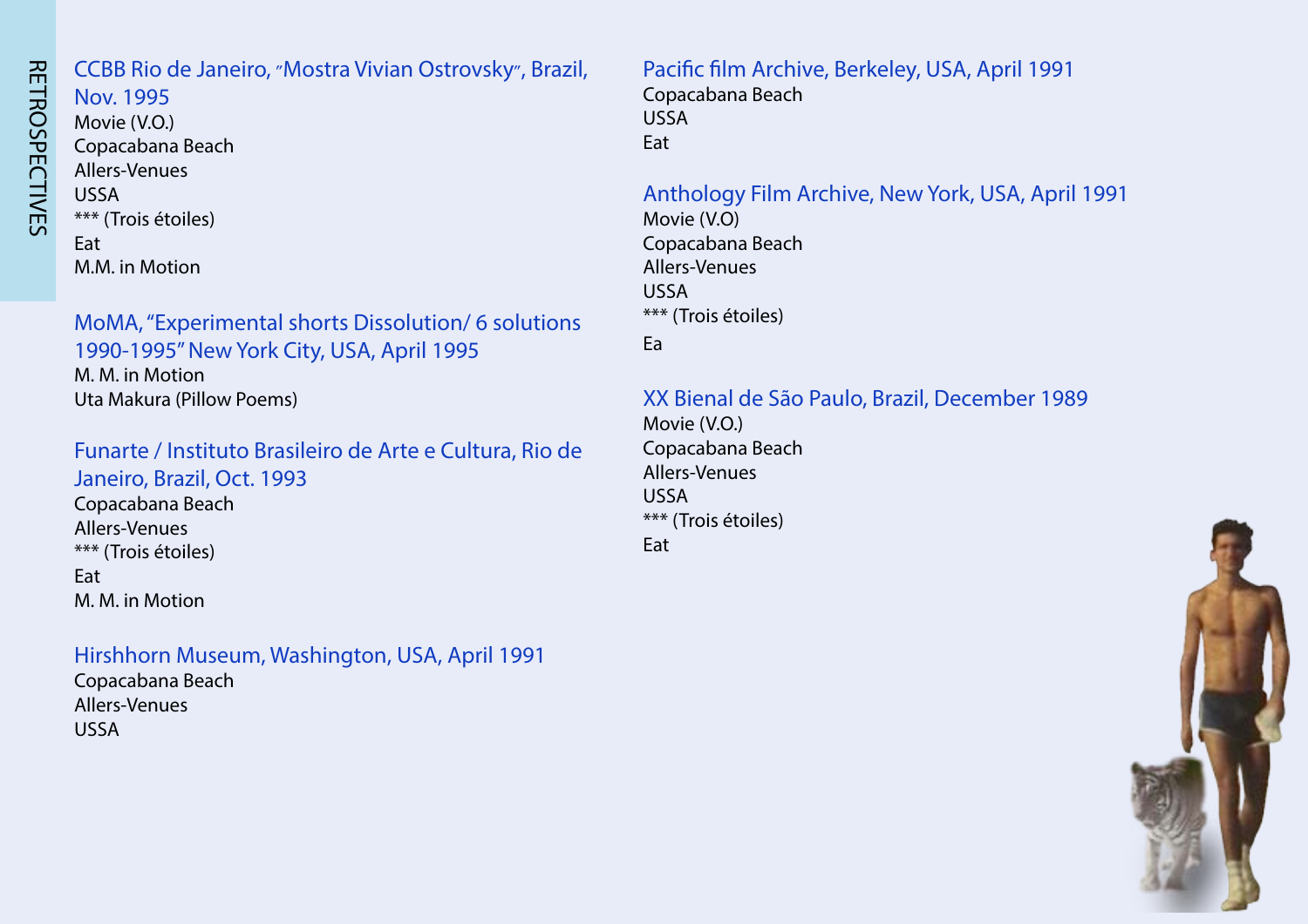# RETROSPECTIVES

### CCBB Rio de Janeiro, ″Mostra Vivian Ostrovsky″, Brazil, Nov. 1995

Movie (V.O.)
Copacabana Beach
Allers-Venues
USSA
*** (Trois étoiles)
Eat
M.M. in Motion

### MoMA, "Experimental shorts Dissolution/ 6 solutions 1990-1995" New York City, USA, April 1995

M. M. in Motion
Uta Makura (Pillow Poems)

### Funarte / Instituto Brasileiro de Arte e Cultura, Rio de Janeiro, Brazil, Oct. 1993

Copacabana Beach
Allers-Venues
*** (Trois étoiles)
Eat
M. M. in Motion

### Hirshhorn Museum, Washington, USA, April 1991

Copacabana Beach
Allers-Venues
USSA

### Pacific film Archive, Berkeley, USA, April 1991

Copacabana Beach
USSA
Eat

### Anthology Film Archive, New York, USA, April 1991

Movie (V.O)
Copacabana Beach
Allers-Venues
USSA
*** (Trois étoiles)
Ea

### XX Bienal de São Paulo, Brazil, December 1989

Movie (V.O.)
Copacabana Beach
Allers-Venues
USSA
*** (Trois étoiles)
Eat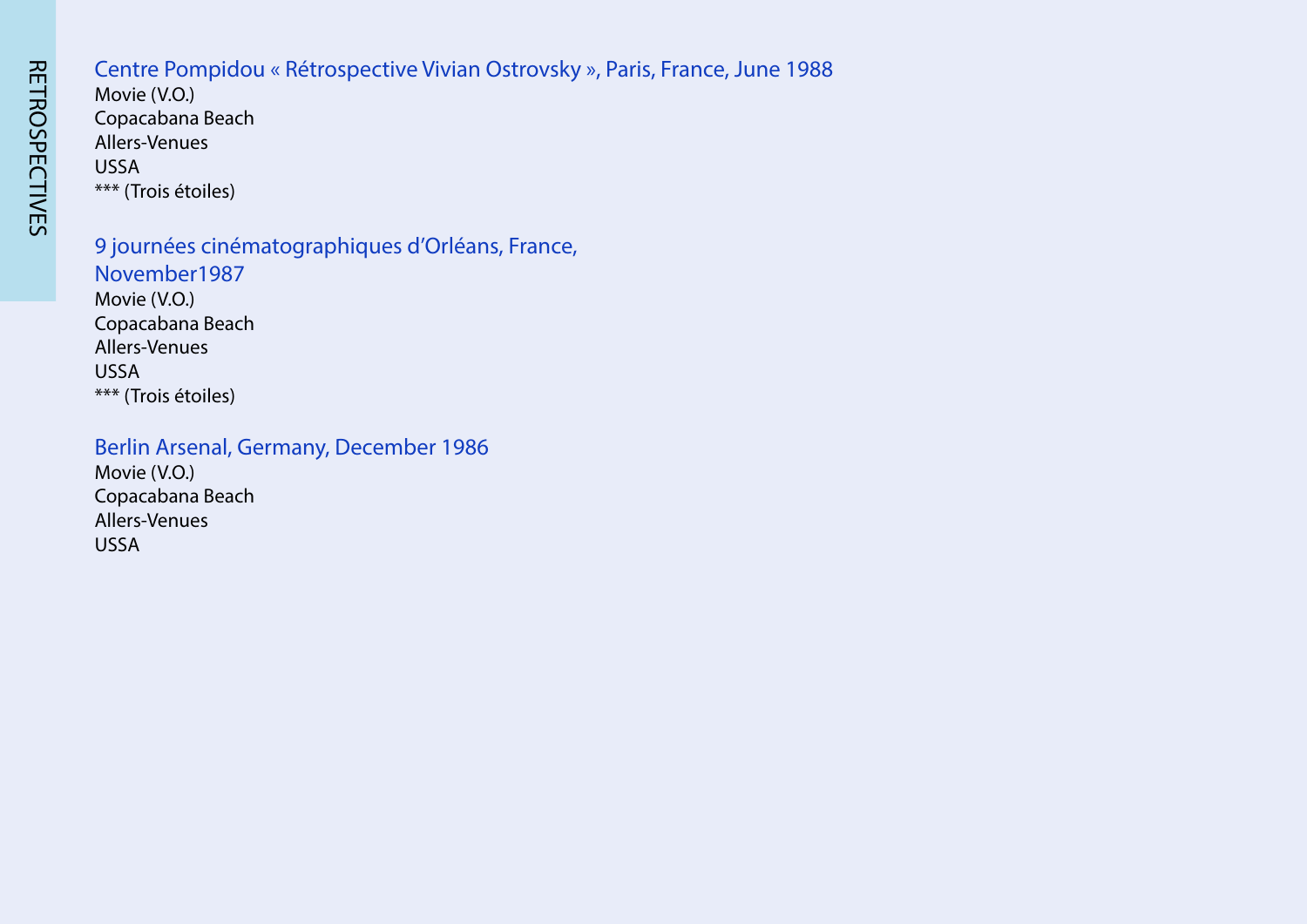RETROSPECTIVES

## Centre Pompidou « Rétrospective Vivian Ostrovsky », Paris, France, June 1988

Movie (V.O.)
Copacabana Beach
Allers-Venues
USSA
*** (Trois étoiles)

## 9 journées cinématographiques d'Orléans, France, November1987

Movie (V.O.)
Copacabana Beach
Allers-Venues
USSA
*** (Trois étoiles)

## Berlin Arsenal, Germany, December 1986

Movie (V.O.)
Copacabana Beach
Allers-Venues
USSA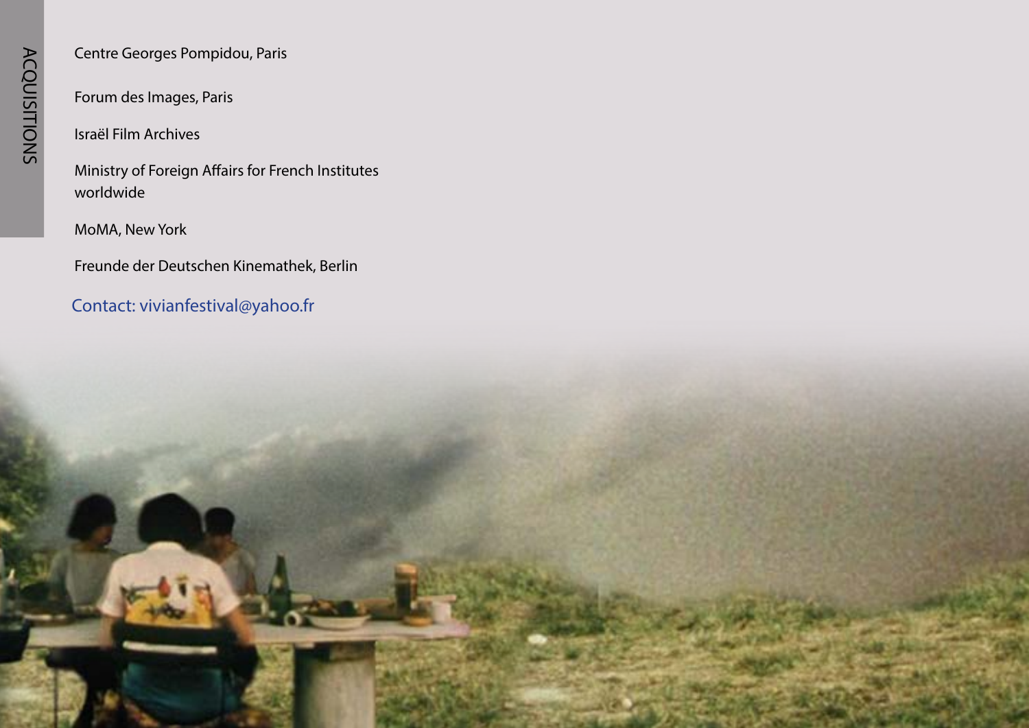## ACQUISITIONS

Centre Georges Pompidou, Paris

Forum des Images, Paris

Israël Film Archives

Ministry of Foreign Affairs for French Institutes worldwide

MoMA, New York

Freunde der Deutschen Kinemathek, Berlin

Contact: vivianfestival@yahoo.fr